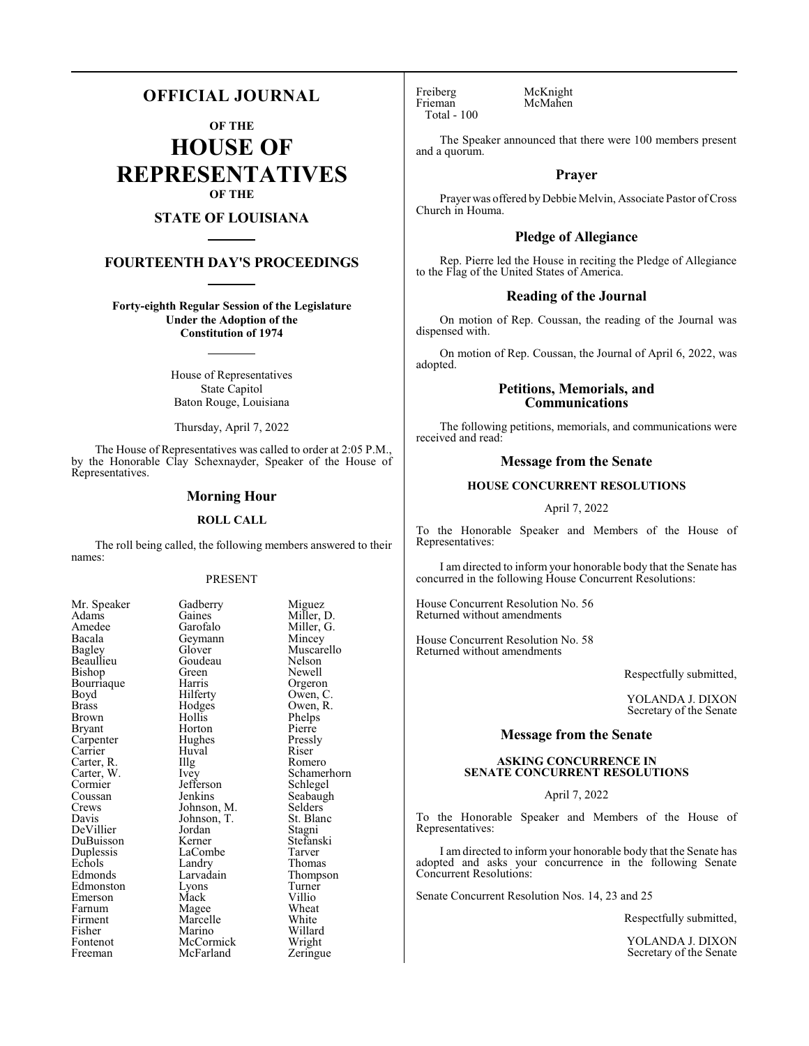# OFFICIAL JOURNAL

## OF THE

# HOUSE OF REPRESENTATIVES

## OF THE

## STATE OF LOUISIANA

## FOURTEENTH DAY'S PROCEEDINGS

**Forty-eighth Regular Session of the Legislature**
**Under the Adoption of the**
**Constitution of 1974**

House of Representatives
State Capitol
Baton Rouge, Louisiana

Thursday, April 7, 2022

The House of Representatives was called to order at 2:05 P.M., by the Honorable Clay Schexnayder, Speaker of the House of Representatives.

### Morning Hour

#### ROLL CALL

The roll being called, the following members answered to their names:

PRESENT

| | | |
|---|---|---|
| Mr. Speaker | Gadberry | Miguez |
| Adams | Gaines | Miller, D. |
| Amedee | Garofalo | Miller, G. |
| Bacala | Geymann | Mincey |
| Bagley | Glover | Muscarello |
| Beaullieu | Goudeau | Nelson |
| Bishop | Green | Newell |
| Bourriaque | Harris | Orgeron |
| Boyd | Hilferty | Owen, C. |
| Brass | Hodges | Owen, R. |
| Brown | Hollis | Phelps |
| Bryant | Horton | Pierre |
| Carpenter | Hughes | Pressly |
| Carrier | Huval | Riser |
| Carter, R. | Illg | Romero |
| Carter, W. | Ivey | Schamerhorn |
| Cormier | Jefferson | Schlegel |
| Coussan | Jenkins | Seabaugh |
| Crews | Johnson, M. | Selders |
| Davis | Johnson, T. | St. Blanc |
| DeVillier | Jordan | Stagni |
| DuBuisson | Kerner | Stefanski |
| Duplessis | LaCombe | Tarver |
| Echols | Landry | Thomas |
| Edmonds | Larvadain | Thompson |
| Edmonston | Lyons | Turner |
| Emerson | Mack | Villio |
| Farnum | Magee | Wheat |
| Firment | Marcelle | White |
| Fisher | Marino | Willard |
| Fontenot | McCormick | Wright |
| Freeman | McFarland | Zeringue |
| Freiberg | McKnight | |
| Frieman | McMahen | |

Total - 100

The Speaker announced that there were 100 members present and a quorum.

### Prayer

Prayer was offered by Debbie Melvin, Associate Pastor of Cross Church in Houma.

### Pledge of Allegiance

Rep. Pierre led the House in reciting the Pledge of Allegiance to the Flag of the United States of America.

### Reading of the Journal

On motion of Rep. Coussan, the reading of the Journal was dispensed with.

On motion of Rep. Coussan, the Journal of April 6, 2022, was adopted.

### Petitions, Memorials, and Communications

The following petitions, memorials, and communications were received and read:

### Message from the Senate

#### HOUSE CONCURRENT RESOLUTIONS

April 7, 2022

To the Honorable Speaker and Members of the House of Representatives:

I am directed to inform your honorable body that the Senate has concurred in the following House Concurrent Resolutions:

House Concurrent Resolution No. 56
Returned without amendments

House Concurrent Resolution No. 58
Returned without amendments

Respectfully submitted,

YOLANDA J. DIXON
Secretary of the Senate

### Message from the Senate

#### ASKING CONCURRENCE IN SENATE CONCURRENT RESOLUTIONS

April 7, 2022

To the Honorable Speaker and Members of the House of Representatives:

I am directed to inform your honorable body that the Senate has adopted and asks your concurrence in the following Senate Concurrent Resolutions:

Senate Concurrent Resolution Nos. 14, 23 and 25

Respectfully submitted,

YOLANDA J. DIXON
Secretary of the Senate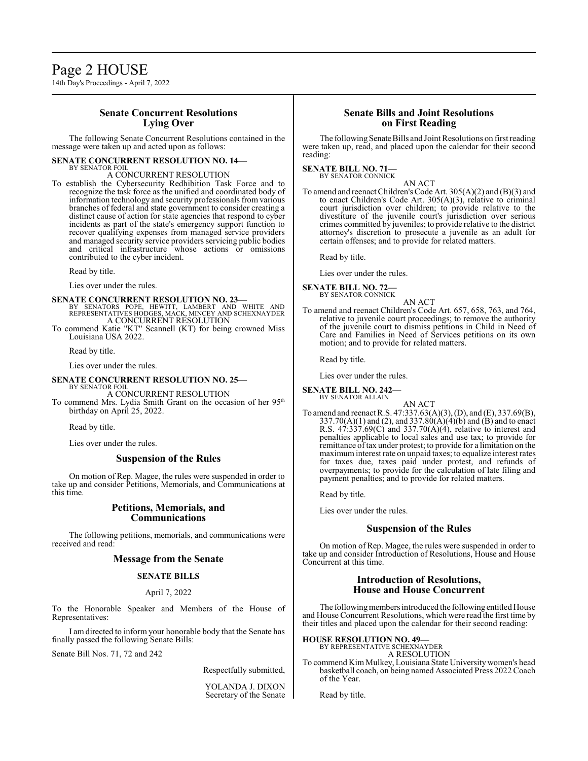## Senate Concurrent Resolutions Lying Over

The following Senate Concurrent Resolutions contained in the message were taken up and acted upon as follows:

**SENATE CONCURRENT RESOLUTION NO. 14—**
BY SENATOR FOIL
A CONCURRENT RESOLUTION

To establish the Cybersecurity Redhibition Task Force and to recognize the task force as the unified and coordinated body of information technology and security professionals from various branches of federal and state government to consider creating a distinct cause of action for state agencies that respond to cyber incidents as part of the state's emergency support function to recover qualifying expenses from managed service providers and managed security service providers servicing public bodies and critical infrastructure whose actions or omissions contributed to the cyber incident.

Read by title.

Lies over under the rules.

**SENATE CONCURRENT RESOLUTION NO. 23—**
BY SENATORS POPE, HEWITT, LAMBERT AND WHITE AND REPRESENTATIVES HODGES, MACK, MINCEY AND SCHEXNAYDER
A CONCURRENT RESOLUTION

To commend Katie "KT" Scannell (KT) for being crowned Miss Louisiana USA 2022.

Read by title.

Lies over under the rules.

**SENATE CONCURRENT RESOLUTION NO. 25—**
BY SENATOR FOIL
A CONCURRENT RESOLUTION

To commend Mrs. Lydia Smith Grant on the occasion of her 95th birthday on April 25, 2022.

Read by title.

Lies over under the rules.

## Suspension of the Rules

On motion of Rep. Magee, the rules were suspended in order to take up and consider Petitions, Memorials, and Communications at this time.

## Petitions, Memorials, and Communications

The following petitions, memorials, and communications were received and read:

## Message from the Senate

**SENATE BILLS**

April 7, 2022

To the Honorable Speaker and Members of the House of Representatives:

I am directed to inform your honorable body that the Senate has finally passed the following Senate Bills:

Senate Bill Nos. 71, 72 and 242

Respectfully submitted,

YOLANDA J. DIXON
Secretary of the Senate

## Senate Bills and Joint Resolutions on First Reading

The following Senate Bills and Joint Resolutions on first reading were taken up, read, and placed upon the calendar for their second reading:

**SENATE BILL NO. 71—**
BY SENATOR CONNICK
AN ACT

To amend and reenact Children's Code Art. 305(A)(2) and (B)(3) and to enact Children's Code Art. 305(A)(3), relative to criminal court jurisdiction over children; to provide relative to the divestiture of the juvenile court's jurisdiction over serious crimes committed by juveniles; to provide relative to the district attorney's discretion to prosecute a juvenile as an adult for certain offenses; and to provide for related matters.

Read by title.

Lies over under the rules.

**SENATE BILL NO. 72—**
BY SENATOR CONNICK
AN ACT

To amend and reenact Children's Code Art. 657, 658, 763, and 764, relative to juvenile court proceedings; to remove the authority of the juvenile court to dismiss petitions in Child in Need of Care and Families in Need of Services petitions on its own motion; and to provide for related matters.

Read by title.

Lies over under the rules.

**SENATE BILL NO. 242—**
BY SENATOR ALLAIN
AN ACT

To amend and reenact R.S. 47:337.63(A)(3), (D), and (E), 337.69(B), 337.70(A)(1) and (2), and 337.80(A)(4)(b) and (B) and to enact R.S. 47:337.69(C) and 337.70(A)(4), relative to interest and penalties applicable to local sales and use tax; to provide for remittance of tax under protest; to provide for a limitation on the maximum interest rate on unpaid taxes; to equalize interest rates for taxes due, taxes paid under protest, and refunds of overpayments; to provide for the calculation of late filing and payment penalties; and to provide for related matters.

Read by title.

Lies over under the rules.

## Suspension of the Rules

On motion of Rep. Magee, the rules were suspended in order to take up and consider Introduction of Resolutions, House and House Concurrent at this time.

## Introduction of Resolutions, House and House Concurrent

The following members introduced the following entitled House and House Concurrent Resolutions, which were read the first time by their titles and placed upon the calendar for their second reading:

**HOUSE RESOLUTION NO. 49—**
BY REPRESENTATIVE SCHEXNAYDER
A RESOLUTION

To commend Kim Mulkey, Louisiana State University women's head basketball coach, on being named Associated Press 2022 Coach of the Year.

Read by title.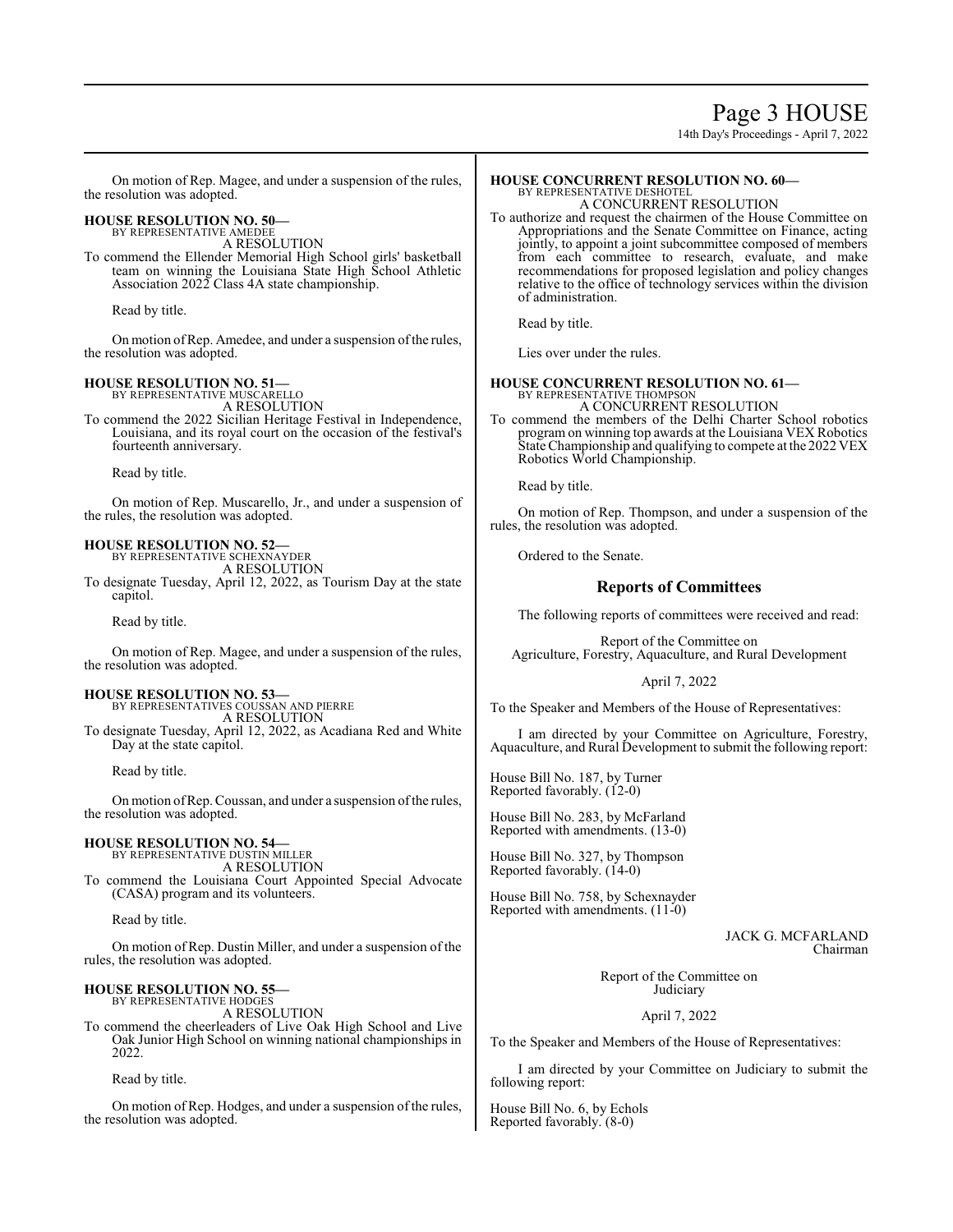On motion of Rep. Magee, and under a suspension of the rules, the resolution was adopted.

**HOUSE RESOLUTION NO. 50—**
BY REPRESENTATIVE AMEDEE
A RESOLUTION
To commend the Ellender Memorial High School girls' basketball team on winning the Louisiana State High School Athletic Association 2022 Class 4A state championship.

Read by title.

On motion of Rep. Amedee, and under a suspension of the rules, the resolution was adopted.

**HOUSE RESOLUTION NO. 51—**
BY REPRESENTATIVE MUSCARELLO
A RESOLUTION
To commend the 2022 Sicilian Heritage Festival in Independence, Louisiana, and its royal court on the occasion of the festival's fourteenth anniversary.

Read by title.

On motion of Rep. Muscarello, Jr., and under a suspension of the rules, the resolution was adopted.

**HOUSE RESOLUTION NO. 52—**
BY REPRESENTATIVE SCHEXNAYDER
A RESOLUTION
To designate Tuesday, April 12, 2022, as Tourism Day at the state capitol.

Read by title.

On motion of Rep. Magee, and under a suspension of the rules, the resolution was adopted.

**HOUSE RESOLUTION NO. 53—**
BY REPRESENTATIVES COUSSAN AND PIERRE
A RESOLUTION
To designate Tuesday, April 12, 2022, as Acadiana Red and White Day at the state capitol.

Read by title.

On motion of Rep. Coussan, and under a suspension of the rules, the resolution was adopted.

**HOUSE RESOLUTION NO. 54—**
BY REPRESENTATIVE DUSTIN MILLER
A RESOLUTION
To commend the Louisiana Court Appointed Special Advocate (CASA) program and its volunteers.

Read by title.

On motion of Rep. Dustin Miller, and under a suspension of the rules, the resolution was adopted.

**HOUSE RESOLUTION NO. 55—**
BY REPRESENTATIVE HODGES
A RESOLUTION
To commend the cheerleaders of Live Oak High School and Live Oak Junior High School on winning national championships in 2022.

Read by title.

On motion of Rep. Hodges, and under a suspension of the rules, the resolution was adopted.

**HOUSE CONCURRENT RESOLUTION NO. 60—**
BY REPRESENTATIVE DESHOTEL
A CONCURRENT RESOLUTION
To authorize and request the chairmen of the House Committee on Appropriations and the Senate Committee on Finance, acting jointly, to appoint a joint subcommittee composed of members from each committee to research, evaluate, and make recommendations for proposed legislation and policy changes relative to the office of technology services within the division of administration.

Read by title.

Lies over under the rules.

**HOUSE CONCURRENT RESOLUTION NO. 61—**
BY REPRESENTATIVE THOMPSON
A CONCURRENT RESOLUTION
To commend the members of the Delhi Charter School robotics program on winning top awards at the Louisiana VEX Robotics State Championship and qualifying to compete at the 2022 VEX Robotics World Championship.

Read by title.

On motion of Rep. Thompson, and under a suspension of the rules, the resolution was adopted.

Ordered to the Senate.

## Reports of Committees

The following reports of committees were received and read:

Report of the Committee on
Agriculture, Forestry, Aquaculture, and Rural Development

April 7, 2022

To the Speaker and Members of the House of Representatives:

I am directed by your Committee on Agriculture, Forestry, Aquaculture, and Rural Development to submit the following report:

House Bill No. 187, by Turner
Reported favorably. (12-0)

House Bill No. 283, by McFarland
Reported with amendments. (13-0)

House Bill No. 327, by Thompson
Reported favorably. (14-0)

House Bill No. 758, by Schexnayder
Reported with amendments. (11-0)

JACK G. MCFARLAND
Chairman

Report of the Committee on
Judiciary

April 7, 2022

To the Speaker and Members of the House of Representatives:

I am directed by your Committee on Judiciary to submit the following report:

House Bill No. 6, by Echols
Reported favorably. (8-0)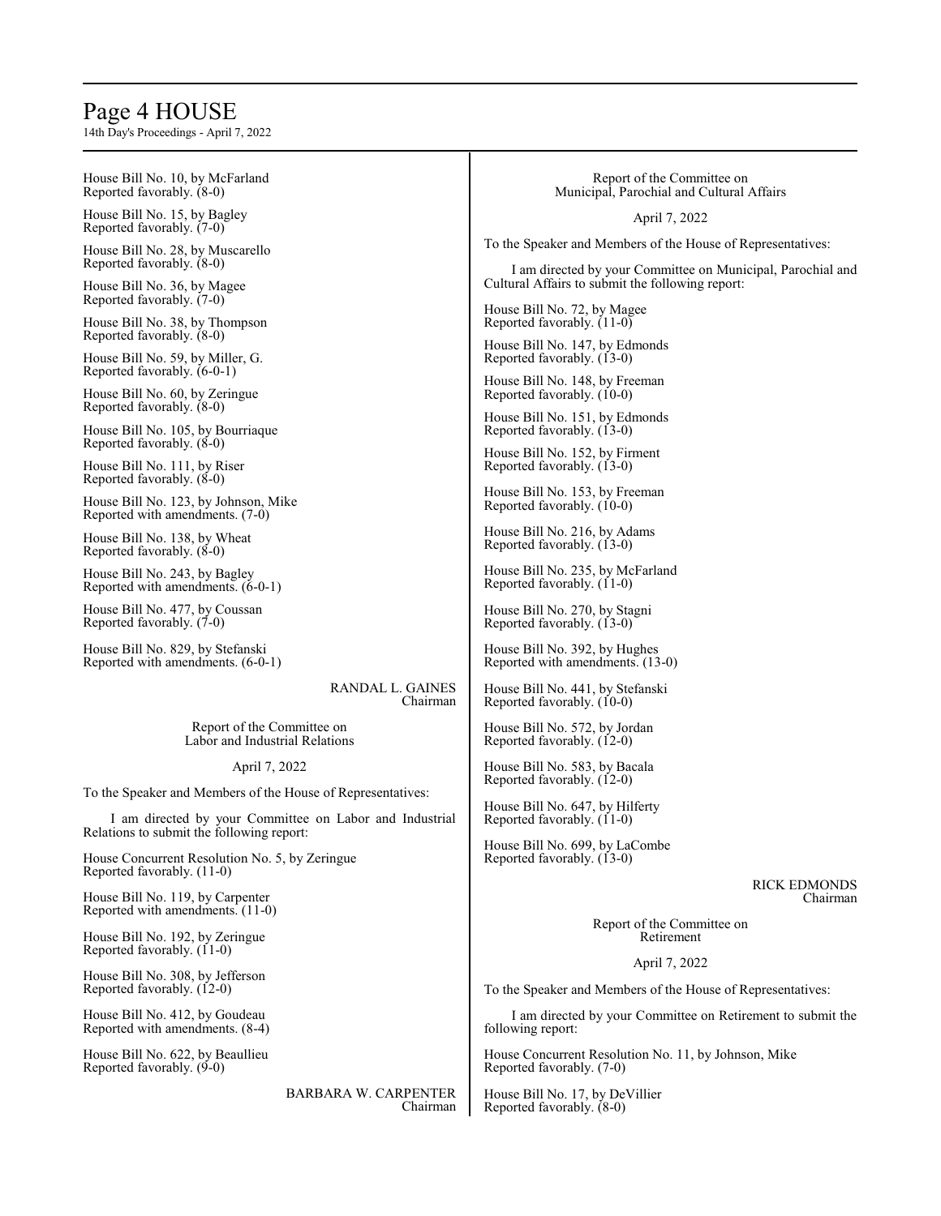House Bill No. 10, by McFarland
Reported favorably. (8-0)

House Bill No. 15, by Bagley
Reported favorably. (7-0)

House Bill No. 28, by Muscarello
Reported favorably. (8-0)

House Bill No. 36, by Magee
Reported favorably. (7-0)

House Bill No. 38, by Thompson
Reported favorably. (8-0)

House Bill No. 59, by Miller, G.
Reported favorably. (6-0-1)

House Bill No. 60, by Zeringue
Reported favorably. (8-0)

House Bill No. 105, by Bourriaque
Reported favorably. (8-0)

House Bill No. 111, by Riser
Reported favorably. (8-0)

House Bill No. 123, by Johnson, Mike
Reported with amendments. (7-0)

House Bill No. 138, by Wheat
Reported favorably. (8-0)

House Bill No. 243, by Bagley
Reported with amendments. (6-0-1)

House Bill No. 477, by Coussan
Reported favorably. (7-0)

House Bill No. 829, by Stefanski
Reported with amendments. (6-0-1)

RANDAL L. GAINES
Chairman

Report of the Committee on
Labor and Industrial Relations

April 7, 2022

To the Speaker and Members of the House of Representatives:

I am directed by your Committee on Labor and Industrial Relations to submit the following report:

House Concurrent Resolution No. 5, by Zeringue
Reported favorably. (11-0)

House Bill No. 119, by Carpenter
Reported with amendments. (11-0)

House Bill No. 192, by Zeringue
Reported favorably. (11-0)

House Bill No. 308, by Jefferson
Reported favorably. (12-0)

House Bill No. 412, by Goudeau
Reported with amendments. (8-4)

House Bill No. 622, by Beaullieu
Reported favorably. (9-0)

BARBARA W. CARPENTER
Chairman

Report of the Committee on
Municipal, Parochial and Cultural Affairs

April 7, 2022

To the Speaker and Members of the House of Representatives:

I am directed by your Committee on Municipal, Parochial and Cultural Affairs to submit the following report:

House Bill No. 72, by Magee
Reported favorably. (11-0)

House Bill No. 147, by Edmonds
Reported favorably. (13-0)

House Bill No. 148, by Freeman
Reported favorably. (10-0)

House Bill No. 151, by Edmonds
Reported favorably. (13-0)

House Bill No. 152, by Firment
Reported favorably. (13-0)

House Bill No. 153, by Freeman
Reported favorably. (10-0)

House Bill No. 216, by Adams
Reported favorably. (13-0)

House Bill No. 235, by McFarland
Reported favorably. (11-0)

House Bill No. 270, by Stagni
Reported favorably. (13-0)

House Bill No. 392, by Hughes
Reported with amendments. (13-0)

House Bill No. 441, by Stefanski
Reported favorably. (10-0)

House Bill No. 572, by Jordan
Reported favorably. (12-0)

House Bill No. 583, by Bacala
Reported favorably. (12-0)

House Bill No. 647, by Hilferty
Reported favorably. (11-0)

House Bill No. 699, by LaCombe
Reported favorably. (13-0)

RICK EDMONDS
Chairman

Report of the Committee on
Retirement

April 7, 2022

To the Speaker and Members of the House of Representatives:

I am directed by your Committee on Retirement to submit the following report:

House Concurrent Resolution No. 11, by Johnson, Mike
Reported favorably. (7-0)

House Bill No. 17, by DeVillier
Reported favorably. (8-0)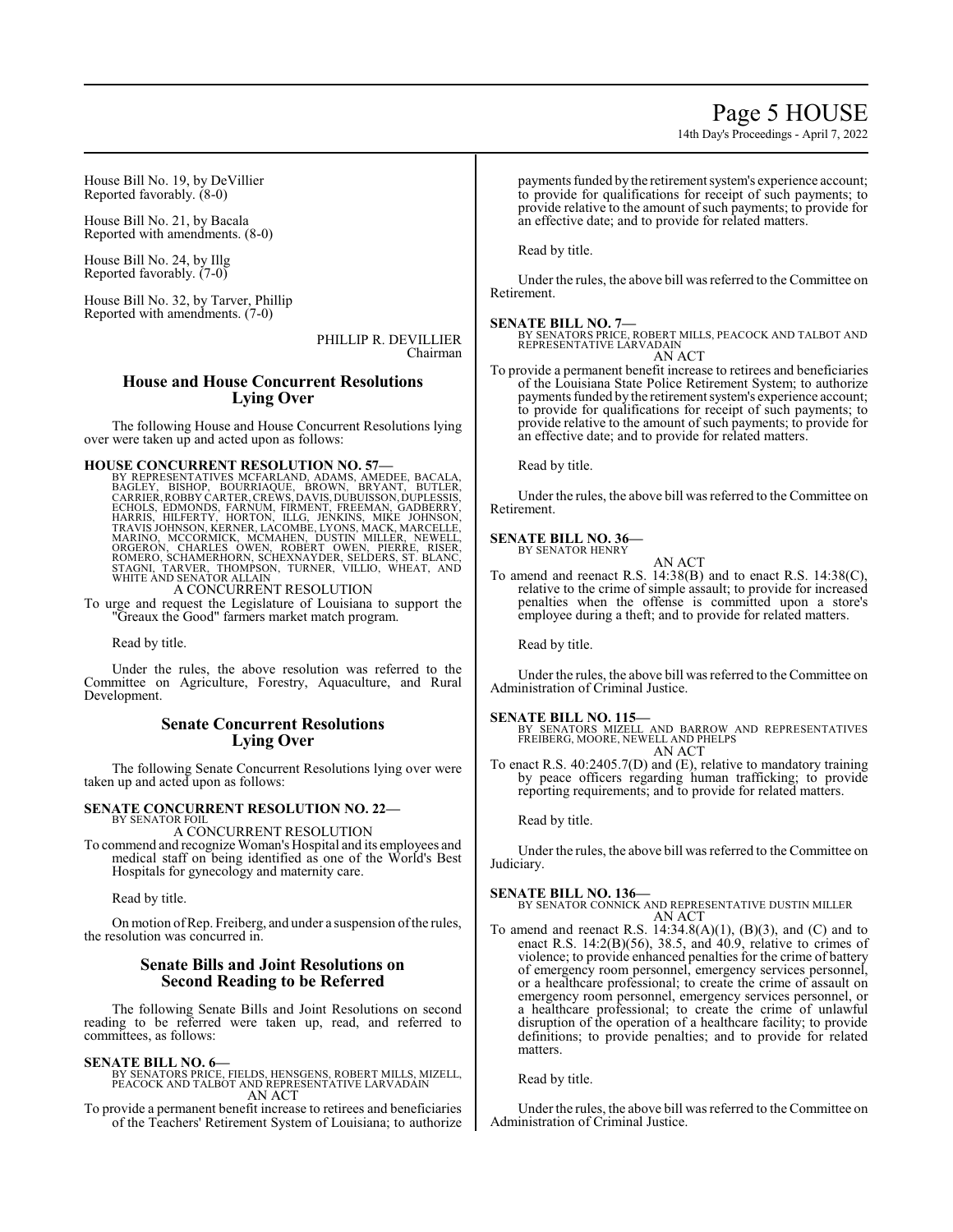House Bill No. 19, by DeVillier
Reported favorably. (8-0)

House Bill No. 21, by Bacala
Reported with amendments. (8-0)

House Bill No. 24, by Illg
Reported favorably. (7-0)

House Bill No. 32, by Tarver, Phillip
Reported with amendments. (7-0)

PHILLIP R. DEVILLIER
Chairman

## House and House Concurrent Resolutions Lying Over

The following House and House Concurrent Resolutions lying over were taken up and acted upon as follows:

**HOUSE CONCURRENT RESOLUTION NO. 57—**
BY REPRESENTATIVES MCFARLAND, ADAMS, AMEDEE, BACALA, BAGLEY, BISHOP, BOURRIAQUE, BROWN, BRYANT, BUTLER, CARRIER, ROBBY CARTER, CREWS, DAVIS, DUBUISSON, DUPLESSIS, ECHOLS, EDMONDS, FARNUM, FIRMENT, FREEMAN, GADBERRY, HARRIS, HILFERTY, HORTON, ILLG, JENKINS, MIKE JOHNSON, TRAVIS JOHNSON, KERNER, LACOMBE, LYONS, MACK, MARCELLE, MARINO, MCCORMICK, MCMAHEN, DUSTIN MILLER, NEWELL, ORGERON, CHARLES OWEN, ROBERT OWEN, PIERRE, RISER, ROMERO, SCHAMERHORN, SCHEXNAYDER, SELDERS, ST. BLANC, STAGNI, TARVER, THOMPSON, TURNER, VILLIO, WHEAT, AND WHITE AND SENATOR ALLAIN

A CONCURRENT RESOLUTION

To urge and request the Legislature of Louisiana to support the "Greaux the Good" farmers market match program.

Read by title.

Under the rules, the above resolution was referred to the Committee on Agriculture, Forestry, Aquaculture, and Rural Development.

## Senate Concurrent Resolutions Lying Over

The following Senate Concurrent Resolutions lying over were taken up and acted upon as follows:

**SENATE CONCURRENT RESOLUTION NO. 22—**
BY SENATOR FOIL

A CONCURRENT RESOLUTION

To commend and recognize Woman's Hospital and its employees and medical staff on being identified as one of the World's Best Hospitals for gynecology and maternity care.

Read by title.

On motion of Rep. Freiberg, and under a suspension of the rules, the resolution was concurred in.

## Senate Bills and Joint Resolutions on Second Reading to be Referred

The following Senate Bills and Joint Resolutions on second reading to be referred were taken up, read, and referred to committees, as follows:

**SENATE BILL NO. 6—**
BY SENATORS PRICE, FIELDS, HENSGENS, ROBERT MILLS, MIZELL, PEACOCK AND TALBOT AND REPRESENTATIVE LARVADAIN

AN ACT

To provide a permanent benefit increase to retirees and beneficiaries of the Teachers' Retirement System of Louisiana; to authorize payments funded by the retirement system's experience account; to provide for qualifications for receipt of such payments; to provide relative to the amount of such payments; to provide for an effective date; and to provide for related matters.

Read by title.

Under the rules, the above bill was referred to the Committee on Retirement.

**SENATE BILL NO. 7—**
BY SENATORS PRICE, ROBERT MILLS, PEACOCK AND TALBOT AND REPRESENTATIVE LARVADAIN

AN ACT

To provide a permanent benefit increase to retirees and beneficiaries of the Louisiana State Police Retirement System; to authorize payments funded by the retirement system's experience account; to provide for qualifications for receipt of such payments; to provide relative to the amount of such payments; to provide for an effective date; and to provide for related matters.

Read by title.

Under the rules, the above bill was referred to the Committee on Retirement.

**SENATE BILL NO. 36—**
BY SENATOR HENRY

AN ACT

To amend and reenact R.S. 14:38(B) and to enact R.S. 14:38(C), relative to the crime of simple assault; to provide for increased penalties when the offense is committed upon a store's employee during a theft; and to provide for related matters.

Read by title.

Under the rules, the above bill was referred to the Committee on Administration of Criminal Justice.

**SENATE BILL NO. 115—**
BY SENATORS MIZELL AND BARROW AND REPRESENTATIVES FREIBERG, MOORE, NEWELL AND PHELPS

AN ACT

To enact R.S. 40:2405.7(D) and (E), relative to mandatory training by peace officers regarding human trafficking; to provide reporting requirements; and to provide for related matters.

Read by title.

Under the rules, the above bill was referred to the Committee on Judiciary.

**SENATE BILL NO. 136—**
BY SENATOR CONNICK AND REPRESENTATIVE DUSTIN MILLER

AN ACT

To amend and reenact R.S. 14:34.8(A)(1), (B)(3), and (C) and to enact R.S. 14:2(B)(56), 38.5, and 40.9, relative to crimes of violence; to provide enhanced penalties for the crime of battery of emergency room personnel, emergency services personnel, or a healthcare professional; to create the crime of assault on emergency room personnel, emergency services personnel, or a healthcare professional; to create the crime of unlawful disruption of the operation of a healthcare facility; to provide definitions; to provide penalties; and to provide for related matters.

Read by title.

Under the rules, the above bill was referred to the Committee on Administration of Criminal Justice.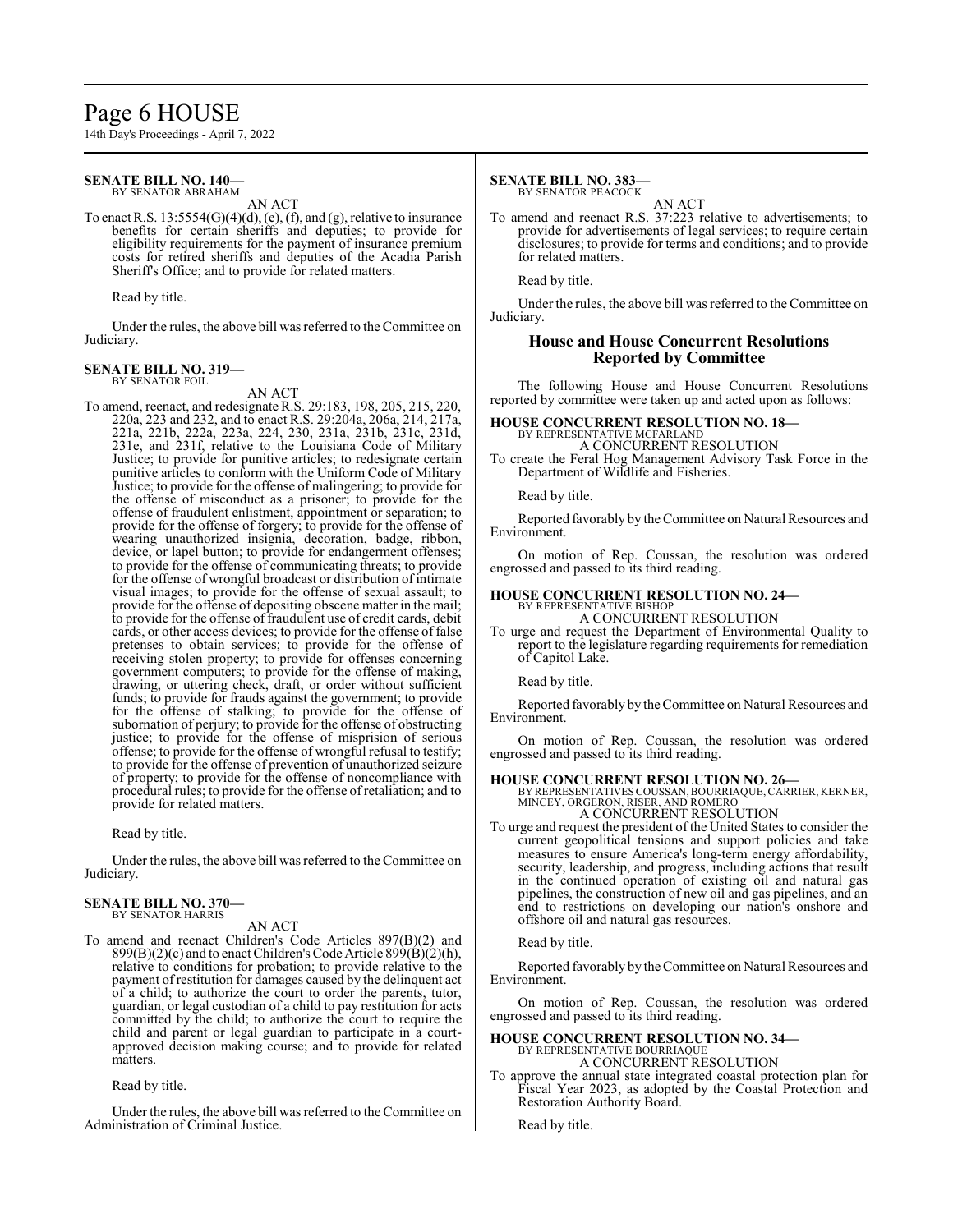**SENATE BILL NO. 140—**
BY SENATOR ABRAHAM

AN ACT

To enact R.S. 13:5554(G)(4)(d), (e), (f), and (g), relative to insurance benefits for certain sheriffs and deputies; to provide for eligibility requirements for the payment of insurance premium costs for retired sheriffs and deputies of the Acadia Parish Sheriff's Office; and to provide for related matters.

Read by title.

Under the rules, the above bill was referred to the Committee on Judiciary.

**SENATE BILL NO. 319—**
BY SENATOR FOIL

AN ACT

To amend, reenact, and redesignate R.S. 29:183, 198, 205, 215, 220, 220a, 223 and 232, and to enact R.S. 29:204a, 206a, 214, 217a, 221a, 221b, 222a, 223a, 224, 230, 231a, 231b, 231c, 231d, 231e, and 231f, relative to the Louisiana Code of Military Justice; to provide for punitive articles; to redesignate certain punitive articles to conform with the Uniform Code of Military Justice; to provide for the offense of malingering; to provide for the offense of misconduct as a prisoner; to provide for the offense of fraudulent enlistment, appointment or separation; to provide for the offense of forgery; to provide for the offense of wearing unauthorized insignia, decoration, badge, ribbon, device, or lapel button; to provide for endangerment offenses; to provide for the offense of communicating threats; to provide for the offense of wrongful broadcast or distribution of intimate visual images; to provide for the offense of sexual assault; to provide for the offense of depositing obscene matter in the mail; to provide for the offense of fraudulent use of credit cards, debit cards, or other access devices; to provide for the offense of false pretenses to obtain services; to provide for the offense of receiving stolen property; to provide for offenses concerning government computers; to provide for the offense of making, drawing, or uttering check, draft, or order without sufficient funds; to provide for frauds against the government; to provide for the offense of stalking; to provide for the offense of subornation of perjury; to provide for the offense of obstructing justice; to provide for the offense of misprision of serious offense; to provide for the offense of wrongful refusal to testify; to provide for the offense of prevention of unauthorized seizure of property; to provide for the offense of noncompliance with procedural rules; to provide for the offense of retaliation; and to provide for related matters.

Read by title.

Under the rules, the above bill was referred to the Committee on Judiciary.

**SENATE BILL NO. 370—**
BY SENATOR HARRIS

AN ACT

To amend and reenact Children's Code Articles 897(B)(2) and 899(B)(2)(c) and to enact Children's Code Article 899(B)(2)(h), relative to conditions for probation; to provide relative to the payment of restitution for damages caused by the delinquent act of a child; to authorize the court to order the parents, tutor, guardian, or legal custodian of a child to pay restitution for acts committed by the child; to authorize the court to require the child and parent or legal guardian to participate in a court-approved decision making course; and to provide for related matters.

Read by title.

Under the rules, the above bill was referred to the Committee on Administration of Criminal Justice.

**SENATE BILL NO. 383—**
BY SENATOR PEACOCK

AN ACT

To amend and reenact R.S. 37:223 relative to advertisements; to provide for advertisements of legal services; to require certain disclosures; to provide for terms and conditions; and to provide for related matters.

Read by title.

Under the rules, the above bill was referred to the Committee on Judiciary.

## House and House Concurrent Resolutions Reported by Committee

The following House and House Concurrent Resolutions reported by committee were taken up and acted upon as follows:

**HOUSE CONCURRENT RESOLUTION NO. 18—**
BY REPRESENTATIVE MCFARLAND

A CONCURRENT RESOLUTION

To create the Feral Hog Management Advisory Task Force in the Department of Wildlife and Fisheries.

Read by title.

Reported favorably by the Committee on Natural Resources and Environment.

On motion of Rep. Coussan, the resolution was ordered engrossed and passed to its third reading.

**HOUSE CONCURRENT RESOLUTION NO. 24—**
BY REPRESENTATIVE BISHOP

A CONCURRENT RESOLUTION

To urge and request the Department of Environmental Quality to report to the legislature regarding requirements for remediation of Capitol Lake.

Read by title.

Reported favorably by the Committee on Natural Resources and Environment.

On motion of Rep. Coussan, the resolution was ordered engrossed and passed to its third reading.

**HOUSE CONCURRENT RESOLUTION NO. 26—**
BY REPRESENTATIVES COUSSAN, BOURRIAQUE, CARRIER, KERNER, MINCEY, ORGERON, RISER, AND ROMERO

A CONCURRENT RESOLUTION

To urge and request the president of the United States to consider the current geopolitical tensions and support policies and take measures to ensure America's long-term energy affordability, security, leadership, and progress, including actions that result in the continued operation of existing oil and natural gas pipelines, the construction of new oil and gas pipelines, and an end to restrictions on developing our nation's onshore and offshore oil and natural gas resources.

Read by title.

Reported favorably by the Committee on Natural Resources and Environment.

On motion of Rep. Coussan, the resolution was ordered engrossed and passed to its third reading.

**HOUSE CONCURRENT RESOLUTION NO. 34—**
BY REPRESENTATIVE BOURRIAQUE

A CONCURRENT RESOLUTION

To approve the annual state integrated coastal protection plan for Fiscal Year 2023, as adopted by the Coastal Protection and Restoration Authority Board.

Read by title.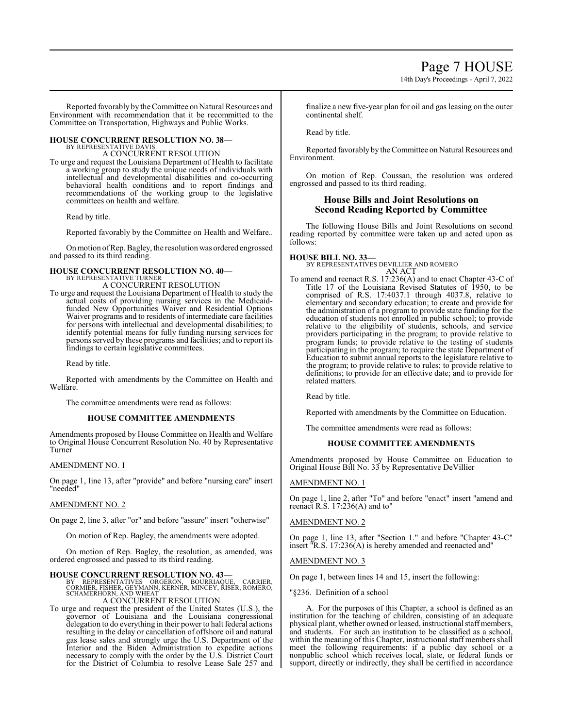Reported favorably by the Committee on Natural Resources and Environment with recommendation that it be recommitted to the Committee on Transportation, Highways and Public Works.

**HOUSE CONCURRENT RESOLUTION NO. 38—**
BY REPRESENTATIVE DAVIS
A CONCURRENT RESOLUTION

To urge and request the Louisiana Department of Health to facilitate a working group to study the unique needs of individuals with intellectual and developmental disabilities and co-occurring behavioral health conditions and to report findings and recommendations of the working group to the legislative committees on health and welfare.

Read by title.

Reported favorably by the Committee on Health and Welfare..

On motion of Rep. Bagley, the resolution was ordered engrossed and passed to its third reading.

**HOUSE CONCURRENT RESOLUTION NO. 40—**
BY REPRESENTATIVE TURNER
A CONCURRENT RESOLUTION

To urge and request the Louisiana Department of Health to study the actual costs of providing nursing services in the Medicaid-funded New Opportunities Waiver and Residential Options Waiver programs and to residents of intermediate care facilities for persons with intellectual and developmental disabilities; to identify potential means for fully funding nursing services for persons served by these programs and facilities; and to report its findings to certain legislative committees.

Read by title.

Reported with amendments by the Committee on Health and Welfare.

The committee amendments were read as follows:

**HOUSE COMMITTEE AMENDMENTS**

Amendments proposed by House Committee on Health and Welfare to Original House Concurrent Resolution No. 40 by Representative Turner

AMENDMENT NO. 1

On page 1, line 13, after "provide" and before "nursing care" insert "needed"

AMENDMENT NO. 2

On page 2, line 3, after "or" and before "assure" insert "otherwise"

On motion of Rep. Bagley, the amendments were adopted.

On motion of Rep. Bagley, the resolution, as amended, was ordered engrossed and passed to its third reading.

**HOUSE CONCURRENT RESOLUTION NO. 43—**
BY REPRESENTATIVES ORGERON, BOURRIAQUE, CARRIER, CORMIER, FISHER, GEYMANN, KERNER, MINCEY, RISER, ROMERO, SCHAMERHORN, AND WHEAT
A CONCURRENT RESOLUTION

To urge and request the president of the United States (U.S.), the governor of Louisiana and the Louisiana congressional delegation to do everything in their power to halt federal actions resulting in the delay or cancellation of offshore oil and natural gas lease sales and strongly urge the U.S. Department of the Interior and the Biden Administration to expedite actions necessary to comply with the order by the U.S. District Court for the District of Columbia to resolve Lease Sale 257 and finalize a new five-year plan for oil and gas leasing on the outer continental shelf.

Read by title.

Reported favorably by the Committee on Natural Resources and Environment.

On motion of Rep. Coussan, the resolution was ordered engrossed and passed to its third reading.

## House Bills and Joint Resolutions on Second Reading Reported by Committee

The following House Bills and Joint Resolutions on second reading reported by committee were taken up and acted upon as follows:

**HOUSE BILL NO. 33—**
BY REPRESENTATIVES DEVILLIER AND ROMERO
AN ACT

To amend and reenact R.S. 17:236(A) and to enact Chapter 43-C of Title 17 of the Louisiana Revised Statutes of 1950, to be comprised of R.S. 17:4037.1 through 4037.8, relative to elementary and secondary education; to create and provide for the administration of a program to provide state funding for the education of students not enrolled in public school; to provide relative to the eligibility of students, schools, and service providers participating in the program; to provide relative to program funds; to provide relative to the testing of students participating in the program; to require the state Department of Education to submit annual reports to the legislature relative to the program; to provide relative to rules; to provide relative to definitions; to provide for an effective date; and to provide for related matters.

Read by title.

Reported with amendments by the Committee on Education.

The committee amendments were read as follows:

**HOUSE COMMITTEE AMENDMENTS**

Amendments proposed by House Committee on Education to Original House Bill No. 33 by Representative DeVillier

AMENDMENT NO. 1

On page 1, line 2, after "To" and before "enact" insert "amend and reenact R.S. 17:236(A) and to"

AMENDMENT NO. 2

On page 1, line 13, after "Section 1." and before "Chapter 43-C" insert "R.S. 17:236(A) is hereby amended and reenacted and"

AMENDMENT NO. 3

On page 1, between lines 14 and 15, insert the following:

"§236. Definition of a school

A. For the purposes of this Chapter, a school is defined as an institution for the teaching of children, consisting of an adequate physical plant, whether owned or leased, instructional staff members, and students. For such an institution to be classified as a school, within the meaning of this Chapter, instructional staff members shall meet the following requirements: if a public day school or a nonpublic school which receives local, state, or federal funds or support, directly or indirectly, they shall be certified in accordance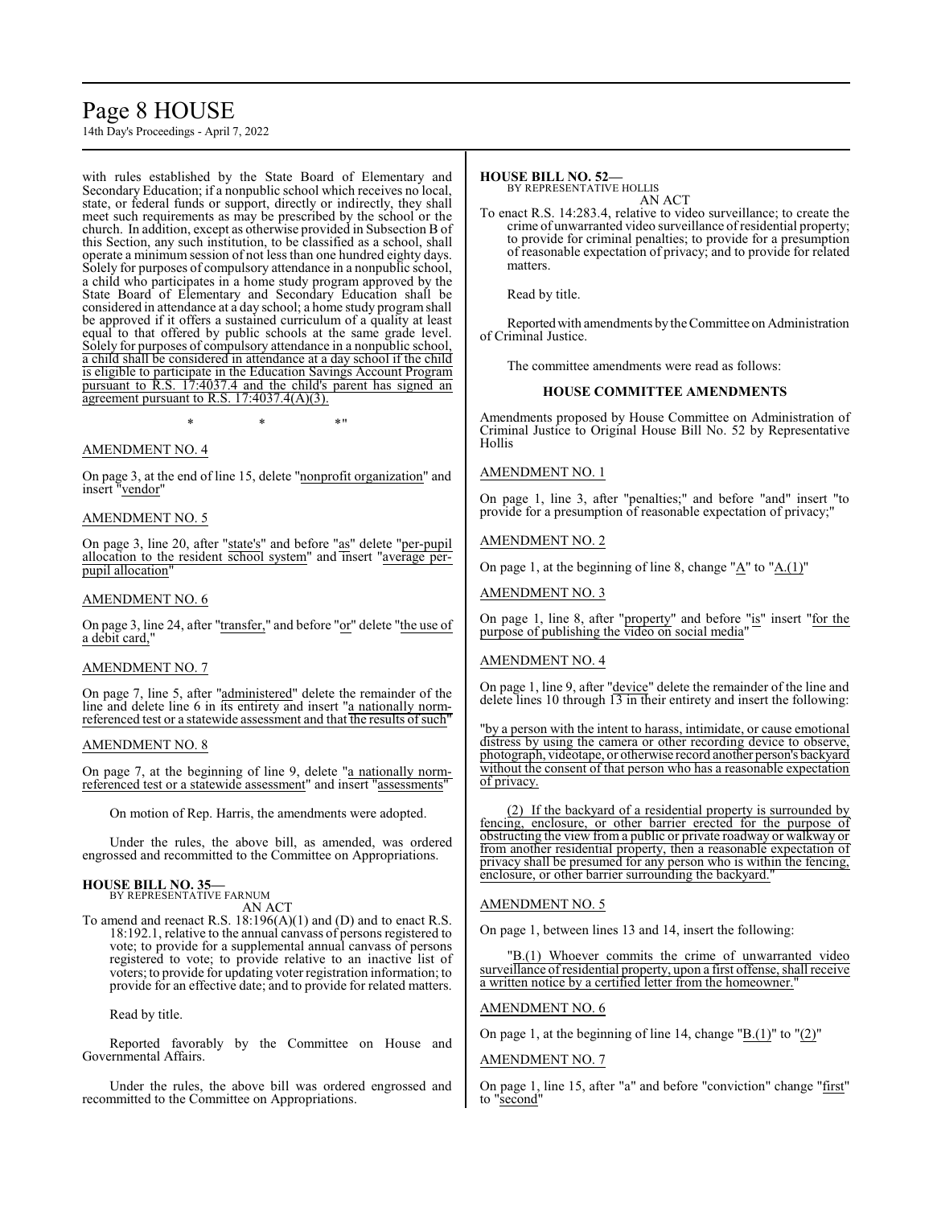with rules established by the State Board of Elementary and Secondary Education; if a nonpublic school which receives no local, state, or federal funds or support, directly or indirectly, they shall meet such requirements as may be prescribed by the school or the church. In addition, except as otherwise provided in Subsection B of this Section, any such institution, to be classified as a school, shall operate a minimum session of not less than one hundred eighty days. Solely for purposes of compulsory attendance in a nonpublic school, a child who participates in a home study program approved by the State Board of Elementary and Secondary Education shall be considered in attendance at a day school; a home study program shall be approved if it offers a sustained curriculum of a quality at least equal to that offered by public schools at the same grade level. Solely for purposes of compulsory attendance in a nonpublic school, a child shall be considered in attendance at a day school if the child is eligible to participate in the Education Savings Account Program pursuant to R.S. 17:4037.4 and the child's parent has signed an agreement pursuant to R.S. 17:4037.4(A)(3).

\* \* \*"

AMENDMENT NO. 4

On page 3, at the end of line 15, delete "nonprofit organization" and insert "vendor"

AMENDMENT NO. 5

On page 3, line 20, after "state's" and before "as" delete "per-pupil allocation to the resident school system" and insert "average per-pupil allocation"

AMENDMENT NO. 6

On page 3, line 24, after "transfer," and before "or" delete "the use of a debit card,"

AMENDMENT NO. 7

On page 7, line 5, after "administered" delete the remainder of the line and delete line 6 in its entirety and insert "a nationally norm-referenced test or a statewide assessment and that the results of such"

AMENDMENT NO. 8

On page 7, at the beginning of line 9, delete "a nationally norm-referenced test or a statewide assessment" and insert "assessments"

On motion of Rep. Harris, the amendments were adopted.

Under the rules, the above bill, as amended, was ordered engrossed and recommitted to the Committee on Appropriations.

**HOUSE BILL NO. 35—**
BY REPRESENTATIVE FARNUM
AN ACT

To amend and reenact R.S. 18:196(A)(1) and (D) and to enact R.S. 18:192.1, relative to the annual canvass of persons registered to vote; to provide for a supplemental annual canvass of persons registered to vote; to provide relative to an inactive list of voters; to provide for updating voter registration information; to provide for an effective date; and to provide for related matters.

Read by title.

Reported favorably by the Committee on House and Governmental Affairs.

Under the rules, the above bill was ordered engrossed and recommitted to the Committee on Appropriations.

**HOUSE BILL NO. 52—**
BY REPRESENTATIVE HOLLIS
AN ACT

To enact R.S. 14:283.4, relative to video surveillance; to create the crime of unwarranted video surveillance of residential property; to provide for criminal penalties; to provide for a presumption of reasonable expectation of privacy; and to provide for related matters.

Read by title.

Reported with amendments by the Committee on Administration of Criminal Justice.

The committee amendments were read as follows:

**HOUSE COMMITTEE AMENDMENTS**

Amendments proposed by House Committee on Administration of Criminal Justice to Original House Bill No. 52 by Representative Hollis

AMENDMENT NO. 1

On page 1, line 3, after "penalties;" and before "and" insert "to provide for a presumption of reasonable expectation of privacy;"

AMENDMENT NO. 2

On page 1, at the beginning of line 8, change "A" to "A.(1)"

AMENDMENT NO. 3

On page 1, line 8, after "property" and before "is" insert "for the purpose of publishing the video on social media"

AMENDMENT NO. 4

On page 1, line 9, after "device" delete the remainder of the line and delete lines 10 through 13 in their entirety and insert the following:

"by a person with the intent to harass, intimidate, or cause emotional distress by using the camera or other recording device to observe, photograph, videotape, or otherwise record another person's backyard without the consent of that person who has a reasonable expectation of privacy.

(2) If the backyard of a residential property is surrounded by fencing, enclosure, or other barrier erected for the purpose of obstructing the view from a public or private roadway or walkway or from another residential property, then a reasonable expectation of privacy shall be presumed for any person who is within the fencing, enclosure, or other barrier surrounding the backyard."

AMENDMENT NO. 5

On page 1, between lines 13 and 14, insert the following:

"B.(1) Whoever commits the crime of unwarranted video surveillance of residential property, upon a first offense, shall receive a written notice by a certified letter from the homeowner."

AMENDMENT NO. 6

On page 1, at the beginning of line 14, change "B.(1)" to "(2)"

AMENDMENT NO. 7

On page 1, line 15, after "a" and before "conviction" change "first" to "second"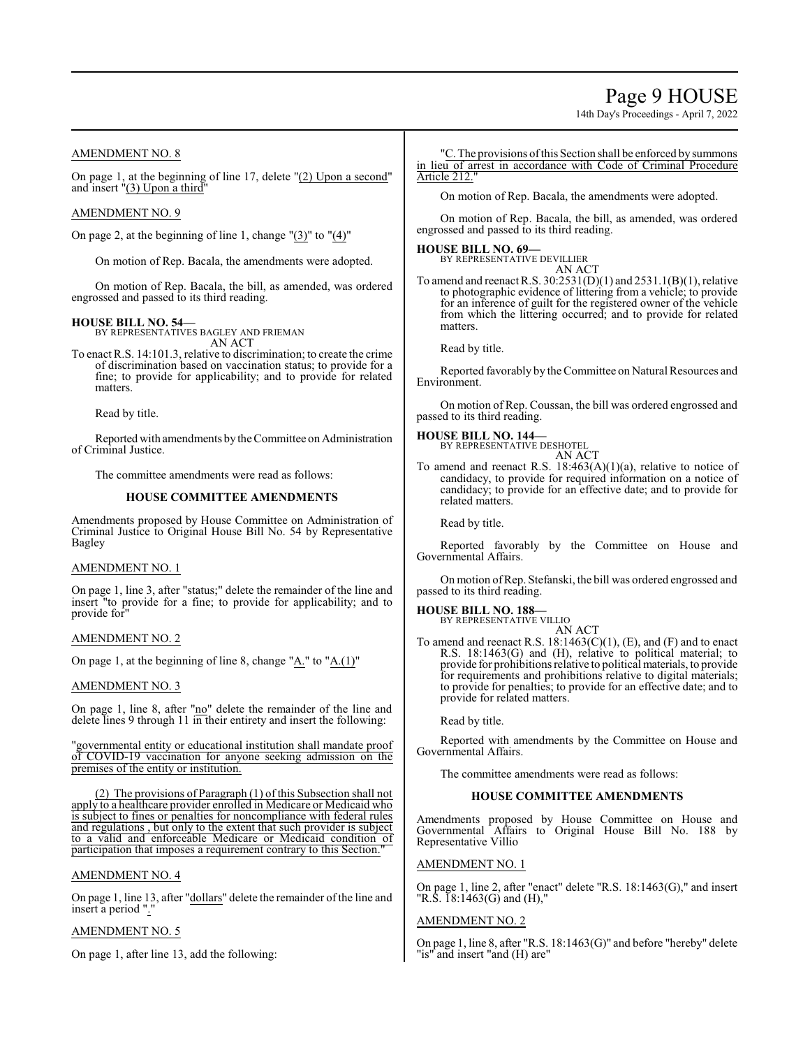AMENDMENT NO. 8

On page 1, at the beginning of line 17, delete "(2) Upon a second" and insert "(3) Upon a third"

AMENDMENT NO. 9

On page 2, at the beginning of line 1, change "(3)" to "(4)"

On motion of Rep. Bacala, the amendments were adopted.

On motion of Rep. Bacala, the bill, as amended, was ordered engrossed and passed to its third reading.

**HOUSE BILL NO. 54—**
BY REPRESENTATIVES BAGLEY AND FRIEMAN
AN ACT

To enact R.S. 14:101.3, relative to discrimination; to create the crime of discrimination based on vaccination status; to provide for a fine; to provide for applicability; and to provide for related matters.

Read by title.

Reported with amendments by the Committee on Administration of Criminal Justice.

The committee amendments were read as follows:

**HOUSE COMMITTEE AMENDMENTS**

Amendments proposed by House Committee on Administration of Criminal Justice to Original House Bill No. 54 by Representative Bagley

AMENDMENT NO. 1

On page 1, line 3, after "status;" delete the remainder of the line and insert "to provide for a fine; to provide for applicability; and to provide for"

AMENDMENT NO. 2

On page 1, at the beginning of line 8, change "A." to "A.(1)"

AMENDMENT NO. 3

On page 1, line 8, after "no" delete the remainder of the line and delete lines 9 through 11 in their entirety and insert the following:

"governmental entity or educational institution shall mandate proof of COVID-19 vaccination for anyone seeking admission on the premises of the entity or institution.

(2) The provisions of Paragraph (1) of this Subsection shall not apply to a healthcare provider enrolled in Medicare or Medicaid who is subject to fines or penalties for noncompliance with federal rules and regulations , but only to the extent that such provider is subject to a valid and enforceable Medicare or Medicaid condition of participation that imposes a requirement contrary to this Section."

AMENDMENT NO. 4

On page 1, line 13, after "dollars" delete the remainder of the line and insert a period "."

AMENDMENT NO. 5

On page 1, after line 13, add the following:

"C. The provisions of this Section shall be enforced by summons in lieu of arrest in accordance with Code of Criminal Procedure Article 212."

On motion of Rep. Bacala, the amendments were adopted.

On motion of Rep. Bacala, the bill, as amended, was ordered engrossed and passed to its third reading.

**HOUSE BILL NO. 69—**
BY REPRESENTATIVE DEVILLIER
AN ACT

To amend and reenact R.S. 30:2531(D)(1) and 2531.1(B)(1), relative to photographic evidence of littering from a vehicle; to provide for an inference of guilt for the registered owner of the vehicle from which the littering occurred; and to provide for related matters.

Read by title.

Reported favorably by the Committee on Natural Resources and Environment.

On motion of Rep. Coussan, the bill was ordered engrossed and passed to its third reading.

**HOUSE BILL NO. 144—**
BY REPRESENTATIVE DESHOTEL
AN ACT

To amend and reenact R.S. 18:463(A)(1)(a), relative to notice of candidacy, to provide for required information on a notice of candidacy; to provide for an effective date; and to provide for related matters.

Read by title.

Reported favorably by the Committee on House and Governmental Affairs.

On motion of Rep. Stefanski, the bill was ordered engrossed and passed to its third reading.

**HOUSE BILL NO. 188—**
BY REPRESENTATIVE VILLIO
AN ACT

To amend and reenact R.S. 18:1463(C)(1), (E), and (F) and to enact R.S. 18:1463(G) and (H), relative to political material; to provide for prohibitions relative to political materials, to provide for requirements and prohibitions relative to digital materials; to provide for penalties; to provide for an effective date; and to provide for related matters.

Read by title.

Reported with amendments by the Committee on House and Governmental Affairs.

The committee amendments were read as follows:

**HOUSE COMMITTEE AMENDMENTS**

Amendments proposed by House Committee on House and Governmental Affairs to Original House Bill No. 188 by Representative Villio

AMENDMENT NO. 1

On page 1, line 2, after "enact" delete "R.S. 18:1463(G)," and insert "R.S. 18:1463(G) and (H),"

AMENDMENT NO. 2

On page 1, line 8, after "R.S. 18:1463(G)" and before "hereby" delete "is" and insert "and (H) are"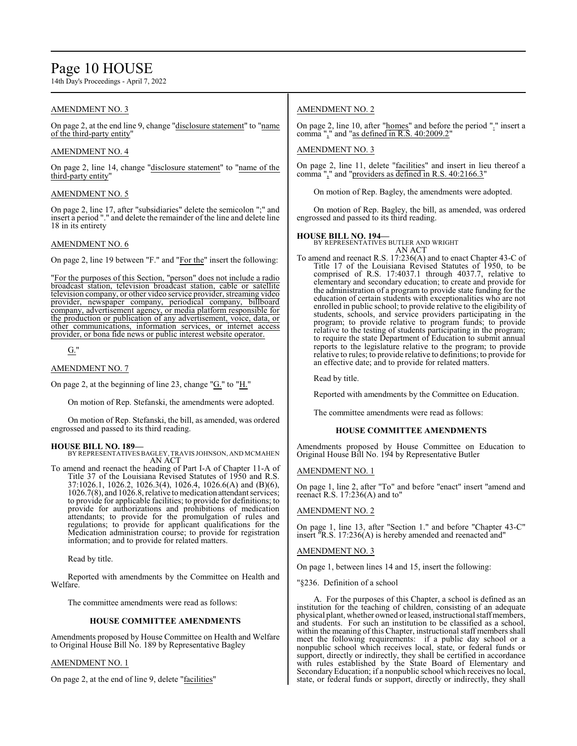## AMENDMENT NO. 3

On page 2, at the end line 9, change "disclosure statement" to "name of the third-party entity"

## AMENDMENT NO. 4

On page 2, line 14, change "disclosure statement" to "name of the third-party entity"

## AMENDMENT NO. 5

On page 2, line 17, after "subsidiaries" delete the semicolon ";" and insert a period "." and delete the remainder of the line and delete line 18 in its entirety

## AMENDMENT NO. 6

On page 2, line 19 between "F." and "For the" insert the following:

"For the purposes of this Section, "person" does not include a radio broadcast station, television broadcast station, cable or satellite television company, or other video service provider, streaming video provider, newspaper company, periodical company, billboard company, advertisement agency, or media platform responsible for the production or publication of any advertisement, voice, data, or other communications, information services, or internet access provider, or bona fide news or public interest website operator.

G."

## AMENDMENT NO. 7

On page 2, at the beginning of line 23, change "G." to "H."

On motion of Rep. Stefanski, the amendments were adopted.

On motion of Rep. Stefanski, the bill, as amended, was ordered engrossed and passed to its third reading.

**HOUSE BILL NO. 189—**
BY REPRESENTATIVES BAGLEY, TRAVIS JOHNSON, AND MCMAHEN
AN ACT

To amend and reenact the heading of Part I-A of Chapter 11-A of Title 37 of the Louisiana Revised Statutes of 1950 and R.S. 37:1026.1, 1026.2, 1026.3(4), 1026.4, 1026.6(A) and (B)(6), 1026.7(8), and 1026.8, relative to medication attendant services; to provide for applicable facilities; to provide for definitions; to provide for authorizations and prohibitions of medication attendants; to provide for the promulgation of rules and regulations; to provide for applicant qualifications for the Medication administration course; to provide for registration information; and to provide for related matters.

Read by title.

Reported with amendments by the Committee on Health and Welfare.

The committee amendments were read as follows:

### HOUSE COMMITTEE AMENDMENTS

Amendments proposed by House Committee on Health and Welfare to Original House Bill No. 189 by Representative Bagley

## AMENDMENT NO. 1

On page 2, at the end of line 9, delete "facilities"

## AMENDMENT NO. 2

On page 2, line 10, after "homes" and before the period "." insert a comma "," and "as defined in R.S. 40:2009.2"

## AMENDMENT NO. 3

On page 2, line 11, delete "facilities" and insert in lieu thereof a comma "," and "providers as defined in R.S. 40:2166.3"

On motion of Rep. Bagley, the amendments were adopted.

On motion of Rep. Bagley, the bill, as amended, was ordered engrossed and passed to its third reading.

**HOUSE BILL NO. 194—**
BY REPRESENTATIVES BUTLER AND WRIGHT
AN ACT

To amend and reenact R.S. 17:236(A) and to enact Chapter 43-C of Title 17 of the Louisiana Revised Statutes of 1950, to be comprised of R.S. 17:4037.1 through 4037.7, relative to elementary and secondary education; to create and provide for the administration of a program to provide state funding for the education of certain students with exceptionalities who are not enrolled in public school; to provide relative to the eligibility of students, schools, and service providers participating in the program; to provide relative to program funds; to provide relative to the testing of students participating in the program; to require the state Department of Education to submit annual reports to the legislature relative to the program; to provide relative to rules; to provide relative to definitions; to provide for an effective date; and to provide for related matters.

Read by title.

Reported with amendments by the Committee on Education.

The committee amendments were read as follows:

### HOUSE COMMITTEE AMENDMENTS

Amendments proposed by House Committee on Education to Original House Bill No. 194 by Representative Butler

## AMENDMENT NO. 1

On page 1, line 2, after "To" and before "enact" insert "amend and reenact R.S. 17:236(A) and to"

## AMENDMENT NO. 2

On page 1, line 13, after "Section 1." and before "Chapter 43-C" insert "R.S. 17:236(A) is hereby amended and reenacted and"

## AMENDMENT NO. 3

On page 1, between lines 14 and 15, insert the following:

"§236. Definition of a school

A. For the purposes of this Chapter, a school is defined as an institution for the teaching of children, consisting of an adequate physical plant, whether owned or leased, instructional staff members, and students. For such an institution to be classified as a school, within the meaning of this Chapter, instructional staff members shall meet the following requirements: if a public day school or a nonpublic school which receives local, state, or federal funds or support, directly or indirectly, they shall be certified in accordance with rules established by the State Board of Elementary and Secondary Education; if a nonpublic school which receives no local, state, or federal funds or support, directly or indirectly, they shall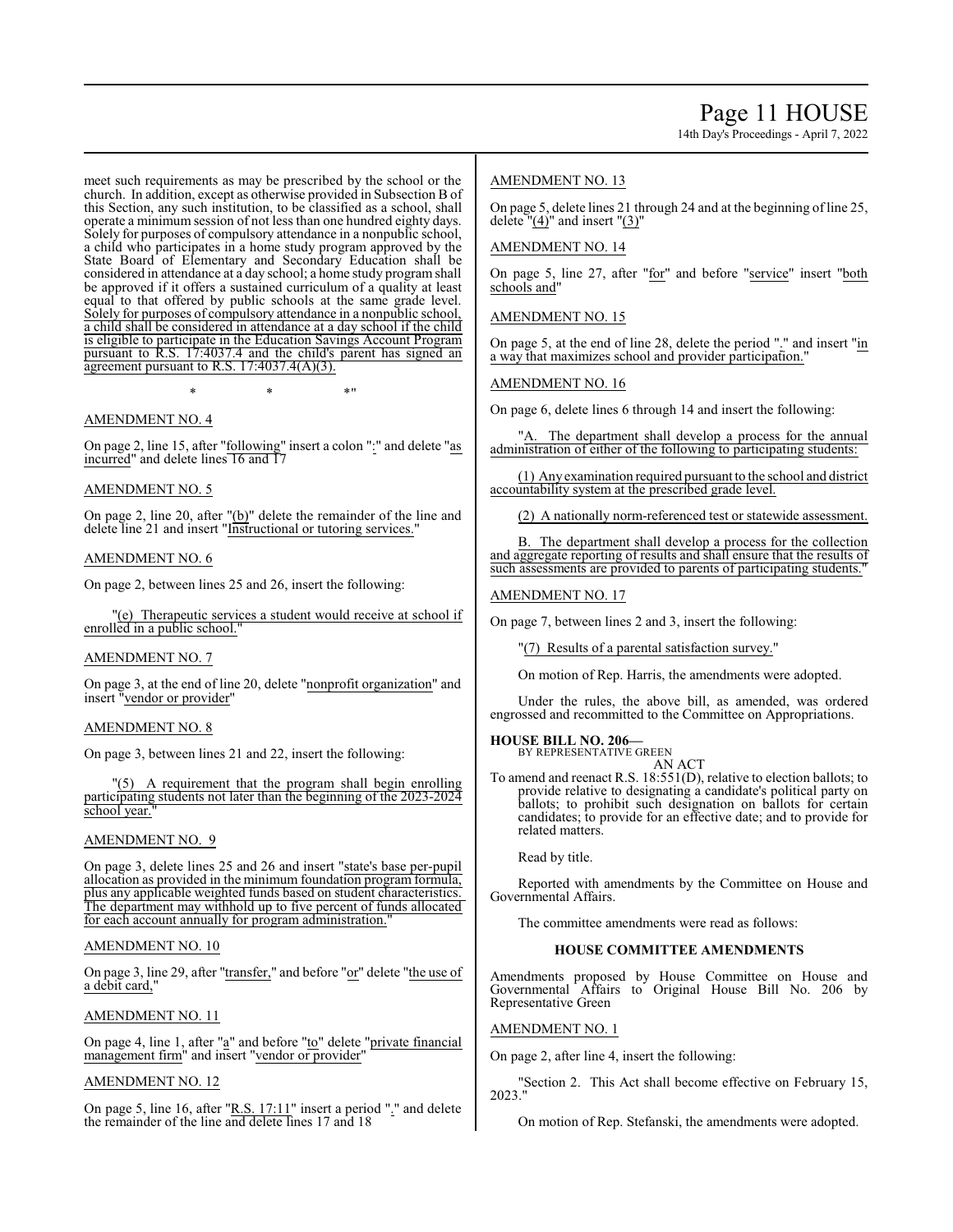meet such requirements as may be prescribed by the school or the church. In addition, except as otherwise provided in Subsection B of this Section, any such institution, to be classified as a school, shall operate a minimum session of not less than one hundred eighty days. Solely for purposes of compulsory attendance in a nonpublic school, a child who participates in a home study program approved by the State Board of Elementary and Secondary Education shall be considered in attendance at a day school; a home study program shall be approved if it offers a sustained curriculum of a quality at least equal to that offered by public schools at the same grade level. Solely for purposes of compulsory attendance in a nonpublic school, a child shall be considered in attendance at a day school if the child is eligible to participate in the Education Savings Account Program pursuant to R.S. 17:4037.4 and the child's parent has signed an agreement pursuant to R.S. 17:4037.4(A)(3).

\* \* \*"

AMENDMENT NO. 4

On page 2, line 15, after "following" insert a colon ":" and delete "as incurred" and delete lines 16 and 17

AMENDMENT NO. 5

On page 2, line 20, after "(b)" delete the remainder of the line and delete line 21 and insert "Instructional or tutoring services."

AMENDMENT NO. 6

On page 2, between lines 25 and 26, insert the following:

"(e) Therapeutic services a student would receive at school if enrolled in a public school."

AMENDMENT NO. 7

On page 3, at the end of line 20, delete "nonprofit organization" and insert "vendor or provider"

AMENDMENT NO. 8

On page 3, between lines 21 and 22, insert the following:

"(5) A requirement that the program shall begin enrolling participating students not later than the beginning of the 2023-2024 school year."

AMENDMENT NO. 9

On page 3, delete lines 25 and 26 and insert "state's base per-pupil allocation as provided in the minimum foundation program formula, plus any applicable weighted funds based on student characteristics. The department may withhold up to five percent of funds allocated for each account annually for program administration."

AMENDMENT NO. 10

On page 3, line 29, after "transfer," and before "or" delete "the use of a debit card,"

AMENDMENT NO. 11

On page 4, line 1, after "a" and before "to" delete "private financial management firm" and insert "vendor or provider"

AMENDMENT NO. 12

On page 5, line 16, after "R.S. 17:11" insert a period "." and delete the remainder of the line and delete lines 17 and 18

AMENDMENT NO. 13

On page 5, delete lines 21 through 24 and at the beginning of line 25, delete "(4)" and insert "(3)"

AMENDMENT NO. 14

On page 5, line 27, after "for" and before "service" insert "both schools and"

AMENDMENT NO. 15

On page 5, at the end of line 28, delete the period "." and insert "in a way that maximizes school and provider participation."

AMENDMENT NO. 16

On page 6, delete lines 6 through 14 and insert the following:

"A. The department shall develop a process for the annual administration of either of the following to participating students:

(1) Any examination required pursuant to the school and district accountability system at the prescribed grade level.

(2) A nationally norm-referenced test or statewide assessment.

B. The department shall develop a process for the collection and aggregate reporting of results and shall ensure that the results of such assessments are provided to parents of participating students."

AMENDMENT NO. 17

On page 7, between lines 2 and 3, insert the following:

"(7) Results of a parental satisfaction survey."

On motion of Rep. Harris, the amendments were adopted.

Under the rules, the above bill, as amended, was ordered engrossed and recommitted to the Committee on Appropriations.

**HOUSE BILL NO. 206—**
BY REPRESENTATIVE GREEN

AN ACT

To amend and reenact R.S. 18:551(D), relative to election ballots; to provide relative to designating a candidate's political party on ballots; to prohibit such designation on ballots for certain candidates; to provide for an effective date; and to provide for related matters.

Read by title.

Reported with amendments by the Committee on House and Governmental Affairs.

The committee amendments were read as follows:

**HOUSE COMMITTEE AMENDMENTS**

Amendments proposed by House Committee on House and Governmental Affairs to Original House Bill No. 206 by Representative Green

AMENDMENT NO. 1

On page 2, after line 4, insert the following:

"Section 2. This Act shall become effective on February 15, 2023."

On motion of Rep. Stefanski, the amendments were adopted.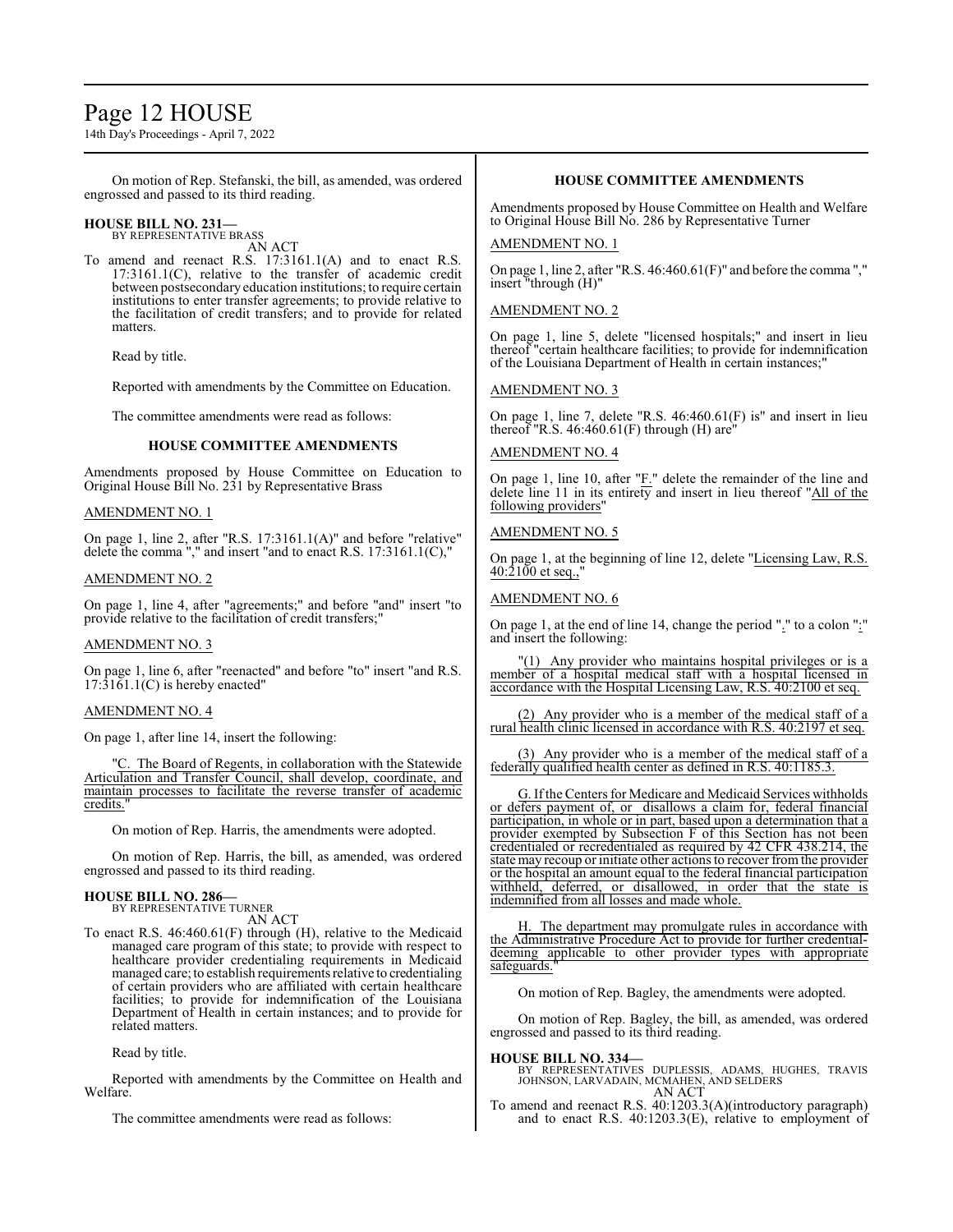On motion of Rep. Stefanski, the bill, as amended, was ordered engrossed and passed to its third reading.

**HOUSE BILL NO. 231—**
BY REPRESENTATIVE BRASS
AN ACT

To amend and reenact R.S. 17:3161.1(A) and to enact R.S. 17:3161.1(C), relative to the transfer of academic credit between postsecondary education institutions; to require certain institutions to enter transfer agreements; to provide relative to the facilitation of credit transfers; and to provide for related matters.

Read by title.

Reported with amendments by the Committee on Education.

The committee amendments were read as follows:

**HOUSE COMMITTEE AMENDMENTS**

Amendments proposed by House Committee on Education to Original House Bill No. 231 by Representative Brass

AMENDMENT NO. 1

On page 1, line 2, after "R.S. 17:3161.1(A)" and before "relative" delete the comma "," and insert "and to enact R.S. 17:3161.1(C),"

AMENDMENT NO. 2

On page 1, line 4, after "agreements;" and before "and" insert "to provide relative to the facilitation of credit transfers;"

AMENDMENT NO. 3

On page 1, line 6, after "reenacted" and before "to" insert "and R.S. 17:3161.1(C) is hereby enacted"

AMENDMENT NO. 4

On page 1, after line 14, insert the following:

"C. The Board of Regents, in collaboration with the Statewide Articulation and Transfer Council, shall develop, coordinate, and maintain processes to facilitate the reverse transfer of academic credits."

On motion of Rep. Harris, the amendments were adopted.

On motion of Rep. Harris, the bill, as amended, was ordered engrossed and passed to its third reading.

**HOUSE BILL NO. 286—**
BY REPRESENTATIVE TURNER
AN ACT

To enact R.S. 46:460.61(F) through (H), relative to the Medicaid managed care program of this state; to provide with respect to healthcare provider credentialing requirements in Medicaid managed care; to establish requirements relative to credentialing of certain providers who are affiliated with certain healthcare facilities; to provide for indemnification of the Louisiana Department of Health in certain instances; and to provide for related matters.

Read by title.

Reported with amendments by the Committee on Health and Welfare.

The committee amendments were read as follows:

**HOUSE COMMITTEE AMENDMENTS**

Amendments proposed by House Committee on Health and Welfare to Original House Bill No. 286 by Representative Turner

AMENDMENT NO. 1

On page 1, line 2, after "R.S. 46:460.61(F)" and before the comma "," insert "through (H)"

AMENDMENT NO. 2

On page 1, line 5, delete "licensed hospitals;" and insert in lieu thereof "certain healthcare facilities; to provide for indemnification of the Louisiana Department of Health in certain instances;"

AMENDMENT NO. 3

On page 1, line 7, delete "R.S. 46:460.61(F) is" and insert in lieu thereof "R.S. 46:460.61(F) through (H) are"

AMENDMENT NO. 4

On page 1, line 10, after "F." delete the remainder of the line and delete line 11 in its entirety and insert in lieu thereof "All of the following providers"

AMENDMENT NO. 5

On page 1, at the beginning of line 12, delete "Licensing Law, R.S. 40:2100 et seq.,"

AMENDMENT NO. 6

On page 1, at the end of line 14, change the period "." to a colon ":" and insert the following:

"(1) Any provider who maintains hospital privileges or is a member of a hospital medical staff with a hospital licensed in accordance with the Hospital Licensing Law, R.S. 40:2100 et seq.

(2) Any provider who is a member of the medical staff of a rural health clinic licensed in accordance with R.S. 40:2197 et seq.

(3) Any provider who is a member of the medical staff of a federally qualified health center as defined in R.S. 40:1185.3.

G. If the Centers for Medicare and Medicaid Services withholds or defers payment of, or disallows a claim for, federal financial participation, in whole or in part, based upon a determination that a provider exempted by Subsection F of this Section has not been credentialed or recredentialed as required by 42 CFR 438.214, the state may recoup or initiate other actions to recover from the provider or the hospital an amount equal to the federal financial participation withheld, deferred, or disallowed, in order that the state is indemnified from all losses and made whole.

H. The department may promulgate rules in accordance with the Administrative Procedure Act to provide for further credential-deeming applicable to other provider types with appropriate safeguards."

On motion of Rep. Bagley, the amendments were adopted.

On motion of Rep. Bagley, the bill, as amended, was ordered engrossed and passed to its third reading.

**HOUSE BILL NO. 334—**
BY REPRESENTATIVES DUPLESSIS, ADAMS, HUGHES, TRAVIS JOHNSON, LARVADAIN, MCMAHEN, AND SELDERS
AN ACT

To amend and reenact R.S. 40:1203.3(A)(introductory paragraph) and to enact R.S. 40:1203.3(E), relative to employment of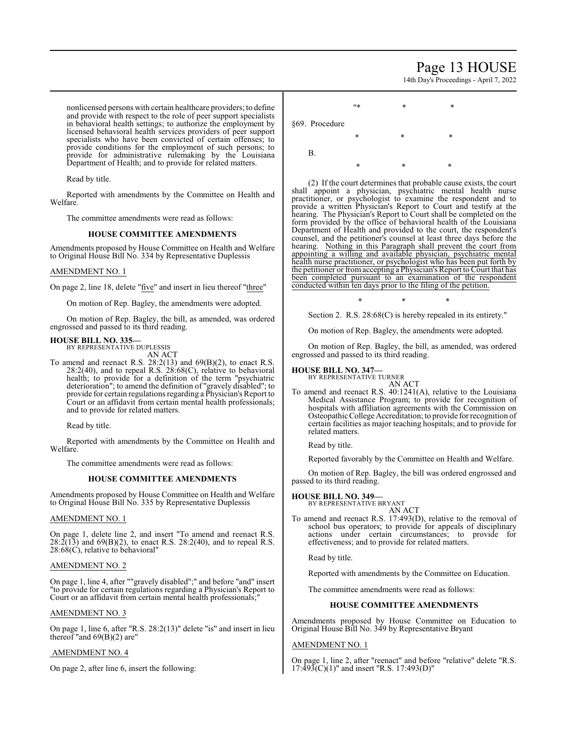nonlicensed persons with certain healthcare providers; to define and provide with respect to the role of peer support specialists in behavioral health settings; to authorize the employment by licensed behavioral health services providers of peer support specialists who have been convicted of certain offenses; to provide conditions for the employment of such persons; to provide for administrative rulemaking by the Louisiana Department of Health; and to provide for related matters.

Read by title.

Reported with amendments by the Committee on Health and Welfare.

The committee amendments were read as follows:

## HOUSE COMMITTEE AMENDMENTS

Amendments proposed by House Committee on Health and Welfare to Original House Bill No. 334 by Representative Duplessis

AMENDMENT NO. 1

On page 2, line 18, delete "five" and insert in lieu thereof "three"

On motion of Rep. Bagley, the amendments were adopted.

On motion of Rep. Bagley, the bill, as amended, was ordered engrossed and passed to its third reading.

### HOUSE BILL NO. 335—
BY REPRESENTATIVE DUPLESSIS

AN ACT

To amend and reenact R.S. 28:2(13) and 69(B)(2), to enact R.S. 28:2(40), and to repeal R.S. 28:68(C), relative to behavioral health; to provide for a definition of the term "psychiatric deterioration"; to amend the definition of "gravely disabled"; to provide for certain regulations regarding a Physician's Report to Court or an affidavit from certain mental health professionals; and to provide for related matters.

Read by title.

Reported with amendments by the Committee on Health and Welfare.

The committee amendments were read as follows:

## HOUSE COMMITTEE AMENDMENTS

Amendments proposed by House Committee on Health and Welfare to Original House Bill No. 335 by Representative Duplessis

AMENDMENT NO. 1

On page 1, delete line 2, and insert "To amend and reenact R.S. 28:2(13) and 69(B)(2), to enact R.S. 28:2(40), and to repeal R.S. 28:68(C), relative to behavioral"

AMENDMENT NO. 2

On page 1, line 4, after ""gravely disabled";" and before "and" insert "to provide for certain regulations regarding a Physician's Report to Court or an affidavit from certain mental health professionals;"

AMENDMENT NO. 3

On page 1, line 6, after "R.S. 28:2(13)" delete "is" and insert in lieu thereof "and 69(B)(2) are"

AMENDMENT NO. 4

On page 2, after line 6, insert the following:

"* * *

§69. Procedure

* * *

B.

* * *

(2) If the court determines that probable cause exists, the court shall appoint a physician, psychiatric mental health nurse practitioner, or psychologist to examine the respondent and to provide a written Physician's Report to Court and testify at the hearing. The Physician's Report to Court shall be completed on the form provided by the office of behavioral health of the Louisiana Department of Health and provided to the court, the respondent's counsel, and the petitioner's counsel at least three days before the hearing. Nothing in this Paragraph shall prevent the court from appointing a willing and available physician, psychiatric mental health nurse practitioner, or psychologist who has been put forth by the petitioner or from accepting a Physician's Report to Court that has been completed pursuant to an examination of the respondent conducted within ten days prior to the filing of the petition.

* * *

Section 2. R.S. 28:68(C) is hereby repealed in its entirety."

On motion of Rep. Bagley, the amendments were adopted.

On motion of Rep. Bagley, the bill, as amended, was ordered engrossed and passed to its third reading.

### HOUSE BILL NO. 347—
BY REPRESENTATIVE TURNER

AN ACT

To amend and reenact R.S. 40:1241(A), relative to the Louisiana Medical Assistance Program; to provide for recognition of hospitals with affiliation agreements with the Commission on Osteopathic College Accreditation; to provide for recognition of certain facilities as major teaching hospitals; and to provide for related matters.

Read by title.

Reported favorably by the Committee on Health and Welfare.

On motion of Rep. Bagley, the bill was ordered engrossed and passed to its third reading.

### HOUSE BILL NO. 349—
BY REPRESENTATIVE BRYANT

AN ACT

To amend and reenact R.S. 17:493(D), relative to the removal of school bus operators; to provide for appeals of disciplinary actions under certain circumstances; to provide for effectiveness; and to provide for related matters.

Read by title.

Reported with amendments by the Committee on Education.

The committee amendments were read as follows:

## HOUSE COMMITTEE AMENDMENTS

Amendments proposed by House Committee on Education to Original House Bill No. 349 by Representative Bryant

AMENDMENT NO. 1

On page 1, line 2, after "reenact" and before "relative" delete "R.S. 17:493(C)(1)" and insert "R.S. 17:493(D)"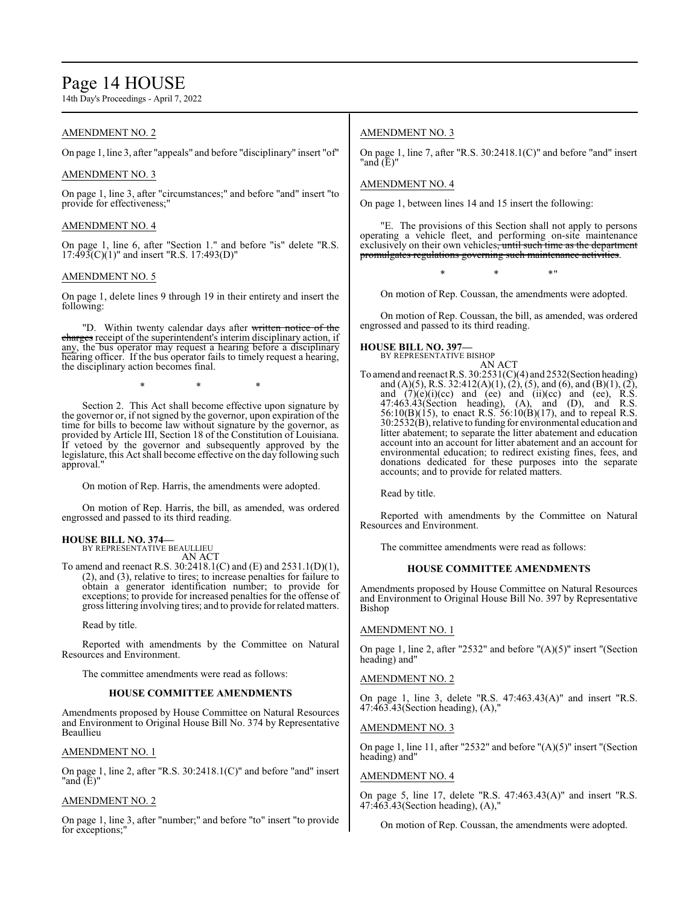AMENDMENT NO. 2

On page 1, line 3, after "appeals" and before "disciplinary" insert "of"

AMENDMENT NO. 3

On page 1, line 3, after "circumstances;" and before "and" insert "to provide for effectiveness;"

AMENDMENT NO. 4

On page 1, line 6, after "Section 1." and before "is" delete "R.S. 17:493(C)(1)" and insert "R.S. 17:493(D)"

AMENDMENT NO. 5

On page 1, delete lines 9 through 19 in their entirety and insert the following:

"D. Within twenty calendar days after ~~written notice of the charges~~ receipt of the superintendent's interim disciplinary action, if any, the bus operator may request a hearing before a disciplinary hearing officer. If the bus operator fails to timely request a hearing, the disciplinary action becomes final.

\* \* \*

Section 2. This Act shall become effective upon signature by the governor or, if not signed by the governor, upon expiration of the time for bills to become law without signature by the governor, as provided by Article III, Section 18 of the Constitution of Louisiana. If vetoed by the governor and subsequently approved by the legislature, this Act shall become effective on the day following such approval."

On motion of Rep. Harris, the amendments were adopted.

On motion of Rep. Harris, the bill, as amended, was ordered engrossed and passed to its third reading.

**HOUSE BILL NO. 374—**
BY REPRESENTATIVE BEAULLIEU

AN ACT

To amend and reenact R.S. 30:2418.1(C) and (E) and 2531.1(D)(1), (2), and (3), relative to tires; to increase penalties for failure to obtain a generator identification number; to provide for exceptions; to provide for increased penalties for the offense of gross littering involving tires; and to provide for related matters.

Read by title.

Reported with amendments by the Committee on Natural Resources and Environment.

The committee amendments were read as follows:

**HOUSE COMMITTEE AMENDMENTS**

Amendments proposed by House Committee on Natural Resources and Environment to Original House Bill No. 374 by Representative Beaullieu

AMENDMENT NO. 1

On page 1, line 2, after "R.S. 30:2418.1(C)" and before "and" insert "and (E)"

AMENDMENT NO. 2

On page 1, line 3, after "number;" and before "to" insert "to provide for exceptions;"

AMENDMENT NO. 3

On page 1, line 7, after "R.S. 30:2418.1(C)" and before "and" insert "and (E)"

AMENDMENT NO. 4

On page 1, between lines 14 and 15 insert the following:

"E. The provisions of this Section shall not apply to persons operating a vehicle fleet, and performing on-site maintenance exclusively on their own vehicles~~, until such time as the department promulgates regulations governing such maintenance activities~~.

\* \* \*"

On motion of Rep. Coussan, the amendments were adopted.

On motion of Rep. Coussan, the bill, as amended, was ordered engrossed and passed to its third reading.

**HOUSE BILL NO. 397—**
BY REPRESENTATIVE BISHOP

AN ACT

To amend and reenact R.S. 30:2531(C)(4) and 2532(Section heading) and (A)(5), R.S. 32:412(A)(1), (2), (5), and (6), and (B)(1), (2), and (7)(e)(i)(cc) and (ee) and (ii)(cc) and (ee), R.S. 47:463.43(Section heading), (A), and (D), and R.S. 56:10(B)(15), to enact R.S. 56:10(B)(17), and to repeal R.S. 30:2532(B), relative to funding for environmental education and litter abatement; to separate the litter abatement and education account into an account for litter abatement and an account for environmental education; to redirect existing fines, fees, and donations dedicated for these purposes into the separate accounts; and to provide for related matters.

Read by title.

Reported with amendments by the Committee on Natural Resources and Environment.

The committee amendments were read as follows:

**HOUSE COMMITTEE AMENDMENTS**

Amendments proposed by House Committee on Natural Resources and Environment to Original House Bill No. 397 by Representative Bishop

AMENDMENT NO. 1

On page 1, line 2, after "2532" and before "(A)(5)" insert "(Section heading) and"

AMENDMENT NO. 2

On page 1, line 3, delete "R.S. 47:463.43(A)" and insert "R.S. 47:463.43(Section heading), (A),"

AMENDMENT NO. 3

On page 1, line 11, after "2532" and before "(A)(5)" insert "(Section heading) and"

AMENDMENT NO. 4

On page 5, line 17, delete "R.S. 47:463.43(A)" and insert "R.S. 47:463.43(Section heading), (A),"

On motion of Rep. Coussan, the amendments were adopted.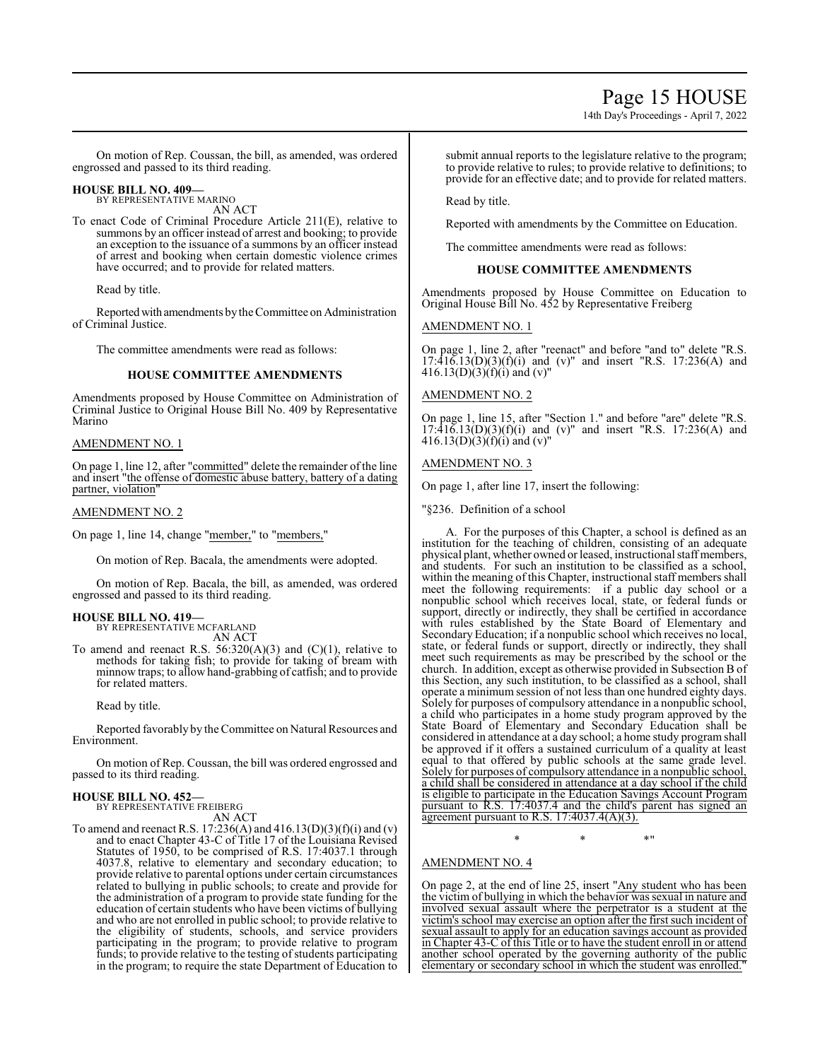On motion of Rep. Coussan, the bill, as amended, was ordered engrossed and passed to its third reading.

**HOUSE BILL NO. 409—**
BY REPRESENTATIVE MARINO
AN ACT

To enact Code of Criminal Procedure Article 211(E), relative to summons by an officer instead of arrest and booking; to provide an exception to the issuance of a summons by an officer instead of arrest and booking when certain domestic violence crimes have occurred; and to provide for related matters.

Read by title.

Reported with amendments by the Committee on Administration of Criminal Justice.

The committee amendments were read as follows:

### HOUSE COMMITTEE AMENDMENTS

Amendments proposed by House Committee on Administration of Criminal Justice to Original House Bill No. 409 by Representative Marino

AMENDMENT NO. 1

On page 1, line 12, after "committed" delete the remainder of the line and insert "the offense of domestic abuse battery, battery of a dating partner, violation"

AMENDMENT NO. 2

On page 1, line 14, change "member," to "members,"

On motion of Rep. Bacala, the amendments were adopted.

On motion of Rep. Bacala, the bill, as amended, was ordered engrossed and passed to its third reading.

**HOUSE BILL NO. 419—**
BY REPRESENTATIVE MCFARLAND
AN ACT

To amend and reenact R.S. 56:320(A)(3) and (C)(1), relative to methods for taking fish; to provide for taking of bream with minnow traps; to allow hand-grabbing of catfish; and to provide for related matters.

Read by title.

Reported favorably by the Committee on Natural Resources and Environment.

On motion of Rep. Coussan, the bill was ordered engrossed and passed to its third reading.

**HOUSE BILL NO. 452—**
BY REPRESENTATIVE FREIBERG
AN ACT

To amend and reenact R.S. 17:236(A) and 416.13(D)(3)(f)(i) and (v) and to enact Chapter 43-C of Title 17 of the Louisiana Revised Statutes of 1950, to be comprised of R.S. 17:4037.1 through 4037.8, relative to elementary and secondary education; to provide relative to parental options under certain circumstances related to bullying in public schools; to create and provide for the administration of a program to provide state funding for the education of certain students who have been victims of bullying and who are not enrolled in public school; to provide relative to the eligibility of students, schools, and service providers participating in the program; to provide relative to program funds; to provide relative to the testing of students participating in the program; to require the state Department of Education to submit annual reports to the legislature relative to the program; to provide relative to rules; to provide relative to definitions; to provide for an effective date; and to provide for related matters.

Read by title.

Reported with amendments by the Committee on Education.

The committee amendments were read as follows:

### HOUSE COMMITTEE AMENDMENTS

Amendments proposed by House Committee on Education to Original House Bill No. 452 by Representative Freiberg

AMENDMENT NO. 1

On page 1, line 2, after "reenact" and before "and to" delete "R.S. 17:416.13(D)(3)(f)(i) and (v)" and insert "R.S. 17:236(A) and 416.13(D)(3)(f)(i) and (v)"

AMENDMENT NO. 2

On page 1, line 15, after "Section 1." and before "are" delete "R.S. 17:416.13(D)(3)(f)(i) and (v)" and insert "R.S. 17:236(A) and 416.13(D)(3)(f)(i) and (v)"

AMENDMENT NO. 3

On page 1, after line 17, insert the following:

"§236. Definition of a school

A. For the purposes of this Chapter, a school is defined as an institution for the teaching of children, consisting of an adequate physical plant, whether owned or leased, instructional staff members, and students. For such an institution to be classified as a school, within the meaning of this Chapter, instructional staff members shall meet the following requirements: if a public day school or a nonpublic school which receives local, state, or federal funds or support, directly or indirectly, they shall be certified in accordance with rules established by the State Board of Elementary and Secondary Education; if a nonpublic school which receives no local, state, or federal funds or support, directly or indirectly, they shall meet such requirements as may be prescribed by the school or the church. In addition, except as otherwise provided in Subsection B of this Section, any such institution, to be classified as a school, shall operate a minimum session of not less than one hundred eighty days. Solely for purposes of compulsory attendance in a nonpublic school, a child who participates in a home study program approved by the State Board of Elementary and Secondary Education shall be considered in attendance at a day school; a home study program shall be approved if it offers a sustained curriculum of a quality at least equal to that offered by public schools at the same grade level. Solely for purposes of compulsory attendance in a nonpublic school, a child shall be considered in attendance at a day school if the child is eligible to participate in the Education Savings Account Program pursuant to R.S. 17:4037.4 and the child's parent has signed an agreement pursuant to R.S. 17:4037.4(A)(3).

\* \* \*"

AMENDMENT NO. 4

On page 2, at the end of line 25, insert "Any student who has been the victim of bullying in which the behavior was sexual in nature and involved sexual assault where the perpetrator is a student at the victim's school may exercise an option after the first such incident of sexual assault to apply for an education savings account as provided in Chapter 43-C of this Title or to have the student enroll in or attend another school operated by the governing authority of the public elementary or secondary school in which the student was enrolled."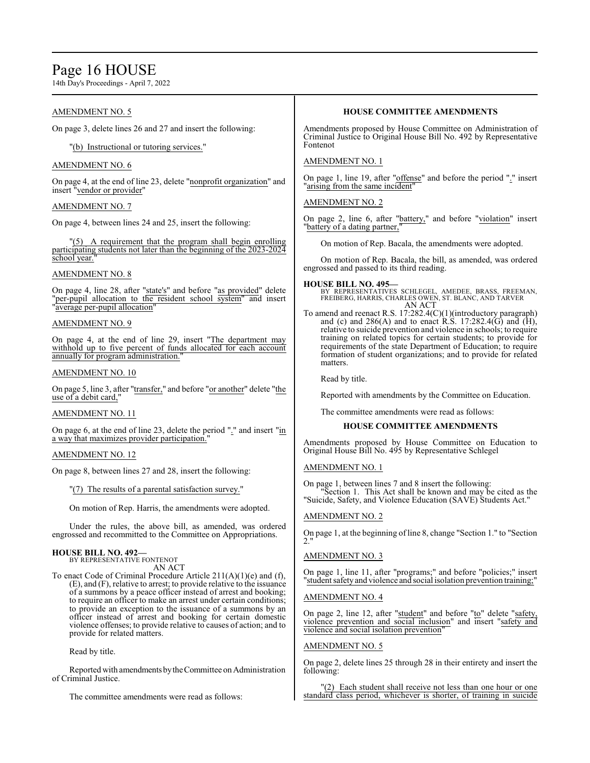AMENDMENT NO. 5

On page 3, delete lines 26 and 27 and insert the following:

"(b) Instructional or tutoring services."

AMENDMENT NO. 6

On page 4, at the end of line 23, delete "nonprofit organization" and insert "vendor or provider"

AMENDMENT NO. 7

On page 4, between lines 24 and 25, insert the following:

"(5) A requirement that the program shall begin enrolling participating students not later than the beginning of the 2023-2024 school year."

AMENDMENT NO. 8

On page 4, line 28, after "state's" and before "as provided" delete "per-pupil allocation to the resident school system" and insert "average per-pupil allocation"

AMENDMENT NO. 9

On page 4, at the end of line 29, insert "The department may withhold up to five percent of funds allocated for each account annually for program administration."

AMENDMENT NO. 10

On page 5, line 3, after "transfer," and before "or another" delete "the use of a debit card,"

AMENDMENT NO. 11

On page 6, at the end of line 23, delete the period "." and insert "in a way that maximizes provider participation."

AMENDMENT NO. 12

On page 8, between lines 27 and 28, insert the following:

"(7) The results of a parental satisfaction survey."

On motion of Rep. Harris, the amendments were adopted.

Under the rules, the above bill, as amended, was ordered engrossed and recommitted to the Committee on Appropriations.

**HOUSE BILL NO. 492—**
BY REPRESENTATIVE FONTENOT
AN ACT

To enact Code of Criminal Procedure Article 211(A)(1)(e) and (f), (E), and (F), relative to arrest; to provide relative to the issuance of a summons by a peace officer instead of arrest and booking; to require an officer to make an arrest under certain conditions; to provide an exception to the issuance of a summons by an officer instead of arrest and booking for certain domestic violence offenses; to provide relative to causes of action; and to provide for related matters.

Read by title.

Reported with amendments by the Committee on Administration of Criminal Justice.

The committee amendments were read as follows:

**HOUSE COMMITTEE AMENDMENTS**

Amendments proposed by House Committee on Administration of Criminal Justice to Original House Bill No. 492 by Representative Fontenot

AMENDMENT NO. 1

On page 1, line 19, after "offense" and before the period "." insert "arising from the same incident"

AMENDMENT NO. 2

On page 2, line 6, after "battery," and before "violation" insert "battery of a dating partner,"

On motion of Rep. Bacala, the amendments were adopted.

On motion of Rep. Bacala, the bill, as amended, was ordered engrossed and passed to its third reading.

**HOUSE BILL NO. 495—**
BY REPRESENTATIVES SCHLEGEL, AMEDEE, BRASS, FREEMAN, FREIBERG, HARRIS, CHARLES OWEN, ST. BLANC, AND TARVER
AN ACT

To amend and reenact R.S. 17:282.4(C)(1)(introductory paragraph) and (c) and 286(A) and to enact R.S. 17:282.4(G) and (H), relative to suicide prevention and violence in schools; to require training on related topics for certain students; to provide for requirements of the state Department of Education; to require formation of student organizations; and to provide for related matters.

Read by title.

Reported with amendments by the Committee on Education.

The committee amendments were read as follows:

**HOUSE COMMITTEE AMENDMENTS**

Amendments proposed by House Committee on Education to Original House Bill No. 495 by Representative Schlegel

AMENDMENT NO. 1

On page 1, between lines 7 and 8 insert the following:

"Section 1. This Act shall be known and may be cited as the "Suicide, Safety, and Violence Education (SAVE) Students Act."

AMENDMENT NO. 2

On page 1, at the beginning of line 8, change "Section 1." to "Section 2."

AMENDMENT NO. 3

On page 1, line 11, after "programs;" and before "policies;" insert "student safety and violence and social isolation prevention training;"

AMENDMENT NO. 4

On page 2, line 12, after "student" and before "to" delete "safety, violence prevention and social inclusion" and insert "safety and violence and social isolation prevention"

AMENDMENT NO. 5

On page 2, delete lines 25 through 28 in their entirety and insert the following:

"(2) Each student shall receive not less than one hour or one standard class period, whichever is shorter, of training in suicide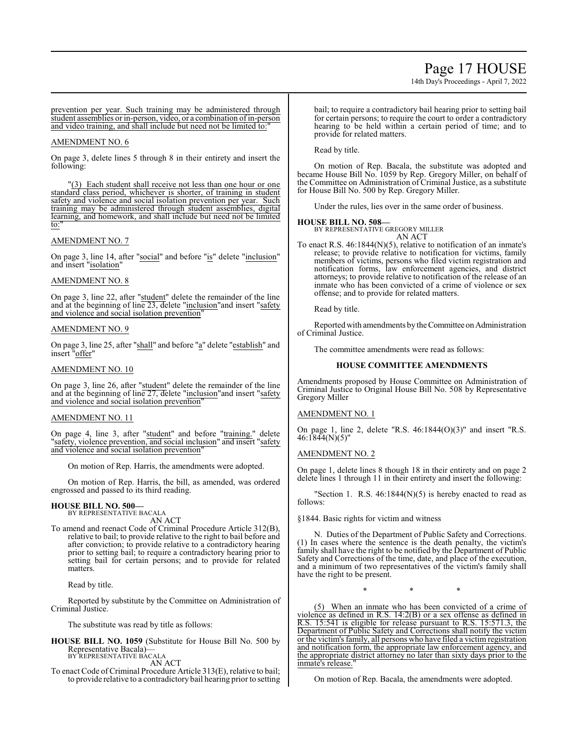prevention per year. Such training may be administered through student assemblies or in-person, video, or a combination of in-person and video training, and shall include but need not be limited to:"

AMENDMENT NO. 6

On page 3, delete lines 5 through 8 in their entirety and insert the following:

"(3) Each student shall receive not less than one hour or one standard class period, whichever is shorter, of training in student safety and violence and social isolation prevention per year. Such training may be administered through student assemblies, digital learning, and homework, and shall include but need not be limited to:"

AMENDMENT NO. 7

On page 3, line 14, after "social" and before "is" delete "inclusion" and insert "isolation"

AMENDMENT NO. 8

On page 3, line 22, after "student" delete the remainder of the line and at the beginning of line 23, delete "inclusion"and insert "safety and violence and social isolation prevention"

AMENDMENT NO. 9

On page 3, line 25, after "shall" and before "a" delete "establish" and insert "offer"

AMENDMENT NO. 10

On page 3, line 26, after "student" delete the remainder of the line and at the beginning of line 27, delete "inclusion"and insert "safety and violence and social isolation prevention"

AMENDMENT NO. 11

On page 4, line 3, after "student" and before "training." delete "safety, violence prevention, and social inclusion" and insert "safety and violence and social isolation prevention"

On motion of Rep. Harris, the amendments were adopted.

On motion of Rep. Harris, the bill, as amended, was ordered engrossed and passed to its third reading.

**HOUSE BILL NO. 500—**
BY REPRESENTATIVE BACALA
AN ACT
To amend and reenact Code of Criminal Procedure Article 312(B), relative to bail; to provide relative to the right to bail before and after conviction; to provide relative to a contradictory hearing prior to setting bail; to require a contradictory hearing prior to setting bail for certain persons; and to provide for related matters.

Read by title.

Reported by substitute by the Committee on Administration of Criminal Justice.

The substitute was read by title as follows:

**HOUSE BILL NO. 1059** (Substitute for House Bill No. 500 by Representative Bacala)—
BY REPRESENTATIVE BACALA
AN ACT
To enact Code of Criminal Procedure Article 313(E), relative to bail; to provide relative to a contradictory bail hearing prior to setting bail; to require a contradictory bail hearing prior to setting bail for certain persons; to require the court to order a contradictory hearing to be held within a certain period of time; and to provide for related matters.

Read by title.

On motion of Rep. Bacala, the substitute was adopted and became House Bill No. 1059 by Rep. Gregory Miller, on behalf of the Committee on Administration of Criminal Justice, as a substitute for House Bill No. 500 by Rep. Gregory Miller.

Under the rules, lies over in the same order of business.

**HOUSE BILL NO. 508—**
BY REPRESENTATIVE GREGORY MILLER
AN ACT
To enact R.S. 46:1844(N)(5), relative to notification of an inmate's release; to provide relative to notification for victims, family members of victims, persons who filed victim registration and notification forms, law enforcement agencies, and district attorneys; to provide relative to notification of the release of an inmate who has been convicted of a crime of violence or sex offense; and to provide for related matters.

Read by title.

Reported with amendments by the Committee on Administration of Criminal Justice.

The committee amendments were read as follows:

## HOUSE COMMITTEE AMENDMENTS

Amendments proposed by House Committee on Administration of Criminal Justice to Original House Bill No. 508 by Representative Gregory Miller

AMENDMENT NO. 1

On page 1, line 2, delete "R.S. 46:1844(O)(3)" and insert "R.S. 46:1844(N)(5)"

AMENDMENT NO. 2

On page 1, delete lines 8 though 18 in their entirety and on page 2 delete lines 1 through 11 in their entirety and insert the following:

"Section 1. R.S. 46:1844(N)(5) is hereby enacted to read as follows:

§1844. Basic rights for victim and witness

N. Duties of the Department of Public Safety and Corrections. (1) In cases where the sentence is the death penalty, the victim's family shall have the right to be notified by the Department of Public Safety and Corrections of the time, date, and place of the execution, and a minimum of two representatives of the victim's family shall have the right to be present.

\* \* \*

(5) When an inmate who has been convicted of a crime of violence as defined in R.S. 14:2(B) or a sex offense as defined in R.S. 15:541 is eligible for release pursuant to R.S. 15:571.3, the Department of Public Safety and Corrections shall notify the victim or the victim's family, all persons who have filed a victim registration and notification form, the appropriate law enforcement agency, and the appropriate district attorney no later than sixty days prior to the inmate's release."

On motion of Rep. Bacala, the amendments were adopted.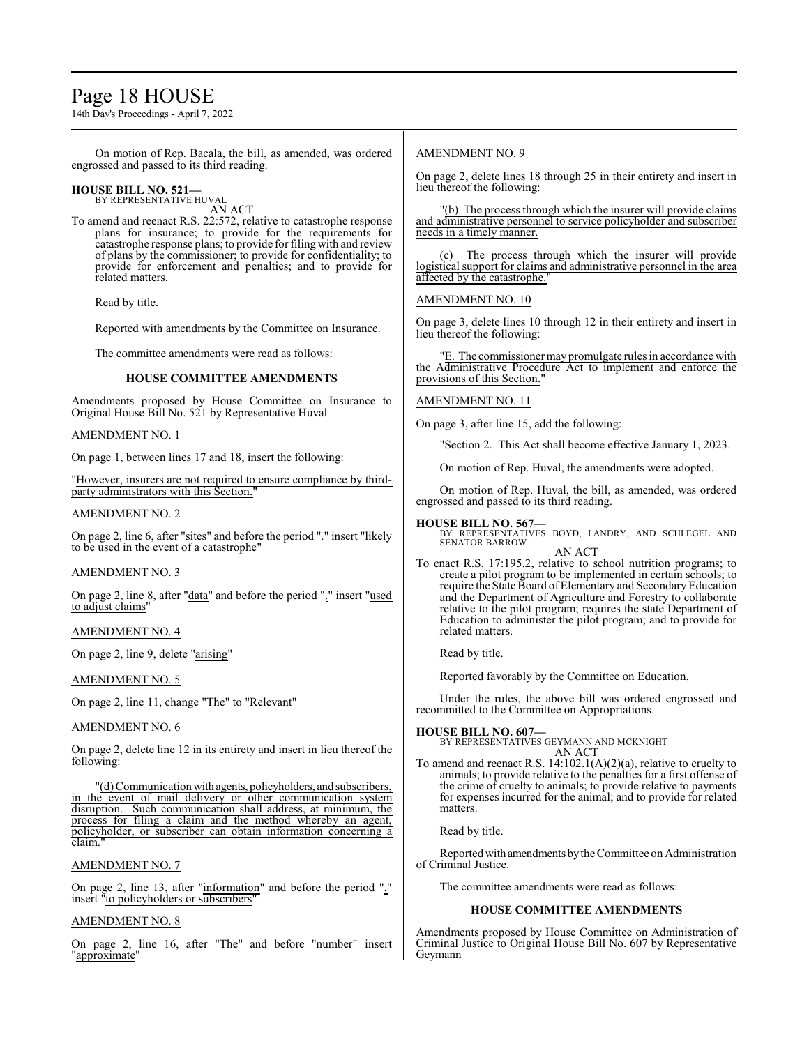On motion of Rep. Bacala, the bill, as amended, was ordered engrossed and passed to its third reading.

**HOUSE BILL NO. 521—**
BY REPRESENTATIVE HUVAL

AN ACT

To amend and reenact R.S. 22:572, relative to catastrophe response plans for insurance; to provide for the requirements for catastrophe response plans; to provide for filing with and review of plans by the commissioner; to provide for confidentiality; to provide for enforcement and penalties; and to provide for related matters.

Read by title.

Reported with amendments by the Committee on Insurance.

The committee amendments were read as follows:

### HOUSE COMMITTEE AMENDMENTS

Amendments proposed by House Committee on Insurance to Original House Bill No. 521 by Representative Huval

AMENDMENT NO. 1

On page 1, between lines 17 and 18, insert the following:

"However, insurers are not required to ensure compliance by third-party administrators with this Section."

AMENDMENT NO. 2

On page 2, line 6, after "sites" and before the period "." insert "likely to be used in the event of a catastrophe"

AMENDMENT NO. 3

On page 2, line 8, after "data" and before the period "." insert "used to adjust claims"

AMENDMENT NO. 4

On page 2, line 9, delete "arising"

AMENDMENT NO. 5

On page 2, line 11, change "The" to "Relevant"

AMENDMENT NO. 6

On page 2, delete line 12 in its entirety and insert in lieu thereof the following:

"(d) Communication with agents, policyholders, and subscribers, in the event of mail delivery or other communication system disruption. Such communication shall address, at minimum, the process for filing a claim and the method whereby an agent, policyholder, or subscriber can obtain information concerning a claim."

AMENDMENT NO. 7

On page 2, line 13, after "information" and before the period "." insert "to policyholders or subscribers"

AMENDMENT NO. 8

On page 2, line 16, after "The" and before "number" insert "approximate"

AMENDMENT NO. 9

On page 2, delete lines 18 through 25 in their entirety and insert in lieu thereof the following:

"(b) The process through which the insurer will provide claims and administrative personnel to service policyholder and subscriber needs in a timely manner.

(c) The process through which the insurer will provide logistical support for claims and administrative personnel in the area affected by the catastrophe."

AMENDMENT NO. 10

On page 3, delete lines 10 through 12 in their entirety and insert in lieu thereof the following:

"E. The commissioner may promulgate rules in accordance with the Administrative Procedure Act to implement and enforce the provisions of this Section."

AMENDMENT NO. 11

On page 3, after line 15, add the following:

"Section 2. This Act shall become effective January 1, 2023.

On motion of Rep. Huval, the amendments were adopted.

On motion of Rep. Huval, the bill, as amended, was ordered engrossed and passed to its third reading.

**HOUSE BILL NO. 567—**
BY REPRESENTATIVES BOYD, LANDRY, AND SCHLEGEL AND SENATOR BARROW

AN ACT

To enact R.S. 17:195.2, relative to school nutrition programs; to create a pilot program to be implemented in certain schools; to require the State Board of Elementary and Secondary Education and the Department of Agriculture and Forestry to collaborate relative to the pilot program; requires the state Department of Education to administer the pilot program; and to provide for related matters.

Read by title.

Reported favorably by the Committee on Education.

Under the rules, the above bill was ordered engrossed and recommitted to the Committee on Appropriations.

**HOUSE BILL NO. 607—**
BY REPRESENTATIVES GEYMANN AND MCKNIGHT

AN ACT

To amend and reenact R.S. 14:102.1(A)(2)(a), relative to cruelty to animals; to provide relative to the penalties for a first offense of the crime of cruelty to animals; to provide relative to payments for expenses incurred for the animal; and to provide for related matters.

Read by title.

Reported with amendments by the Committee on Administration of Criminal Justice.

The committee amendments were read as follows:

### HOUSE COMMITTEE AMENDMENTS

Amendments proposed by House Committee on Administration of Criminal Justice to Original House Bill No. 607 by Representative Geymann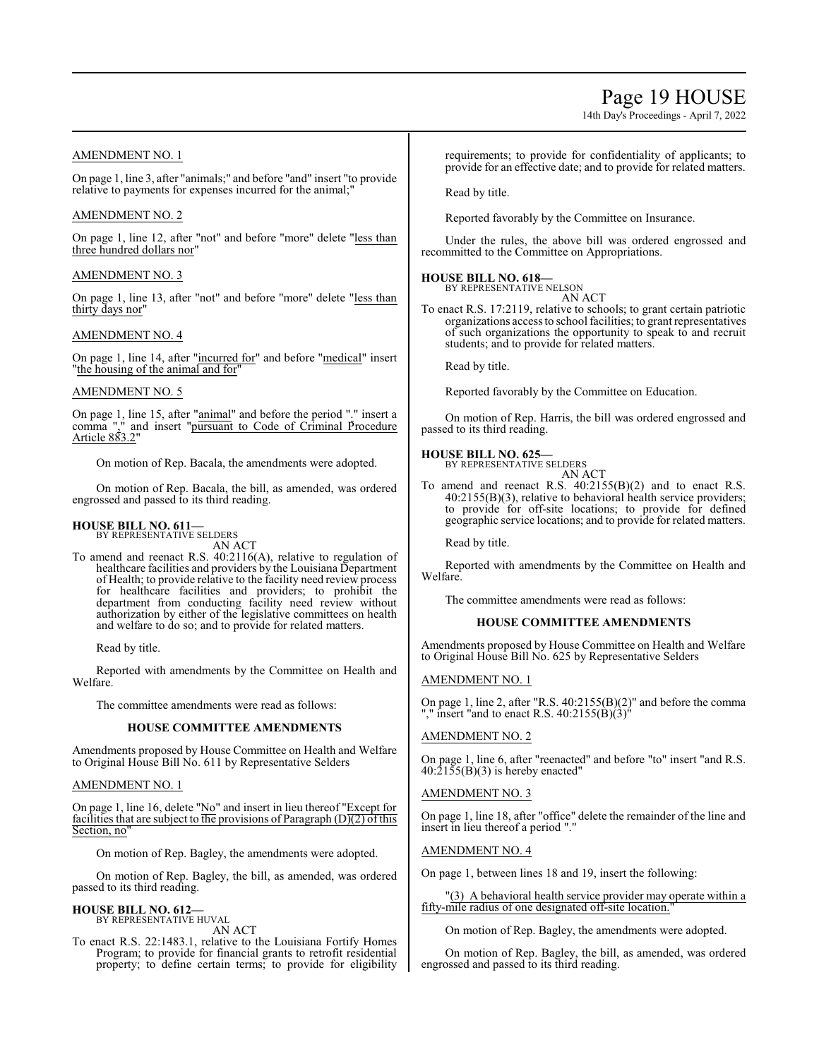AMENDMENT NO. 1

On page 1, line 3, after "animals;" and before "and" insert "to provide relative to payments for expenses incurred for the animal;"

AMENDMENT NO. 2

On page 1, line 12, after "not" and before "more" delete "less than three hundred dollars nor"

AMENDMENT NO. 3

On page 1, line 13, after "not" and before "more" delete "less than thirty days nor"

AMENDMENT NO. 4

On page 1, line 14, after "incurred for" and before "medical" insert "the housing of the animal and for"

AMENDMENT NO. 5

On page 1, line 15, after "animal" and before the period "." insert a comma "," and insert "pursuant to Code of Criminal Procedure Article 883.2"

On motion of Rep. Bacala, the amendments were adopted.

On motion of Rep. Bacala, the bill, as amended, was ordered engrossed and passed to its third reading.

**HOUSE BILL NO. 611—**
BY REPRESENTATIVE SELDERS
AN ACT

To amend and reenact R.S. 40:2116(A), relative to regulation of healthcare facilities and providers by the Louisiana Department of Health; to provide relative to the facility need review process for healthcare facilities and providers; to prohibit the department from conducting facility need review without authorization by either of the legislative committees on health and welfare to do so; and to provide for related matters.

Read by title.

Reported with amendments by the Committee on Health and Welfare.

The committee amendments were read as follows:

**HOUSE COMMITTEE AMENDMENTS**

Amendments proposed by House Committee on Health and Welfare to Original House Bill No. 611 by Representative Selders

AMENDMENT NO. 1

On page 1, line 16, delete "No" and insert in lieu thereof "Except for facilities that are subject to the provisions of Paragraph (D)(2) of this Section, no"

On motion of Rep. Bagley, the amendments were adopted.

On motion of Rep. Bagley, the bill, as amended, was ordered passed to its third reading.

**HOUSE BILL NO. 612—**
BY REPRESENTATIVE HUVAL
AN ACT

To enact R.S. 22:1483.1, relative to the Louisiana Fortify Homes Program; to provide for financial grants to retrofit residential property; to define certain terms; to provide for eligibility requirements; to provide for confidentiality of applicants; to provide for an effective date; and to provide for related matters.

Read by title.

Reported favorably by the Committee on Insurance.

Under the rules, the above bill was ordered engrossed and recommitted to the Committee on Appropriations.

**HOUSE BILL NO. 618—**
BY REPRESENTATIVE NELSON
AN ACT

To enact R.S. 17:2119, relative to schools; to grant certain patriotic organizations access to school facilities; to grant representatives of such organizations the opportunity to speak to and recruit students; and to provide for related matters.

Read by title.

Reported favorably by the Committee on Education.

On motion of Rep. Harris, the bill was ordered engrossed and passed to its third reading.

**HOUSE BILL NO. 625—**
BY REPRESENTATIVE SELDERS
AN ACT

To amend and reenact R.S. 40:2155(B)(2) and to enact R.S. 40:2155(B)(3), relative to behavioral health service providers; to provide for off-site locations; to provide for defined geographic service locations; and to provide for related matters.

Read by title.

Reported with amendments by the Committee on Health and Welfare.

The committee amendments were read as follows:

**HOUSE COMMITTEE AMENDMENTS**

Amendments proposed by House Committee on Health and Welfare to Original House Bill No. 625 by Representative Selders

AMENDMENT NO. 1

On page 1, line 2, after "R.S. 40:2155(B)(2)" and before the comma "," insert "and to enact R.S. 40:2155(B)(3)"

AMENDMENT NO. 2

On page 1, line 6, after "reenacted" and before "to" insert "and R.S. 40:2155(B)(3) is hereby enacted"

AMENDMENT NO. 3

On page 1, line 18, after "office" delete the remainder of the line and insert in lieu thereof a period "."

AMENDMENT NO. 4

On page 1, between lines 18 and 19, insert the following:

"(3) A behavioral health service provider may operate within a fifty-mile radius of one designated off-site location."

On motion of Rep. Bagley, the amendments were adopted.

On motion of Rep. Bagley, the bill, as amended, was ordered engrossed and passed to its third reading.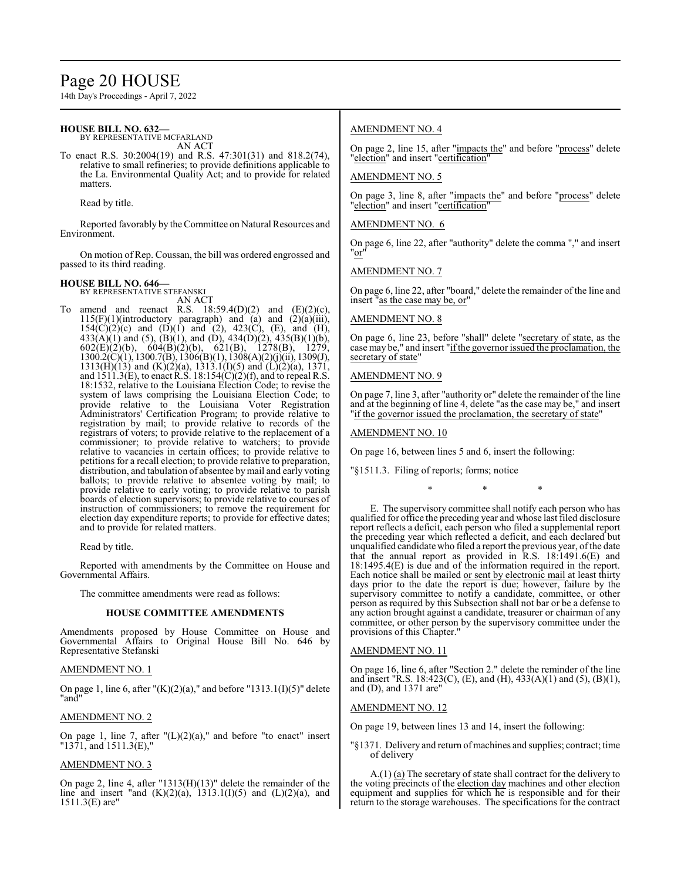**HOUSE BILL NO. 632—**
BY REPRESENTATIVE MCFARLAND
AN ACT

To enact R.S. 30:2004(19) and R.S. 47:301(31) and 818.2(74), relative to small refineries; to provide definitions applicable to the La. Environmental Quality Act; and to provide for related matters.

Read by title.

Reported favorably by the Committee on Natural Resources and Environment.

On motion of Rep. Coussan, the bill was ordered engrossed and passed to its third reading.

**HOUSE BILL NO. 646—**
BY REPRESENTATIVE STEFANSKI
AN ACT

To amend and reenact R.S. 18:59.4(D)(2) and (E)(2)(c), 115(F)(1)(introductory paragraph) and (a) and (2)(a)(iii), 154(C)(2)(c) and (D)(1) and (2), 423(C), (E), and (H), 433(A)(1) and (5), (B)(1), and (D), 434(D)(2), 435(B)(1)(b), 602(E)(2)(b), 604(B)(2)(b), 621(B), 1278(B), 1279, 1300.2(C)(1), 1300.7(B), 1306(B)(1), 1308(A)(2)(j)(ii), 1309(J), 1313(H)(13) and (K)(2)(a), 1313.1(I)(5) and (L)(2)(a), 1371, and 1511.3(E), to enact R.S. 18:154(C)(2)(f), and to repeal R.S. 18:1532, relative to the Louisiana Election Code; to revise the system of laws comprising the Louisiana Election Code; to provide relative to the Louisiana Voter Registration Administrators' Certification Program; to provide relative to registration by mail; to provide relative to records of the registrars of voters; to provide relative to the replacement of a commissioner; to provide relative to watchers; to provide relative to vacancies in certain offices; to provide relative to petitions for a recall election; to provide relative to preparation, distribution, and tabulation of absentee by mail and early voting ballots; to provide relative to absentee voting by mail; to provide relative to early voting; to provide relative to parish boards of election supervisors; to provide relative to courses of instruction of commissioners; to remove the requirement for election day expenditure reports; to provide for effective dates; and to provide for related matters.

Read by title.

Reported with amendments by the Committee on House and Governmental Affairs.

The committee amendments were read as follows:

**HOUSE COMMITTEE AMENDMENTS**

Amendments proposed by House Committee on House and Governmental Affairs to Original House Bill No. 646 by Representative Stefanski

AMENDMENT NO. 1

On page 1, line 6, after "(K)(2)(a)," and before "1313.1(I)(5)" delete "and"

AMENDMENT NO. 2

On page 1, line 7, after "(L)(2)(a)," and before "to enact" insert "1371, and 1511.3(E),"

AMENDMENT NO. 3

On page 2, line 4, after "1313(H)(13)" delete the remainder of the line and insert "and (K)(2)(a), 1313.1(I)(5) and (L)(2)(a), and 1511.3(E) are"

AMENDMENT NO. 4

On page 2, line 15, after "impacts the" and before "process" delete "election" and insert "certification"

AMENDMENT NO. 5

On page 3, line 8, after "impacts the" and before "process" delete "election" and insert "certification"

AMENDMENT NO. 6

On page 6, line 22, after "authority" delete the comma "," and insert "or"

AMENDMENT NO. 7

On page 6, line 22, after "board," delete the remainder of the line and insert "as the case may be, or"

AMENDMENT NO. 8

On page 6, line 23, before "shall" delete "secretary of state, as the case may be," and insert "if the governor issued the proclamation, the secretary of state"

AMENDMENT NO. 9

On page 7, line 3, after "authority or" delete the remainder of the line and at the beginning of line 4, delete "as the case may be," and insert "if the governor issued the proclamation, the secretary of state"

AMENDMENT NO. 10

On page 16, between lines 5 and 6, insert the following:

"§1511.3. Filing of reports; forms; notice

\* \* \*

E. The supervisory committee shall notify each person who has qualified for office the preceding year and whose last filed disclosure report reflects a deficit, each person who filed a supplemental report the preceding year which reflected a deficit, and each declared but unqualified candidate who filed a report the previous year, of the date that the annual report as provided in R.S. 18:1491.6(E) and 18:1495.4(E) is due and of the information required in the report. Each notice shall be mailed or sent by electronic mail at least thirty days prior to the date the report is due; however, failure by the supervisory committee to notify a candidate, committee, or other person as required by this Subsection shall not bar or be a defense to any action brought against a candidate, treasurer or chairman of any committee, or other person by the supervisory committee under the provisions of this Chapter."

AMENDMENT NO. 11

On page 16, line 6, after "Section 2." delete the reminder of the line and insert "R.S. 18:423(C), (E), and (H), 433(A)(1) and (5), (B)(1), and (D), and 1371 are"

AMENDMENT NO. 12

On page 19, between lines 13 and 14, insert the following:

"§1371. Delivery and return of machines and supplies; contract; time of delivery

A.(1) (a) The secretary of state shall contract for the delivery to the voting precincts of the election day machines and other election equipment and supplies for which he is responsible and for their return to the storage warehouses. The specifications for the contract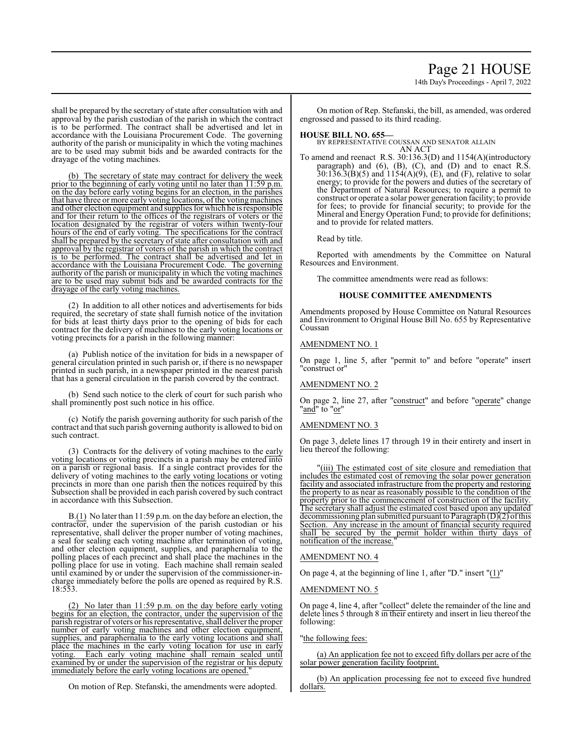shall be prepared by the secretary of state after consultation with and approval by the parish custodian of the parish in which the contract is to be performed. The contract shall be advertised and let in accordance with the Louisiana Procurement Code. The governing authority of the parish or municipality in which the voting machines are to be used may submit bids and be awarded contracts for the drayage of the voting machines.

(b) The secretary of state may contract for delivery the week prior to the beginning of early voting until no later than 11:59 p.m. on the day before early voting begins for an election, in the parishes that have three or more early voting locations, of the voting machines and other election equipment and supplies for which he is responsible and for their return to the offices of the registrars of voters or the location designated by the registrar of voters within twenty-four hours of the end of early voting. The specifications for the contract shall be prepared by the secretary of state after consultation with and approval by the registrar of voters of the parish in which the contract is to be performed. The contract shall be advertised and let in accordance with the Louisiana Procurement Code. The governing authority of the parish or municipality in which the voting machines are to be used may submit bids and be awarded contracts for the drayage of the early voting machines.

(2) In addition to all other notices and advertisements for bids required, the secretary of state shall furnish notice of the invitation for bids at least thirty days prior to the opening of bids for each contract for the delivery of machines to the early voting locations or voting precincts for a parish in the following manner:

(a) Publish notice of the invitation for bids in a newspaper of general circulation printed in such parish or, if there is no newspaper printed in such parish, in a newspaper printed in the nearest parish that has a general circulation in the parish covered by the contract.

(b) Send such notice to the clerk of court for such parish who shall prominently post such notice in his office.

(c) Notify the parish governing authority for such parish of the contract and that such parish governing authority is allowed to bid on such contract.

(3) Contracts for the delivery of voting machines to the early voting locations or voting precincts in a parish may be entered into on a parish or regional basis. If a single contract provides for the delivery of voting machines to the early voting locations or voting precincts in more than one parish then the notices required by this Subsection shall be provided in each parish covered by such contract in accordance with this Subsection.

B.(1) No later than 11:59 p.m. on the day before an election, the contractor, under the supervision of the parish custodian or his representative, shall deliver the proper number of voting machines, a seal for sealing each voting machine after termination of voting, and other election equipment, supplies, and paraphernalia to the polling places of each precinct and shall place the machines in the polling place for use in voting. Each machine shall remain sealed until examined by or under the supervision of the commissioner-in-charge immediately before the polls are opened as required by R.S. 18:553.

(2) No later than 11:59 p.m. on the day before early voting begins for an election, the contractor, under the supervision of the parish registrar of voters or his representative, shall deliver the proper number of early voting machines and other election equipment, supplies, and paraphernalia to the early voting locations and shall place the machines in the early voting location for use in early voting. Each early voting machine shall remain sealed until examined by or under the supervision of the registrar or his deputy immediately before the early voting locations are opened."

On motion of Rep. Stefanski, the amendments were adopted.

On motion of Rep. Stefanski, the bill, as amended, was ordered engrossed and passed to its third reading.

**HOUSE BILL NO. 655—**
BY REPRESENTATIVE COUSSAN AND SENATOR ALLAIN
AN ACT

To amend and reenact R.S. 30:136.3(D) and 1154(A)(introductory paragraph) and (6), (B), (C), and (D) and to enact R.S. 30:136.3(B)(5) and 1154(A)(9), (E), and (F), relative to solar energy; to provide for the powers and duties of the secretary of the Department of Natural Resources; to require a permit to construct or operate a solar power generation facility; to provide for fees; to provide for financial security; to provide for the Mineral and Energy Operation Fund; to provide for definitions; and to provide for related matters.

Read by title.

Reported with amendments by the Committee on Natural Resources and Environment.

The committee amendments were read as follows:

### HOUSE COMMITTEE AMENDMENTS

Amendments proposed by House Committee on Natural Resources and Environment to Original House Bill No. 655 by Representative Coussan

AMENDMENT NO. 1

On page 1, line 5, after "permit to" and before "operate" insert "construct or"

AMENDMENT NO. 2

On page 2, line 27, after "construct" and before "operate" change "and" to "or"

AMENDMENT NO. 3

On page 3, delete lines 17 through 19 in their entirety and insert in lieu thereof the following:

"(iii) The estimated cost of site closure and remediation that includes the estimated cost of removing the solar power generation facility and associated infrastructure from the property and restoring the property to as near as reasonably possible to the condition of the property prior to the commencement of construction of the facility. The secretary shall adjust the estimated cost based upon any updated decommissioning plan submitted pursuant to Paragraph (D)(2) of this Section. Any increase in the amount of financial security required shall be secured by the permit holder within thirty days of notification of the increase."

AMENDMENT NO. 4

On page 4, at the beginning of line 1, after "D." insert "(1)"

AMENDMENT NO. 5

On page 4, line 4, after "collect" delete the remainder of the line and delete lines 5 through 8 in their entirety and insert in lieu thereof the following:

"the following fees:

(a) An application fee not to exceed fifty dollars per acre of the solar power generation facility footprint.

(b) An application processing fee not to exceed five hundred dollars.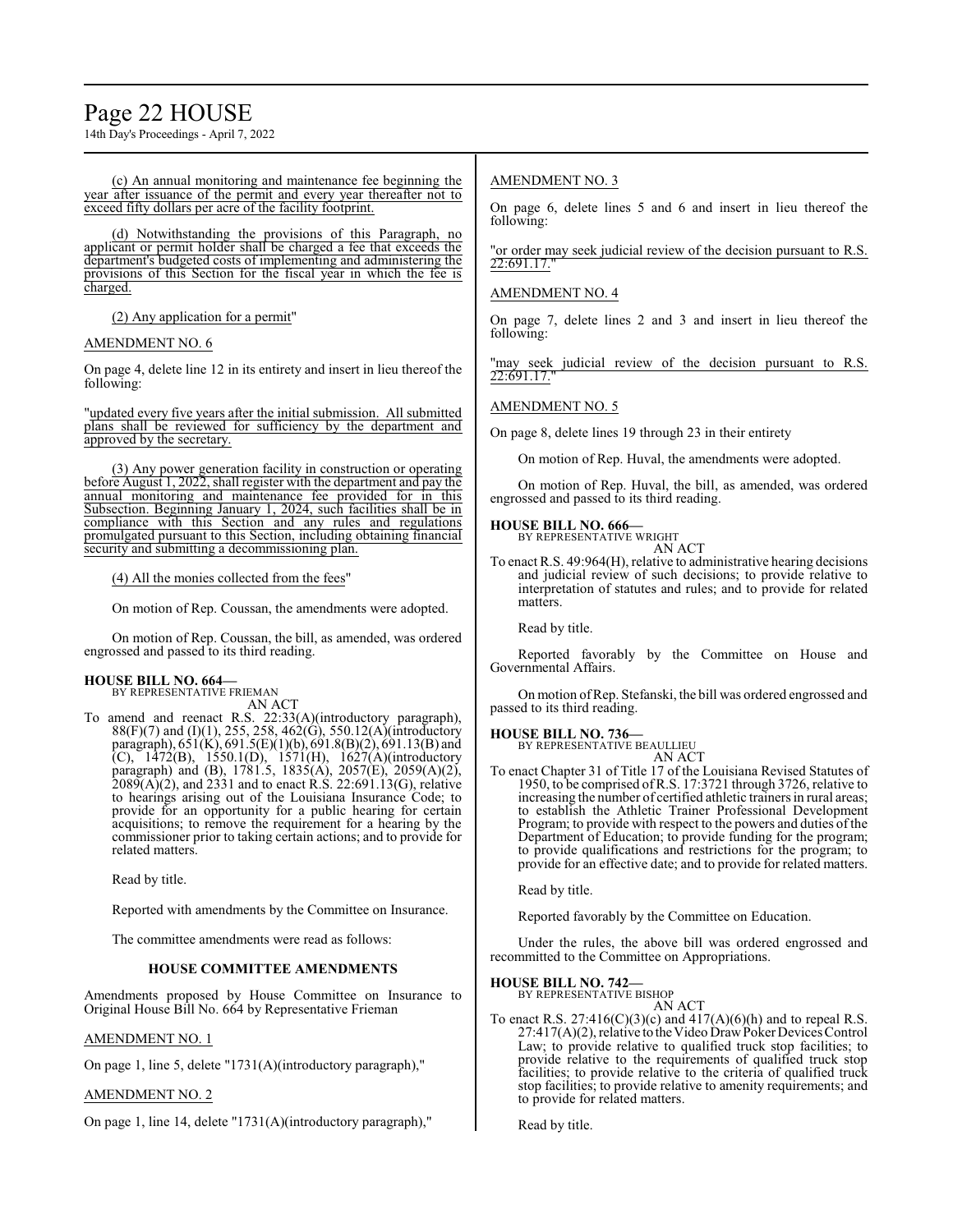(c) An annual monitoring and maintenance fee beginning the year after issuance of the permit and every year thereafter not to exceed fifty dollars per acre of the facility footprint.

(d) Notwithstanding the provisions of this Paragraph, no applicant or permit holder shall be charged a fee that exceeds the department's budgeted costs of implementing and administering the provisions of this Section for the fiscal year in which the fee is charged.

(2) Any application for a permit"

AMENDMENT NO. 6

On page 4, delete line 12 in its entirety and insert in lieu thereof the following:

"updated every five years after the initial submission. All submitted plans shall be reviewed for sufficiency by the department and approved by the secretary.

(3) Any power generation facility in construction or operating before August 1, 2022, shall register with the department and pay the annual monitoring and maintenance fee provided for in this Subsection. Beginning January 1, 2024, such facilities shall be in compliance with this Section and any rules and regulations promulgated pursuant to this Section, including obtaining financial security and submitting a decommissioning plan.

(4) All the monies collected from the fees"

On motion of Rep. Coussan, the amendments were adopted.

On motion of Rep. Coussan, the bill, as amended, was ordered engrossed and passed to its third reading.

**HOUSE BILL NO. 664—**
BY REPRESENTATIVE FRIEMAN
AN ACT

To amend and reenact R.S. 22:33(A)(introductory paragraph), 88(F)(7) and (I)(1), 255, 258, 462(G), 550.12(A)(introductory paragraph), 651(K), 691.5(E)(1)(b), 691.8(B)(2), 691.13(B) and (C), 1472(B), 1550.1(D), 1571(H), 1627(A)(introductory paragraph) and (B), 1781.5, 1835(A), 2057(E), 2059(A)(2), 2089(A)(2), and 2331 and to enact R.S. 22:691.13(G), relative to hearings arising out of the Louisiana Insurance Code; to provide for an opportunity for a public hearing for certain acquisitions; to remove the requirement for a hearing by the commissioner prior to taking certain actions; and to provide for related matters.

Read by title.

Reported with amendments by the Committee on Insurance.

The committee amendments were read as follows:

**HOUSE COMMITTEE AMENDMENTS**

Amendments proposed by House Committee on Insurance to Original House Bill No. 664 by Representative Frieman

AMENDMENT NO. 1

On page 1, line 5, delete "1731(A)(introductory paragraph),"

AMENDMENT NO. 2

On page 1, line 14, delete "1731(A)(introductory paragraph),"

AMENDMENT NO. 3

On page 6, delete lines 5 and 6 and insert in lieu thereof the following:

"or order may seek judicial review of the decision pursuant to R.S. 22:691.17."

AMENDMENT NO. 4

On page 7, delete lines 2 and 3 and insert in lieu thereof the following:

"may seek judicial review of the decision pursuant to R.S. 22:691.17."

AMENDMENT NO. 5

On page 8, delete lines 19 through 23 in their entirety

On motion of Rep. Huval, the amendments were adopted.

On motion of Rep. Huval, the bill, as amended, was ordered engrossed and passed to its third reading.

**HOUSE BILL NO. 666—**
BY REPRESENTATIVE WRIGHT
AN ACT

To enact R.S. 49:964(H), relative to administrative hearing decisions and judicial review of such decisions; to provide relative to interpretation of statutes and rules; and to provide for related matters.

Read by title.

Reported favorably by the Committee on House and Governmental Affairs.

On motion of Rep. Stefanski, the bill was ordered engrossed and passed to its third reading.

**HOUSE BILL NO. 736—**
BY REPRESENTATIVE BEAULLIEU
AN ACT

To enact Chapter 31 of Title 17 of the Louisiana Revised Statutes of 1950, to be comprised of R.S. 17:3721 through 3726, relative to increasing the number of certified athletic trainers in rural areas; to establish the Athletic Trainer Professional Development Program; to provide with respect to the powers and duties of the Department of Education; to provide funding for the program; to provide qualifications and restrictions for the program; to provide for an effective date; and to provide for related matters.

Read by title.

Reported favorably by the Committee on Education.

Under the rules, the above bill was ordered engrossed and recommitted to the Committee on Appropriations.

**HOUSE BILL NO. 742—**
BY REPRESENTATIVE BISHOP
AN ACT

To enact R.S. 27:416(C)(3)(c) and 417(A)(6)(h) and to repeal R.S. 27:417(A)(2), relative to the Video Draw Poker Devices Control Law; to provide relative to qualified truck stop facilities; to provide relative to the requirements of qualified truck stop facilities; to provide relative to the criteria of qualified truck stop facilities; to provide relative to amenity requirements; and to provide for related matters.

Read by title.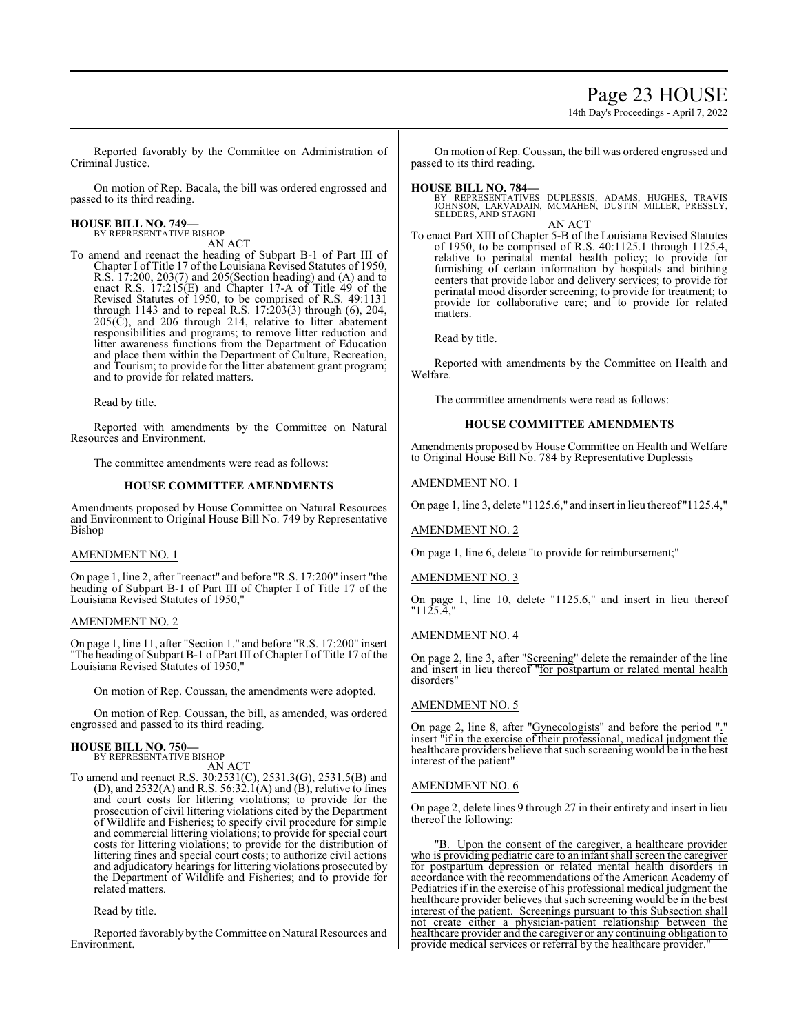Reported favorably by the Committee on Administration of Criminal Justice.

On motion of Rep. Bacala, the bill was ordered engrossed and passed to its third reading.

**HOUSE BILL NO. 749—**
BY REPRESENTATIVE BISHOP
AN ACT

To amend and reenact the heading of Subpart B-1 of Part III of Chapter I of Title 17 of the Louisiana Revised Statutes of 1950, R.S. 17:200, 203(7) and 205(Section heading) and (A) and to enact R.S. 17:215(E) and Chapter 17-A of Title 49 of the Revised Statutes of 1950, to be comprised of R.S. 49:1131 through 1143 and to repeal R.S. 17:203(3) through (6), 204, 205(C), and 206 through 214, relative to litter abatement responsibilities and programs; to remove litter reduction and litter awareness functions from the Department of Education and place them within the Department of Culture, Recreation, and Tourism; to provide for the litter abatement grant program; and to provide for related matters.

Read by title.

Reported with amendments by the Committee on Natural Resources and Environment.

The committee amendments were read as follows:

**HOUSE COMMITTEE AMENDMENTS**

Amendments proposed by House Committee on Natural Resources and Environment to Original House Bill No. 749 by Representative Bishop

AMENDMENT NO. 1

On page 1, line 2, after "reenact" and before "R.S. 17:200" insert "the heading of Subpart B-1 of Part III of Chapter I of Title 17 of the Louisiana Revised Statutes of 1950,"

AMENDMENT NO. 2

On page 1, line 11, after "Section 1." and before "R.S. 17:200" insert "The heading of Subpart B-1 of Part III of Chapter I of Title 17 of the Louisiana Revised Statutes of 1950,"

On motion of Rep. Coussan, the amendments were adopted.

On motion of Rep. Coussan, the bill, as amended, was ordered engrossed and passed to its third reading.

**HOUSE BILL NO. 750—**
BY REPRESENTATIVE BISHOP
AN ACT

To amend and reenact R.S. 30:2531(C), 2531.3(G), 2531.5(B) and (D), and 2532(A) and R.S. 56:32.1(A) and (B), relative to fines and court costs for littering violations; to provide for the prosecution of civil littering violations cited by the Department of Wildlife and Fisheries; to specify civil procedure for simple and commercial littering violations; to provide for special court costs for littering violations; to provide for the distribution of littering fines and special court costs; to authorize civil actions and adjudicatory hearings for littering violations prosecuted by the Department of Wildlife and Fisheries; and to provide for related matters.

Read by title.

Reported favorably by the Committee on Natural Resources and Environment.

On motion of Rep. Coussan, the bill was ordered engrossed and passed to its third reading.

**HOUSE BILL NO. 784—**
BY REPRESENTATIVES DUPLESSIS, ADAMS, HUGHES, TRAVIS JOHNSON, LARVADAIN, MCMAHEN, DUSTIN MILLER, PRESSLY, SELDERS, AND STAGNI
AN ACT

To enact Part XIII of Chapter 5-B of the Louisiana Revised Statutes of 1950, to be comprised of R.S. 40:1125.1 through 1125.4, relative to perinatal mental health policy; to provide for furnishing of certain information by hospitals and birthing centers that provide labor and delivery services; to provide for perinatal mood disorder screening; to provide for treatment; to provide for collaborative care; and to provide for related matters.

Read by title.

Reported with amendments by the Committee on Health and Welfare.

The committee amendments were read as follows:

**HOUSE COMMITTEE AMENDMENTS**

Amendments proposed by House Committee on Health and Welfare to Original House Bill No. 784 by Representative Duplessis

AMENDMENT NO. 1

On page 1, line 3, delete "1125.6," and insert in lieu thereof "1125.4,"

AMENDMENT NO. 2

On page 1, line 6, delete "to provide for reimbursement;"

AMENDMENT NO. 3

On page 1, line 10, delete "1125.6," and insert in lieu thereof "1125.4,"

AMENDMENT NO. 4

On page 2, line 3, after "Screening" delete the remainder of the line and insert in lieu thereof "for postpartum or related mental health disorders"

AMENDMENT NO. 5

On page 2, line 8, after "Gynecologists" and before the period "." insert "if in the exercise of their professional, medical judgment the healthcare providers believe that such screening would be in the best interest of the patient"

AMENDMENT NO. 6

On page 2, delete lines 9 through 27 in their entirety and insert in lieu thereof the following:

"B. Upon the consent of the caregiver, a healthcare provider who is providing pediatric care to an infant shall screen the caregiver for postpartum depression or related mental health disorders in accordance with the recommendations of the American Academy of Pediatrics if in the exercise of his professional medical judgment the healthcare provider believes that such screening would be in the best interest of the patient. Screenings pursuant to this Subsection shall not create either a physician-patient relationship between the healthcare provider and the caregiver or any continuing obligation to provide medical services or referral by the healthcare provider."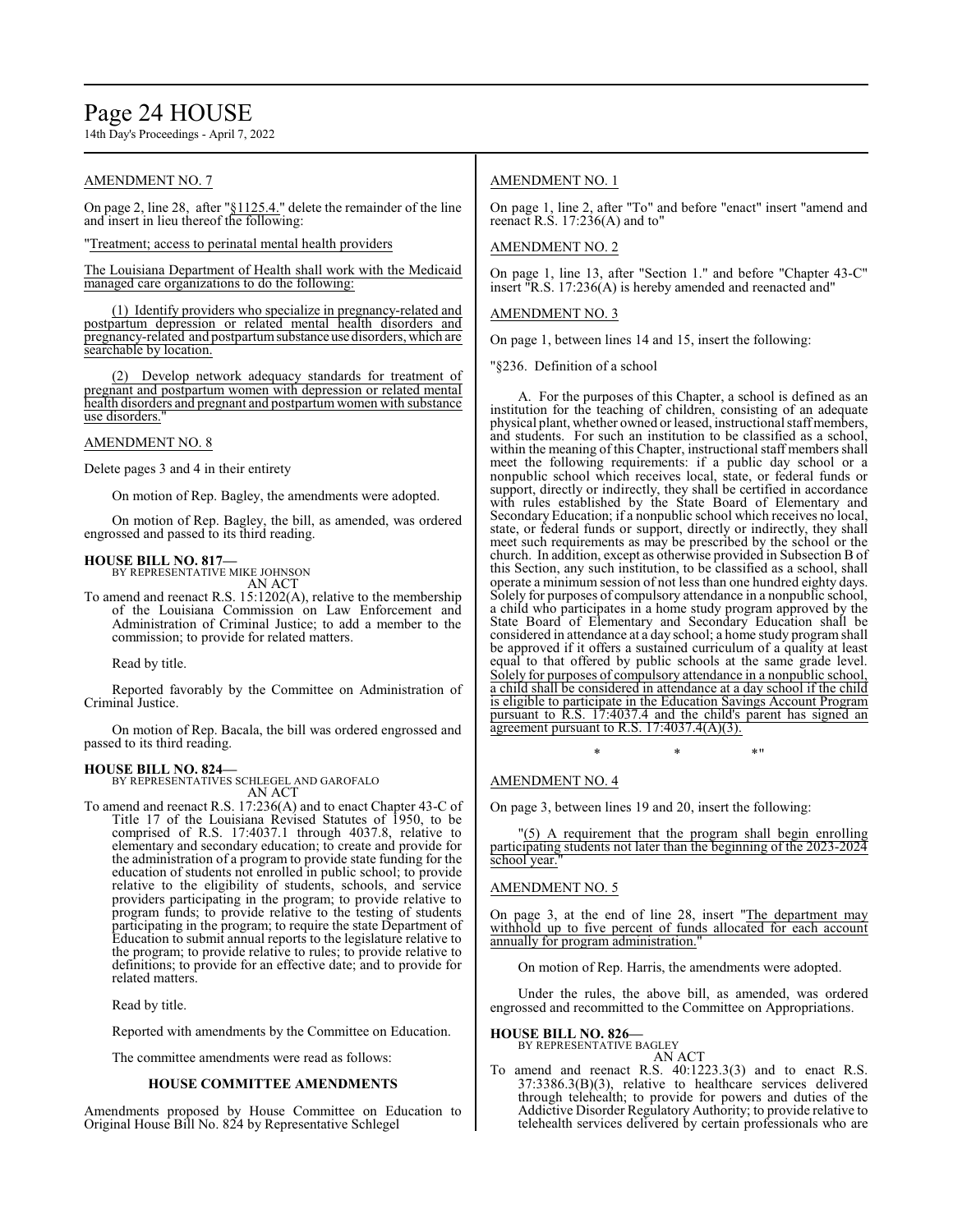AMENDMENT NO. 7

On page 2, line 28, after "§1125.4." delete the remainder of the line and insert in lieu thereof the following:

"Treatment; access to perinatal mental health providers

The Louisiana Department of Health shall work with the Medicaid managed care organizations to do the following:

(1) Identify providers who specialize in pregnancy-related and postpartum depression or related mental health disorders and pregnancy-related and postpartum substance use disorders, which are searchable by location.

(2) Develop network adequacy standards for treatment of pregnant and postpartum women with depression or related mental health disorders and pregnant and postpartum women with substance use disorders."

AMENDMENT NO. 8

Delete pages 3 and 4 in their entirety

On motion of Rep. Bagley, the amendments were adopted.

On motion of Rep. Bagley, the bill, as amended, was ordered engrossed and passed to its third reading.

**HOUSE BILL NO. 817—**
BY REPRESENTATIVE MIKE JOHNSON
AN ACT

To amend and reenact R.S. 15:1202(A), relative to the membership of the Louisiana Commission on Law Enforcement and Administration of Criminal Justice; to add a member to the commission; to provide for related matters.

Read by title.

Reported favorably by the Committee on Administration of Criminal Justice.

On motion of Rep. Bacala, the bill was ordered engrossed and passed to its third reading.

**HOUSE BILL NO. 824—**
BY REPRESENTATIVES SCHLEGEL AND GAROFALO
AN ACT

To amend and reenact R.S. 17:236(A) and to enact Chapter 43-C of Title 17 of the Louisiana Revised Statutes of 1950, to be comprised of R.S. 17:4037.1 through 4037.8, relative to elementary and secondary education; to create and provide for the administration of a program to provide state funding for the education of students not enrolled in public school; to provide relative to the eligibility of students, schools, and service providers participating in the program; to provide relative to program funds; to provide relative to the testing of students participating in the program; to require the state Department of Education to submit annual reports to the legislature relative to the program; to provide relative to rules; to provide relative to definitions; to provide for an effective date; and to provide for related matters.

Read by title.

Reported with amendments by the Committee on Education.

The committee amendments were read as follows:

**HOUSE COMMITTEE AMENDMENTS**

Amendments proposed by House Committee on Education to Original House Bill No. 824 by Representative Schlegel

AMENDMENT NO. 1

On page 1, line 2, after "To" and before "enact" insert "amend and reenact R.S. 17:236(A) and to"

AMENDMENT NO. 2

On page 1, line 13, after "Section 1." and before "Chapter 43-C" insert "R.S. 17:236(A) is hereby amended and reenacted and"

AMENDMENT NO. 3

On page 1, between lines 14 and 15, insert the following:

"§236. Definition of a school

A. For the purposes of this Chapter, a school is defined as an institution for the teaching of children, consisting of an adequate physical plant, whether owned or leased, instructional staff members, and students. For such an institution to be classified as a school, within the meaning of this Chapter, instructional staff members shall meet the following requirements: if a public day school or a nonpublic school which receives local, state, or federal funds or support, directly or indirectly, they shall be certified in accordance with rules established by the State Board of Elementary and Secondary Education; if a nonpublic school which receives no local, state, or federal funds or support, directly or indirectly, they shall meet such requirements as may be prescribed by the school or the church. In addition, except as otherwise provided in Subsection B of this Section, any such institution, to be classified as a school, shall operate a minimum session of not less than one hundred eighty days. Solely for purposes of compulsory attendance in a nonpublic school, a child who participates in a home study program approved by the State Board of Elementary and Secondary Education shall be considered in attendance at a day school; a home study program shall be approved if it offers a sustained curriculum of a quality at least equal to that offered by public schools at the same grade level. Solely for purposes of compulsory attendance in a nonpublic school, a child shall be considered in attendance at a day school if the child is eligible to participate in the Education Savings Account Program pursuant to R.S. 17:4037.4 and the child's parent has signed an agreement pursuant to R.S. 17:4037.4(A)(3).

\* \* \*"

AMENDMENT NO. 4

On page 3, between lines 19 and 20, insert the following:

"(5) A requirement that the program shall begin enrolling participating students not later than the beginning of the 2023-2024 school year."

AMENDMENT NO. 5

On page 3, at the end of line 28, insert "The department may withhold up to five percent of funds allocated for each account annually for program administration."

On motion of Rep. Harris, the amendments were adopted.

Under the rules, the above bill, as amended, was ordered engrossed and recommitted to the Committee on Appropriations.

**HOUSE BILL NO. 826—**
BY REPRESENTATIVE BAGLEY
AN ACT

To amend and reenact R.S. 40:1223.3(3) and to enact R.S. 37:3386.3(B)(3), relative to healthcare services delivered through telehealth; to provide for powers and duties of the Addictive Disorder Regulatory Authority; to provide relative to telehealth services delivered by certain professionals who are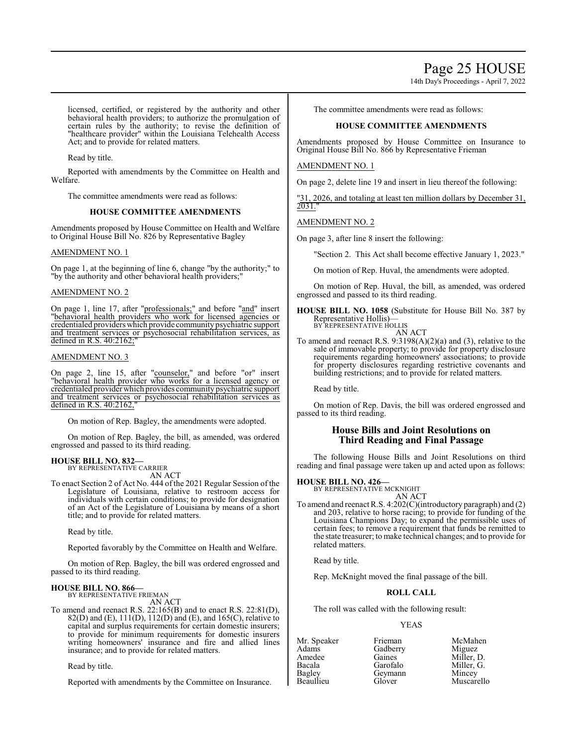licensed, certified, or registered by the authority and other behavioral health providers; to authorize the promulgation of certain rules by the authority; to revise the definition of "healthcare provider" within the Louisiana Telehealth Access Act; and to provide for related matters.

Read by title.

Reported with amendments by the Committee on Health and Welfare.

The committee amendments were read as follows:

### HOUSE COMMITTEE AMENDMENTS

Amendments proposed by House Committee on Health and Welfare to Original House Bill No. 826 by Representative Bagley

AMENDMENT NO. 1

On page 1, at the beginning of line 6, change "by the authority;" to "by the authority and other behavioral health providers;"

AMENDMENT NO. 2

On page 1, line 17, after "professionals;" and before "and" insert "behavioral health providers who work for licensed agencies or credentialed providers which provide community psychiatric support and treatment services or psychosocial rehabilitation services, as defined in R.S. 40:2162;"

AMENDMENT NO. 3

On page 2, line 15, after "counselor," and before "or" insert "behavioral health provider who works for a licensed agency or credentialed provider which provides community psychiatric support and treatment services or psychosocial rehabilitation services as defined in R.S. 40:2162,"

On motion of Rep. Bagley, the amendments were adopted.

On motion of Rep. Bagley, the bill, as amended, was ordered engrossed and passed to its third reading.

**HOUSE BILL NO. 832—**
BY REPRESENTATIVE CARRIER
AN ACT

To enact Section 2 of Act No. 444 of the 2021 Regular Session of the Legislature of Louisiana, relative to restroom access for individuals with certain conditions; to provide for designation of an Act of the Legislature of Louisiana by means of a short title; and to provide for related matters.

Read by title.

Reported favorably by the Committee on Health and Welfare.

On motion of Rep. Bagley, the bill was ordered engrossed and passed to its third reading.

**HOUSE BILL NO. 866—**
BY REPRESENTATIVE FRIEMAN
AN ACT

To amend and reenact R.S. 22:165(B) and to enact R.S. 22:81(D), 82(D) and (E), 111(D), 112(D) and (E), and 165(C), relative to capital and surplus requirements for certain domestic insurers; to provide for minimum requirements for domestic insurers writing homeowners' insurance and fire and allied lines insurance; and to provide for related matters.

Read by title.

Reported with amendments by the Committee on Insurance.

The committee amendments were read as follows:

### HOUSE COMMITTEE AMENDMENTS

Amendments proposed by House Committee on Insurance to Original House Bill No. 866 by Representative Frieman

AMENDMENT NO. 1

On page 2, delete line 19 and insert in lieu thereof the following:

"31, 2026, and totaling at least ten million dollars by December 31, 2031."

AMENDMENT NO. 2

On page 3, after line 8 insert the following:

"Section 2. This Act shall become effective January 1, 2023."

On motion of Rep. Huval, the amendments were adopted.

On motion of Rep. Huval, the bill, as amended, was ordered engrossed and passed to its third reading.

**HOUSE BILL NO. 1058** (Substitute for House Bill No. 387 by Representative Hollis)—
BY REPRESENTATIVE HOLLIS
AN ACT

To amend and reenact R.S. 9:3198(A)(2)(a) and (3), relative to the sale of immovable property; to provide for property disclosure requirements regarding homeowners' associations; to provide for property disclosures regarding restrictive covenants and building restrictions; and to provide for related matters.

Read by title.

On motion of Rep. Davis, the bill was ordered engrossed and passed to its third reading.

## House Bills and Joint Resolutions on Third Reading and Final Passage

The following House Bills and Joint Resolutions on third reading and final passage were taken up and acted upon as follows:

**HOUSE BILL NO. 426—**
BY REPRESENTATIVE MCKNIGHT
AN ACT

To amend and reenact R.S. 4:202(C)(introductory paragraph) and (2) and 203, relative to horse racing; to provide for funding of the Louisiana Champions Day; to expand the permissible uses of certain fees; to remove a requirement that funds be remitted to the state treasurer; to make technical changes; and to provide for related matters.

Read by title.

Rep. McKnight moved the final passage of the bill.

### ROLL CALL

The roll was called with the following result:

YEAS

| | | |
|---|---|---|
| Mr. Speaker | Frieman | McMahen |
| Adams | Gadberry | Miguez |
| Amedee | Gaines | Miller, D. |
| Bacala | Garofalo | Miller, G. |
| Bagley | Geymann | Mincey |
| Beaullieu | Glover | Muscarello |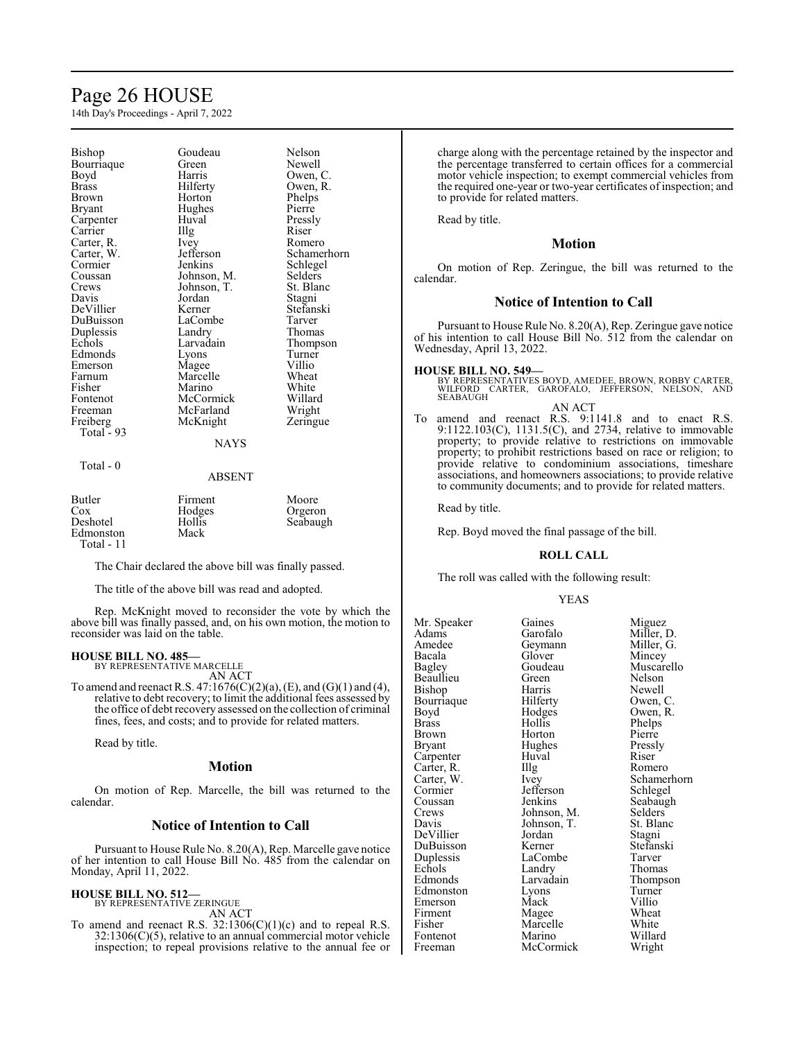| | | |
|---|---|---|
| Bishop | Goudeau | Nelson |
| Bourriaque | Green | Newell |
| Boyd | Harris | Owen, C. |
| Brass | Hilferty | Owen, R. |
| Brown | Horton | Phelps |
| Bryant | Hughes | Pierre |
| Carpenter | Huval | Pressly |
| Carrier | Illg | Riser |
| Carter, R. | Ivey | Romero |
| Carter, W. | Jefferson | Schamerhorn |
| Cormier | Jenkins | Schlegel |
| Coussan | Johnson, M. | Selders |
| Crews | Johnson, T. | St. Blanc |
| Davis | Jordan | Stagni |
| DeVillier | Kerner | Stefanski |
| DuBuisson | LaCombe | Tarver |
| Duplessis | Landry | Thomas |
| Echols | Larvadain | Thompson |
| Edmonds | Lyons | Turner |
| Emerson | Magee | Villio |
| Farnum | Marcelle | Wheat |
| Fisher | Marino | White |
| Fontenot | McCormick | Willard |
| Freeman | McFarland | Wright |
| Freiberg | McKnight | Zeringue |
| Total - 93 | | |

NAYS

Total - 0

ABSENT

| | | |
|---|---|---|
| Butler | Firment | Moore |
| Cox | Hodges | Orgeron |
| Deshotel | Hollis | Seabaugh |
| Edmonston | Mack | |
| Total - 11 | | |

The Chair declared the above bill was finally passed.

The title of the above bill was read and adopted.

Rep. McKnight moved to reconsider the vote by which the above bill was finally passed, and, on his own motion, the motion to reconsider was laid on the table.

**HOUSE BILL NO. 485—**
BY REPRESENTATIVE MARCELLE
AN ACT

To amend and reenact R.S. 47:1676(C)(2)(a), (E), and (G)(1) and (4), relative to debt recovery; to limit the additional fees assessed by the office of debt recovery assessed on the collection of criminal fines, fees, and costs; and to provide for related matters.

Read by title.

## Motion

On motion of Rep. Marcelle, the bill was returned to the calendar.

## Notice of Intention to Call

Pursuant to House Rule No. 8.20(A), Rep. Marcelle gave notice of her intention to call House Bill No. 485 from the calendar on Monday, April 11, 2022.

**HOUSE BILL NO. 512—**
BY REPRESENTATIVE ZERINGUE
AN ACT

To amend and reenact R.S. 32:1306(C)(1)(c) and to repeal R.S. 32:1306(C)(5), relative to an annual commercial motor vehicle inspection; to repeal provisions relative to the annual fee or charge along with the percentage retained by the inspector and the percentage transferred to certain offices for a commercial motor vehicle inspection; to exempt commercial vehicles from the required one-year or two-year certificates of inspection; and to provide for related matters.

Read by title.

## Motion

On motion of Rep. Zeringue, the bill was returned to the calendar.

## Notice of Intention to Call

Pursuant to House Rule No. 8.20(A), Rep. Zeringue gave notice of his intention to call House Bill No. 512 from the calendar on Wednesday, April 13, 2022.

**HOUSE BILL NO. 549—**
BY REPRESENTATIVES BOYD, AMEDEE, BROWN, ROBBY CARTER, WILFORD CARTER, GAROFALO, JEFFERSON, NELSON, AND SEABAUGH
AN ACT

To amend and reenact R.S. 9:1141.8 and to enact R.S. 9:1122.103(C), 1131.5(C), and 2734, relative to immovable property; to provide relative to restrictions on immovable property; to prohibit restrictions based on race or religion; to provide relative to condominium associations, timeshare associations, and homeowners associations; to provide relative to community documents; and to provide for related matters.

Read by title.

Rep. Boyd moved the final passage of the bill.

**ROLL CALL**

The roll was called with the following result:

YEAS

| | | |
|---|---|---|
| Mr. Speaker | Gaines | Miguez |
| Adams | Garofalo | Miller, D. |
| Amedee | Geymann | Miller, G. |
| Bacala | Glover | Mincey |
| Bagley | Goudeau | Muscarello |
| Beaullieu | Green | Nelson |
| Bishop | Harris | Newell |
| Bourriaque | Hilferty | Owen, C. |
| Boyd | Hodges | Owen, R. |
| Brass | Hollis | Phelps |
| Brown | Horton | Pierre |
| Bryant | Hughes | Pressly |
| Carpenter | Huval | Riser |
| Carter, R. | Illg | Romero |
| Carter, W. | Ivey | Schamerhorn |
| Cormier | Jefferson | Schlegel |
| Coussan | Jenkins | Seabaugh |
| Crews | Johnson, M. | Selders |
| Davis | Johnson, T. | St. Blanc |
| DeVillier | Jordan | Stagni |
| DuBuisson | Kerner | Stefanski |
| Duplessis | LaCombe | Tarver |
| Echols | Landry | Thomas |
| Edmonds | Larvadain | Thompson |
| Edmonston | Lyons | Turner |
| Emerson | Mack | Villio |
| Firment | Magee | Wheat |
| Fisher | Marcelle | White |
| Fontenot | Marino | Willard |
| Freeman | McCormick | Wright |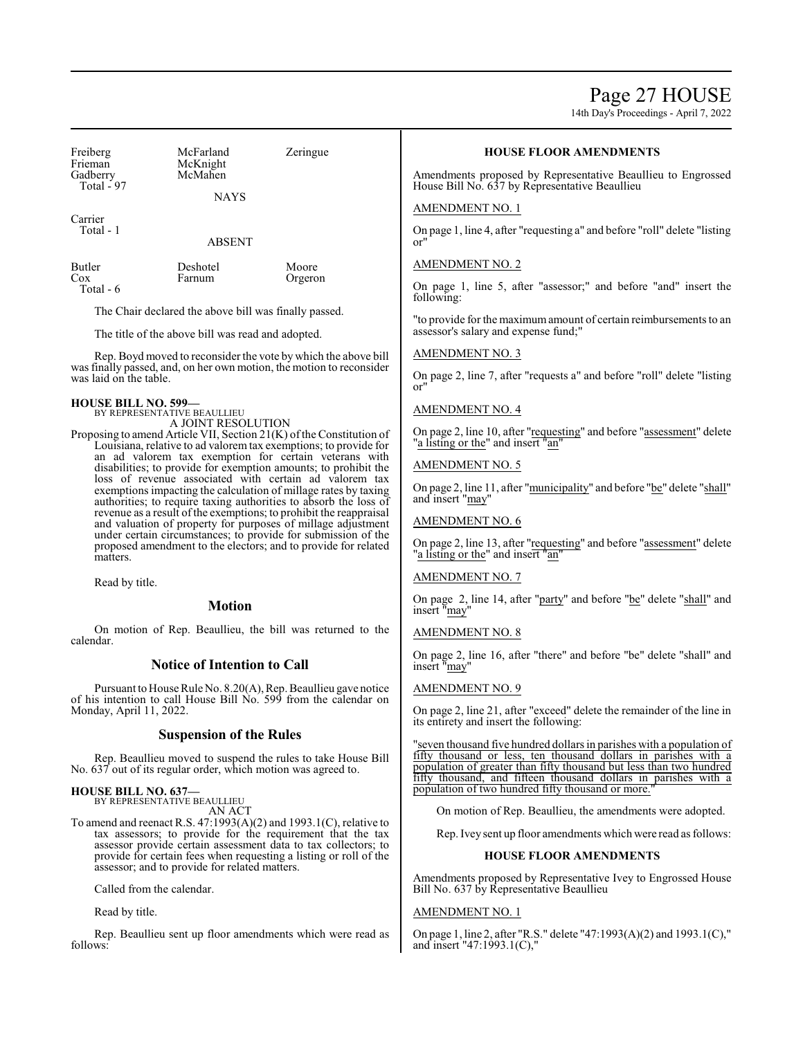| | | |
|---|---|---|
| Freiberg | McFarland | Zeringue |
| Frieman | McKnight | |
| Gadberry | McMahen | |
| Total - 97 | | |

NAYS

| | | |
|---|---|---|
| Carrier | | |
| Total - 1 | | |

ABSENT

| | | |
|---|---|---|
| Butler | Deshotel | Moore |
| Cox | Farnum | Orgeron |
| Total - 6 | | |

The Chair declared the above bill was finally passed.

The title of the above bill was read and adopted.

Rep. Boyd moved to reconsider the vote by which the above bill was finally passed, and, on her own motion, the motion to reconsider was laid on the table.

**HOUSE BILL NO. 599—**
BY REPRESENTATIVE BEAULLIEU
A JOINT RESOLUTION

Proposing to amend Article VII, Section 21(K) of the Constitution of Louisiana, relative to ad valorem tax exemptions; to provide for an ad valorem tax exemption for certain veterans with disabilities; to provide for exemption amounts; to prohibit the loss of revenue associated with certain ad valorem tax exemptions impacting the calculation of millage rates by taxing authorities; to require taxing authorities to absorb the loss of revenue as a result of the exemptions; to prohibit the reappraisal and valuation of property for purposes of millage adjustment under certain circumstances; to provide for submission of the proposed amendment to the electors; and to provide for related matters.

Read by title.

## Motion

On motion of Rep. Beaullieu, the bill was returned to the calendar.

## Notice of Intention to Call

Pursuant to House Rule No. 8.20(A), Rep. Beaullieu gave notice of his intention to call House Bill No. 599 from the calendar on Monday, April 11, 2022.

## Suspension of the Rules

Rep. Beaullieu moved to suspend the rules to take House Bill No. 637 out of its regular order, which motion was agreed to.

**HOUSE BILL NO. 637—**
BY REPRESENTATIVE BEAULLIEU
AN ACT

To amend and reenact R.S. 47:1993(A)(2) and 1993.1(C), relative to tax assessors; to provide for the requirement that the tax assessor provide certain assessment data to tax collectors; to provide for certain fees when requesting a listing or roll of the assessor; and to provide for related matters.

Called from the calendar.

Read by title.

Rep. Beaullieu sent up floor amendments which were read as follows:

**HOUSE FLOOR AMENDMENTS**

Amendments proposed by Representative Beaullieu to Engrossed House Bill No. 637 by Representative Beaullieu

AMENDMENT NO. 1

On page 1, line 4, after "requesting a" and before "roll" delete "listing or"

AMENDMENT NO. 2

On page 1, line 5, after "assessor;" and before "and" insert the following:

"to provide for the maximum amount of certain reimbursements to an assessor's salary and expense fund;"

AMENDMENT NO. 3

On page 2, line 7, after "requests a" and before "roll" delete "listing or"

AMENDMENT NO. 4

On page 2, line 10, after "requesting" and before "assessment" delete "a listing or the" and insert "an"

AMENDMENT NO. 5

On page 2, line 11, after "municipality" and before "be" delete "shall" and insert "may"

AMENDMENT NO. 6

On page 2, line 13, after "requesting" and before "assessment" delete "a listing or the" and insert "an"

AMENDMENT NO. 7

On page 2, line 14, after "party" and before "be" delete "shall" and insert "may"

AMENDMENT NO. 8

On page 2, line 16, after "there" and before "be" delete "shall" and insert "may"

AMENDMENT NO. 9

On page 2, line 21, after "exceed" delete the remainder of the line in its entirety and insert the following:

"seven thousand five hundred dollars in parishes with a population of fifty thousand or less, ten thousand dollars in parishes with a population of greater than fifty thousand but less than two hundred fifty thousand, and fifteen thousand dollars in parishes with a population of two hundred fifty thousand or more."

On motion of Rep. Beaullieu, the amendments were adopted.

Rep. Ivey sent up floor amendments which were read as follows:

**HOUSE FLOOR AMENDMENTS**

Amendments proposed by Representative Ivey to Engrossed House Bill No. 637 by Representative Beaullieu

AMENDMENT NO. 1

On page 1, line 2, after "R.S." delete "47:1993(A)(2) and 1993.1(C)," and insert "47:1993.1(C),"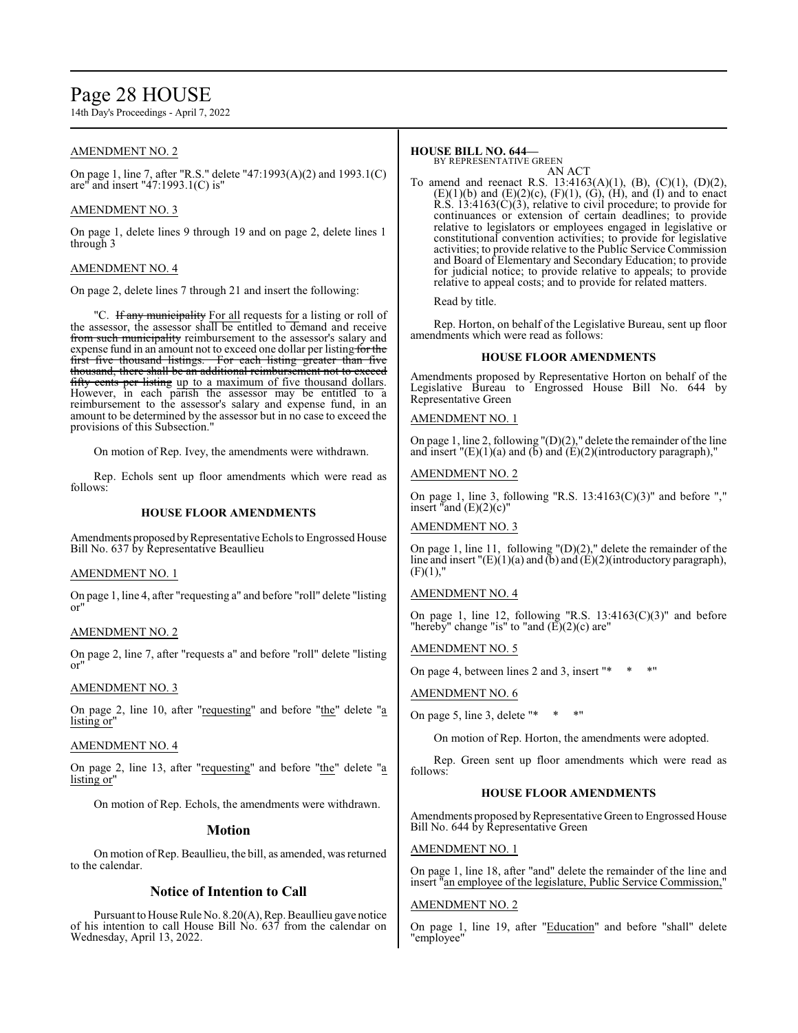AMENDMENT NO. 2

On page 1, line 7, after "R.S." delete "47:1993(A)(2) and 1993.1(C) are" and insert "47:1993.1(C) is"

AMENDMENT NO. 3

On page 1, delete lines 9 through 19 and on page 2, delete lines 1 through 3

AMENDMENT NO. 4

On page 2, delete lines 7 through 21 and insert the following:

"C. ~~If any municipality~~ For all requests for a listing or roll of the assessor, the assessor shall be entitled to demand and receive ~~from such municipality~~ reimbursement to the assessor's salary and expense fund in an amount not to exceed one dollar per listing ~~for the first five thousand listings. For each listing greater than five thousand, there shall be an additional reimbursement not to exceed fifty cents per listing~~ up to a maximum of five thousand dollars. However, in each parish the assessor may be entitled to a reimbursement to the assessor's salary and expense fund, in an amount to be determined by the assessor but in no case to exceed the provisions of this Subsection."

On motion of Rep. Ivey, the amendments were withdrawn.

Rep. Echols sent up floor amendments which were read as follows:

**HOUSE FLOOR AMENDMENTS**

Amendments proposed by Representative Echols to Engrossed House Bill No. 637 by Representative Beaullieu

AMENDMENT NO. 1

On page 1, line 4, after "requesting a" and before "roll" delete "listing or"

AMENDMENT NO. 2

On page 2, line 7, after "requests a" and before "roll" delete "listing or"

AMENDMENT NO. 3

On page 2, line 10, after "requesting" and before "the" delete "a listing or"

AMENDMENT NO. 4

On page 2, line 13, after "requesting" and before "the" delete "a listing or"

On motion of Rep. Echols, the amendments were withdrawn.

## Motion

On motion of Rep. Beaullieu, the bill, as amended, was returned to the calendar.

## Notice of Intention to Call

Pursuant to House Rule No. 8.20(A), Rep. Beaullieu gave notice of his intention to call House Bill No. 637 from the calendar on Wednesday, April 13, 2022.

**HOUSE BILL NO. 644—**
BY REPRESENTATIVE GREEN
AN ACT

To amend and reenact R.S. 13:4163(A)(1), (B), (C)(1), (D)(2), (E)(1)(b) and (E)(2)(c), (F)(1), (G), (H), and (I) and to enact R.S. 13:4163(C)(3), relative to civil procedure; to provide for continuances or extension of certain deadlines; to provide relative to legislators or employees engaged in legislative or constitutional convention activities; to provide for legislative activities; to provide relative to the Public Service Commission and Board of Elementary and Secondary Education; to provide for judicial notice; to provide relative to appeals; to provide relative to appeal costs; and to provide for related matters.

Read by title.

Rep. Horton, on behalf of the Legislative Bureau, sent up floor amendments which were read as follows:

**HOUSE FLOOR AMENDMENTS**

Amendments proposed by Representative Horton on behalf of the Legislative Bureau to Engrossed House Bill No. 644 by Representative Green

AMENDMENT NO. 1

On page 1, line 2, following "(D)(2)," delete the remainder of the line and insert "(E)(1)(a) and (b) and (E)(2)(introductory paragraph),"

AMENDMENT NO. 2

On page 1, line 3, following "R.S. 13:4163(C)(3)" and before "," insert "and (E)(2)(c)"

AMENDMENT NO. 3

On page 1, line 11, following "(D)(2)," delete the remainder of the line and insert "(E)(1)(a) and (b) and (E)(2)(introductory paragraph), (F)(1),"

AMENDMENT NO. 4

On page 1, line 12, following "R.S. 13:4163(C)(3)" and before "hereby" change "is" to "and (E)(2)(c) are"

AMENDMENT NO. 5

On page 4, between lines 2 and 3, insert "* * *"

AMENDMENT NO. 6

On page 5, line 3, delete "* * *"

On motion of Rep. Horton, the amendments were adopted.

Rep. Green sent up floor amendments which were read as follows:

**HOUSE FLOOR AMENDMENTS**

Amendments proposed by Representative Green to Engrossed House Bill No. 644 by Representative Green

AMENDMENT NO. 1

On page 1, line 18, after "and" delete the remainder of the line and insert "an employee of the legislature, Public Service Commission,"

AMENDMENT NO. 2

On page 1, line 19, after "Education" and before "shall" delete "employee"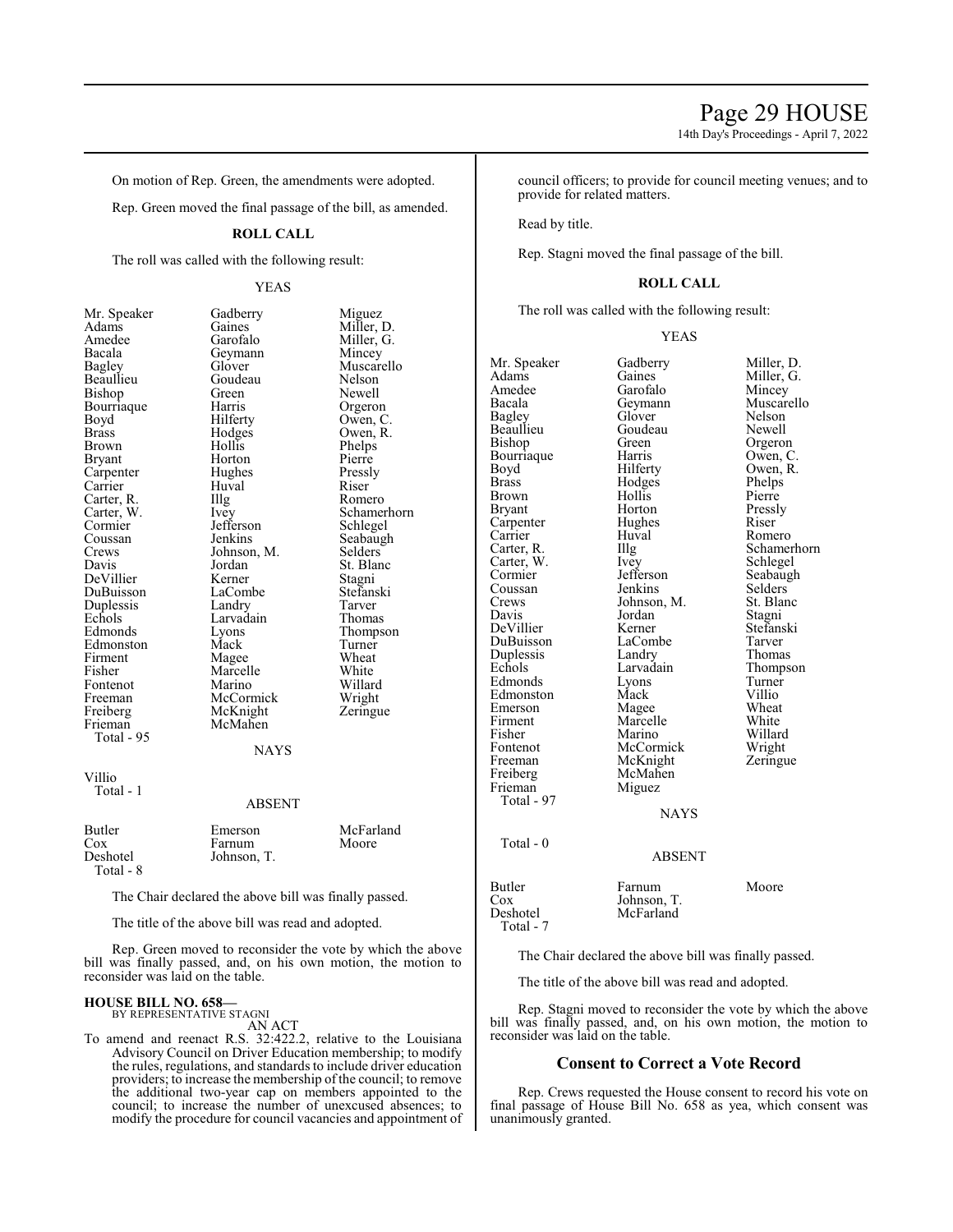On motion of Rep. Green, the amendments were adopted.

Rep. Green moved the final passage of the bill, as amended.

**ROLL CALL**

The roll was called with the following result:

YEAS

| | | |
|---|---|---|
| Mr. Speaker | Gadberry | Miguez |
| Adams | Gaines | Miller, D. |
| Amedee | Garofalo | Miller, G. |
| Bacala | Geymann | Mincey |
| Bagley | Glover | Muscarello |
| Beaullieu | Goudeau | Nelson |
| Bishop | Green | Newell |
| Bourriaque | Harris | Orgeron |
| Boyd | Hilferty | Owen, C. |
| Brass | Hodges | Owen, R. |
| Brown | Hollis | Phelps |
| Bryant | Horton | Pierre |
| Carpenter | Hughes | Pressly |
| Carrier | Huval | Riser |
| Carter, R. | Illg | Romero |
| Carter, W. | Ivey | Schamerhorn |
| Cormier | Jefferson | Schlegel |
| Coussan | Jenkins | Seabaugh |
| Crews | Johnson, M. | Selders |
| Davis | Jordan | St. Blanc |
| DeVillier | Kerner | Stagni |
| DuBuisson | LaCombe | Stefanski |
| Duplessis | Landry | Tarver |
| Echols | Larvadain | Thomas |
| Edmonds | Lyons | Thompson |
| Edmonston | Mack | Turner |
| Firment | Magee | Wheat |
| Fisher | Marcelle | White |
| Fontenot | Marino | Willard |
| Freeman | McCormick | Wright |
| Freiberg | McKnight | Zeringue |
| Frieman | McMahen | |
| Total - 95 | | |

NAYS

Villio
Total - 1

ABSENT

| | | |
|---|---|---|
| Butler | Emerson | McFarland |
| Cox | Farnum | Moore |
| Deshotel | Johnson, T. | |
| Total - 8 | | |

The Chair declared the above bill was finally passed.

The title of the above bill was read and adopted.

Rep. Green moved to reconsider the vote by which the above bill was finally passed, and, on his own motion, the motion to reconsider was laid on the table.

**HOUSE BILL NO. 658—**
BY REPRESENTATIVE STAGNI
AN ACT

To amend and reenact R.S. 32:422.2, relative to the Louisiana Advisory Council on Driver Education membership; to modify the rules, regulations, and standards to include driver education providers; to increase the membership of the council; to remove the additional two-year cap on members appointed to the council; to increase the number of unexcused absences; to modify the procedure for council vacancies and appointment of council officers; to provide for council meeting venues; and to provide for related matters.

Read by title.

Rep. Stagni moved the final passage of the bill.

**ROLL CALL**

The roll was called with the following result:

YEAS

| | | |
|---|---|---|
| Mr. Speaker | Gadberry | Miller, D. |
| Adams | Gaines | Miller, G. |
| Amedee | Garofalo | Mincey |
| Bacala | Geymann | Muscarello |
| Bagley | Glover | Nelson |
| Beaullieu | Goudeau | Newell |
| Bishop | Green | Orgeron |
| Bourriaque | Harris | Owen, C. |
| Boyd | Hilferty | Owen, R. |
| Brass | Hodges | Phelps |
| Brown | Hollis | Pierre |
| Bryant | Horton | Pressly |
| Carpenter | Hughes | Riser |
| Carrier | Huval | Romero |
| Carter, R. | Illg | Schamerhorn |
| Carter, W. | Ivey | Schlegel |
| Cormier | Jefferson | Seabaugh |
| Coussan | Jenkins | Selders |
| Crews | Johnson, M. | St. Blanc |
| Davis | Jordan | Stagni |
| DeVillier | Kerner | Stefanski |
| DuBuisson | LaCombe | Tarver |
| Duplessis | Landry | Thomas |
| Echols | Larvadain | Thompson |
| Edmonds | Lyons | Turner |
| Edmonston | Mack | Villio |
| Emerson | Magee | Wheat |
| Firment | Marcelle | White |
| Fisher | Marino | Willard |
| Fontenot | McCormick | Wright |
| Freeman | McKnight | Zeringue |
| Freiberg | McMahen | |
| Frieman | Miguez | |
| Total - 97 | | |

NAYS

Total - 0

ABSENT

| | | |
|---|---|---|
| Butler | Farnum | Moore |
| Cox | Johnson, T. | |
| Deshotel | McFarland | |
| Total - 7 | | |

The Chair declared the above bill was finally passed.

The title of the above bill was read and adopted.

Rep. Stagni moved to reconsider the vote by which the above bill was finally passed, and, on his own motion, the motion to reconsider was laid on the table.

## Consent to Correct a Vote Record

Rep. Crews requested the House consent to record his vote on final passage of House Bill No. 658 as yea, which consent was unanimously granted.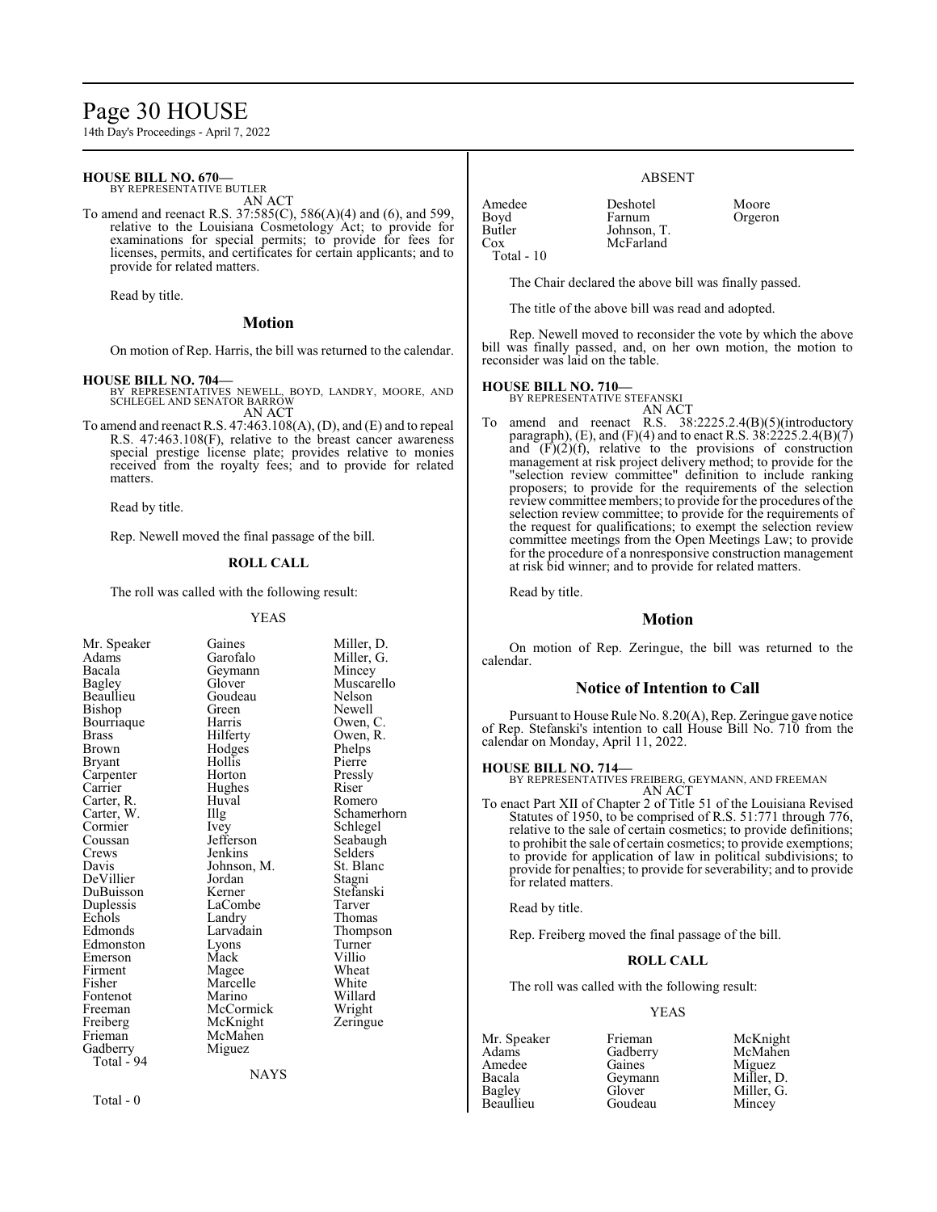**HOUSE BILL NO. 670—**
BY REPRESENTATIVE BUTLER
AN ACT

To amend and reenact R.S. 37:585(C), 586(A)(4) and (6), and 599, relative to the Louisiana Cosmetology Act; to provide for examinations for special permits; to provide for fees for licenses, permits, and certificates for certain applicants; and to provide for related matters.

Read by title.

## Motion

On motion of Rep. Harris, the bill was returned to the calendar.

**HOUSE BILL NO. 704—**
BY REPRESENTATIVES NEWELL, BOYD, LANDRY, MOORE, AND SCHLEGEL AND SENATOR BARROW
AN ACT

To amend and reenact R.S. 47:463.108(A), (D), and (E) and to repeal R.S. 47:463.108(F), relative to the breast cancer awareness special prestige license plate; provides relative to monies received from the royalty fees; and to provide for related matters.

Read by title.

Rep. Newell moved the final passage of the bill.

**ROLL CALL**

The roll was called with the following result:

YEAS

| | | |
|---|---|---|
| Mr. Speaker | Gaines | Miller, D. |
| Adams | Garofalo | Miller, G. |
| Bacala | Geymann | Mincey |
| Bagley | Glover | Muscarello |
| Beaullieu | Goudeau | Nelson |
| Bishop | Green | Newell |
| Bourriaque | Harris | Owen, C. |
| Brass | Hilferty | Owen, R. |
| Brown | Hodges | Phelps |
| Bryant | Hollis | Pierre |
| Carpenter | Horton | Pressly |
| Carrier | Hughes | Riser |
| Carter, R. | Huval | Romero |
| Carter, W. | Illg | Schamerhorn |
| Cormier | Ivey | Schlegel |
| Coussan | Jefferson | Seabaugh |
| Crews | Jenkins | Selders |
| Davis | Johnson, M. | St. Blanc |
| DeVillier | Jordan | Stagni |
| DuBuisson | Kerner | Stefanski |
| Duplessis | LaCombe | Tarver |
| Echols | Landry | Thomas |
| Edmonds | Larvadain | Thompson |
| Edmonston | Lyons | Turner |
| Emerson | Mack | Villio |
| Firment | Magee | Wheat |
| Fisher | Marcelle | White |
| Fontenot | Marino | Willard |
| Freeman | McCormick | Wright |
| Freiberg | McKnight | Zeringue |
| Frieman | McMahen | |
| Gadberry | Miguez | |
| Total - 94 | | |

NAYS

Total - 0

ABSENT

| | | |
|---|---|---|
| Amedee | Deshotel | Moore |
| Boyd | Farnum | Orgeron |
| Butler | Johnson, T. | |
| Cox | McFarland | |
| Total - 10 | | |

The Chair declared the above bill was finally passed.

The title of the above bill was read and adopted.

Rep. Newell moved to reconsider the vote by which the above bill was finally passed, and, on her own motion, the motion to reconsider was laid on the table.

**HOUSE BILL NO. 710—**
BY REPRESENTATIVE STEFANSKI
AN ACT

To amend and reenact R.S. 38:2225.2.4(B)(5)(introductory paragraph), (E), and (F)(4) and to enact R.S. 38:2225.2.4(B)(7) and (F)(2)(f), relative to the provisions of construction management at risk project delivery method; to provide for the "selection review committee" definition to include ranking proposers; to provide for the requirements of the selection review committee members; to provide for the procedures of the selection review committee; to provide for the requirements of the request for qualifications; to exempt the selection review committee meetings from the Open Meetings Law; to provide for the procedure of a nonresponsive construction management at risk bid winner; and to provide for related matters.

Read by title.

## Motion

On motion of Rep. Zeringue, the bill was returned to the calendar.

## Notice of Intention to Call

Pursuant to House Rule No. 8.20(A), Rep. Zeringue gave notice of Rep. Stefanski's intention to call House Bill No. 710 from the calendar on Monday, April 11, 2022.

**HOUSE BILL NO. 714—**
BY REPRESENTATIVES FREIBERG, GEYMANN, AND FREEMAN
AN ACT

To enact Part XII of Chapter 2 of Title 51 of the Louisiana Revised Statutes of 1950, to be comprised of R.S. 51:771 through 776, relative to the sale of certain cosmetics; to provide definitions; to prohibit the sale of certain cosmetics; to provide exemptions; to provide for application of law in political subdivisions; to provide for penalties; to provide for severability; and to provide for related matters.

Read by title.

Rep. Freiberg moved the final passage of the bill.

**ROLL CALL**

The roll was called with the following result:

YEAS

| | | |
|---|---|---|
| Mr. Speaker | Frieman | McKnight |
| Adams | Gadberry | McMahen |
| Amedee | Gaines | Miguez |
| Bacala | Geymann | Miller, D. |
| Bagley | Glover | Miller, G. |
| Beaullieu | Goudeau | Mincey |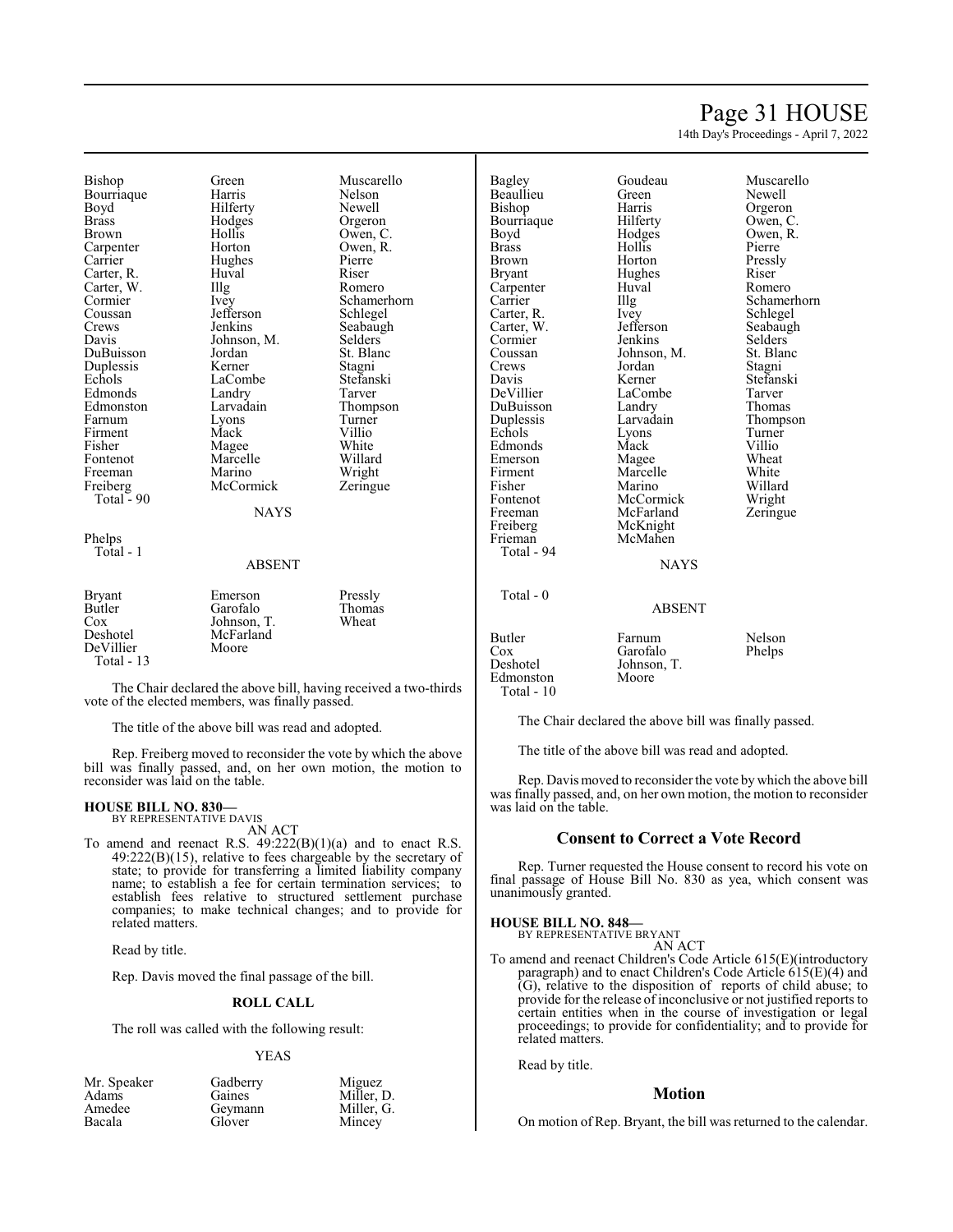| | | |
|---|---|---|
| Bishop | Green | Muscarello |
| Bourriaque | Harris | Nelson |
| Boyd | Hilferty | Newell |
| Brass | Hodges | Orgeron |
| Brown | Hollis | Owen, C. |
| Carpenter | Horton | Owen, R. |
| Carrier | Hughes | Pierre |
| Carter, R. | Huval | Riser |
| Carter, W. | Illg | Romero |
| Cormier | Ivey | Schamerhorn |
| Coussan | Jefferson | Schlegel |
| Crews | Jenkins | Seabaugh |
| Davis | Johnson, M. | Selders |
| DuBuisson | Jordan | St. Blanc |
| Duplessis | Kerner | Stagni |
| Echols | LaCombe | Stefanski |
| Edmonds | Landry | Tarver |
| Edmonston | Larvadain | Thompson |
| Farnum | Lyons | Turner |
| Firment | Mack | Villio |
| Fisher | Magee | White |
| Fontenot | Marcelle | Willard |
| Freeman | Marino | Wright |
| Freiberg | McCormick | Zeringue |

Total - 90

NAYS

Phelps

Total - 1

ABSENT

| | | |
|---|---|---|
| Bryant | Emerson | Pressly |
| Butler | Garofalo | Thomas |
| Cox | Johnson, T. | Wheat |
| Deshotel | McFarland | |
| DeVillier | Moore | |

Total - 13

The Chair declared the above bill, having received a two-thirds vote of the elected members, was finally passed.

The title of the above bill was read and adopted.

Rep. Freiberg moved to reconsider the vote by which the above bill was finally passed, and, on her own motion, the motion to reconsider was laid on the table.

**HOUSE BILL NO. 830—**
BY REPRESENTATIVE DAVIS
AN ACT

To amend and reenact R.S. 49:222(B)(1)(a) and to enact R.S. 49:222(B)(15), relative to fees chargeable by the secretary of state; to provide for transferring a limited liability company name; to establish a fee for certain termination services; to establish fees relative to structured settlement purchase companies; to make technical changes; and to provide for related matters.

Read by title.

Rep. Davis moved the final passage of the bill.

**ROLL CALL**

The roll was called with the following result:

YEAS

| | | |
|---|---|---|
| Mr. Speaker | Gadberry | Miguez |
| Adams | Gaines | Miller, D. |
| Amedee | Geymann | Miller, G. |
| Bacala | Glover | Mincey |
| Bagley | Goudeau | Muscarello |
| Beaullieu | Green | Newell |
| Bishop | Harris | Orgeron |
| Bourriaque | Hilferty | Owen, C. |
| Boyd | Hodges | Owen, R. |
| Brass | Hollis | Pierre |
| Brown | Horton | Pressly |
| Bryant | Hughes | Riser |
| Carpenter | Huval | Romero |
| Carrier | Illg | Schamerhorn |
| Carter, R. | Ivey | Schlegel |
| Carter, W. | Jefferson | Seabaugh |
| Cormier | Jenkins | Selders |
| Coussan | Johnson, M. | St. Blanc |
| Crews | Jordan | Stagni |
| Davis | Kerner | Stefanski |
| DeVillier | LaCombe | Tarver |
| DuBuisson | Landry | Thomas |
| Duplessis | Larvadain | Thompson |
| Echols | Lyons | Turner |
| Edmonds | Mack | Villio |
| Emerson | Magee | Wheat |
| Firment | Marcelle | White |
| Fisher | Marino | Willard |
| Fontenot | McCormick | Wright |
| Freeman | McFarland | Zeringue |
| Freiberg | McKnight | |
| Frieman | McMahen | |

Total - 94

NAYS

Total - 0

ABSENT

| | | |
|---|---|---|
| Butler | Farnum | Nelson |
| Cox | Garofalo | Phelps |
| Deshotel | Johnson, T. | |
| Edmonston | Moore | |

Total - 10

The Chair declared the above bill was finally passed.

The title of the above bill was read and adopted.

Rep. Davis moved to reconsider the vote by which the above bill was finally passed, and, on her own motion, the motion to reconsider was laid on the table.

## Consent to Correct a Vote Record

Rep. Turner requested the House consent to record his vote on final passage of House Bill No. 830 as yea, which consent was unanimously granted.

**HOUSE BILL NO. 848—**
BY REPRESENTATIVE BRYANT
AN ACT

To amend and reenact Children's Code Article 615(E)(introductory paragraph) and to enact Children's Code Article 615(E)(4) and (G), relative to the disposition of reports of child abuse; to provide for the release of inconclusive or not justified reports to certain entities when in the course of investigation or legal proceedings; to provide for confidentiality; and to provide for related matters.

Read by title.

## Motion

On motion of Rep. Bryant, the bill was returned to the calendar.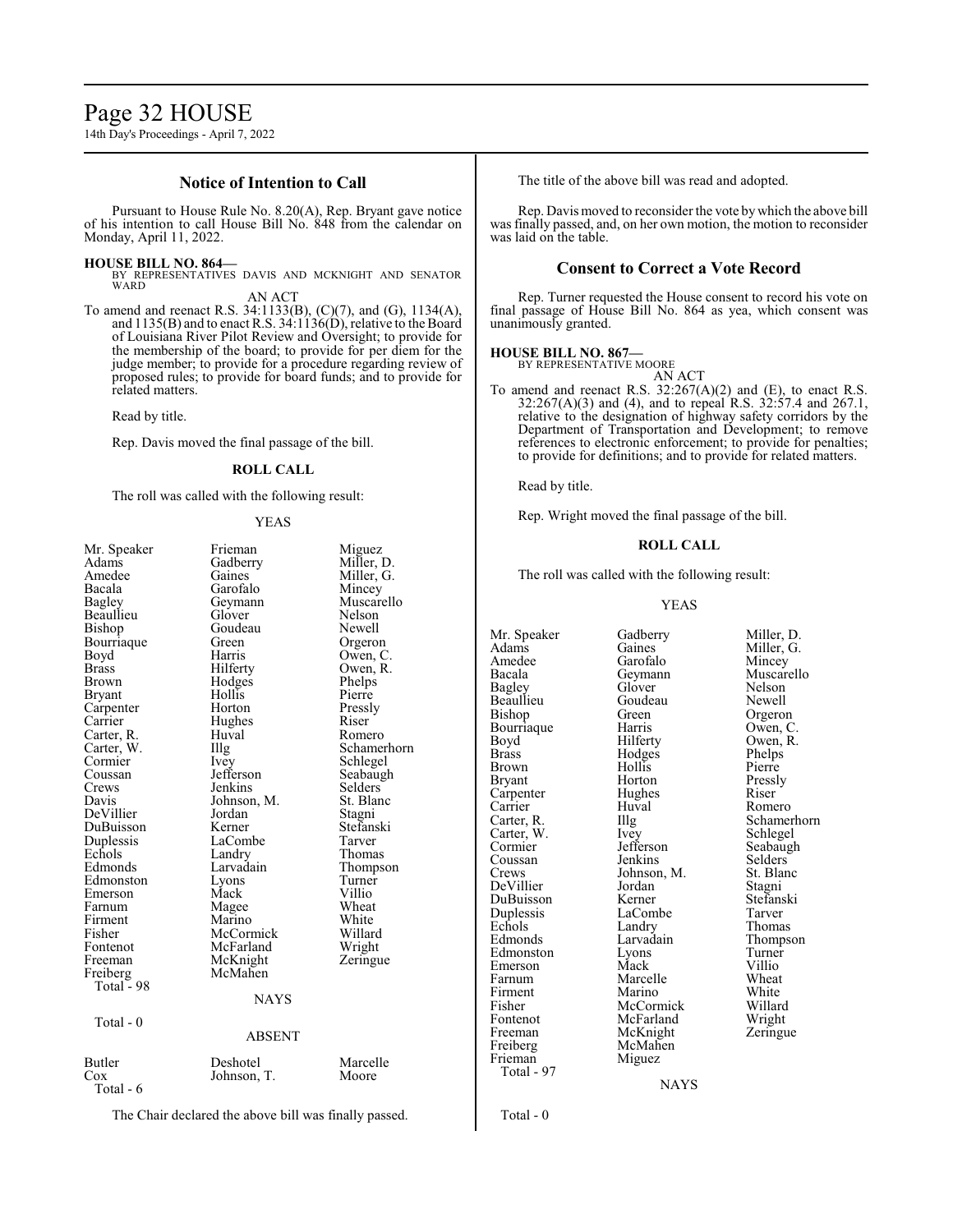## Notice of Intention to Call

Pursuant to House Rule No. 8.20(A), Rep. Bryant gave notice of his intention to call House Bill No. 848 from the calendar on Monday, April 11, 2022.

**HOUSE BILL NO. 864—**
BY REPRESENTATIVES DAVIS AND MCKNIGHT AND SENATOR WARD

AN ACT

To amend and reenact R.S. 34:1133(B), (C)(7), and (G), 1134(A), and 1135(B) and to enact R.S. 34:1136(D), relative to the Board of Louisiana River Pilot Review and Oversight; to provide for the membership of the board; to provide for per diem for the judge member; to provide for a procedure regarding review of proposed rules; to provide for board funds; and to provide for related matters.

Read by title.

Rep. Davis moved the final passage of the bill.

### ROLL CALL

The roll was called with the following result:

YEAS

| | | |
|---|---|---|
| Mr. Speaker | Frieman | Miguez |
| Adams | Gadberry | Miller, D. |
| Amedee | Gaines | Miller, G. |
| Bacala | Garofalo | Mincey |
| Bagley | Geymann | Muscarello |
| Beaullieu | Glover | Nelson |
| Bishop | Goudeau | Newell |
| Bourriaque | Green | Orgeron |
| Boyd | Harris | Owen, C. |
| Brass | Hilferty | Owen, R. |
| Brown | Hodges | Phelps |
| Bryant | Hollis | Pierre |
| Carpenter | Horton | Pressly |
| Carrier | Hughes | Riser |
| Carter, R. | Huval | Romero |
| Carter, W. | Illg | Schamerhorn |
| Cormier | Ivey | Schlegel |
| Coussan | Jefferson | Seabaugh |
| Crews | Jenkins | Selders |
| Davis | Johnson, M. | St. Blanc |
| DeVillier | Jordan | Stagni |
| DuBuisson | Kerner | Stefanski |
| Duplessis | LaCombe | Tarver |
| Echols | Landry | Thomas |
| Edmonds | Larvadain | Thompson |
| Edmonston | Lyons | Turner |
| Emerson | Mack | Villio |
| Farnum | Magee | Wheat |
| Firment | Marino | White |
| Fisher | McCormick | Willard |
| Fontenot | McFarland | Wright |
| Freeman | McKnight | Zeringue |
| Freiberg | McMahen | |
| Total - 98 | | |

NAYS

Total - 0

ABSENT

| | | |
|---|---|---|
| Butler | Deshotel | Marcelle |
| Cox | Johnson, T. | Moore |
| Total - 6 | | |

The Chair declared the above bill was finally passed.

The title of the above bill was read and adopted.

Rep. Davis moved to reconsider the vote by which the above bill was finally passed, and, on her own motion, the motion to reconsider was laid on the table.

## Consent to Correct a Vote Record

Rep. Turner requested the House consent to record his vote on final passage of House Bill No. 864 as yea, which consent was unanimously granted.

**HOUSE BILL NO. 867—**
BY REPRESENTATIVE MOORE

AN ACT

To amend and reenact R.S. 32:267(A)(2) and (E), to enact R.S. 32:267(A)(3) and (4), and to repeal R.S. 32:57.4 and 267.1, relative to the designation of highway safety corridors by the Department of Transportation and Development; to remove references to electronic enforcement; to provide for penalties; to provide for definitions; and to provide for related matters.

Read by title.

Rep. Wright moved the final passage of the bill.

### ROLL CALL

The roll was called with the following result:

YEAS

| | | |
|---|---|---|
| Mr. Speaker | Gadberry | Miller, D. |
| Adams | Gaines | Miller, G. |
| Amedee | Garofalo | Mincey |
| Bacala | Geymann | Muscarello |
| Bagley | Glover | Nelson |
| Beaullieu | Goudeau | Newell |
| Bishop | Green | Orgeron |
| Bourriaque | Harris | Owen, C. |
| Boyd | Hilferty | Owen, R. |
| Brass | Hodges | Phelps |
| Brown | Hollis | Pierre |
| Bryant | Horton | Pressly |
| Carpenter | Hughes | Riser |
| Carrier | Huval | Romero |
| Carter, R. | Illg | Schamerhorn |
| Carter, W. | Ivey | Schlegel |
| Cormier | Jefferson | Seabaugh |
| Coussan | Jenkins | Selders |
| Crews | Johnson, M. | St. Blanc |
| DeVillier | Jordan | Stagni |
| DuBuisson | Kerner | Stefanski |
| Duplessis | LaCombe | Tarver |
| Echols | Landry | Thomas |
| Edmonds | Larvadain | Thompson |
| Edmonston | Lyons | Turner |
| Emerson | Mack | Villio |
| Farnum | Marcelle | Wheat |
| Firment | Marino | White |
| Fisher | McCormick | Willard |
| Fontenot | McFarland | Wright |
| Freeman | McKnight | Zeringue |
| Freiberg | McMahen | |
| Frieman | Miguez | |
| Total - 97 | | |

NAYS

Total - 0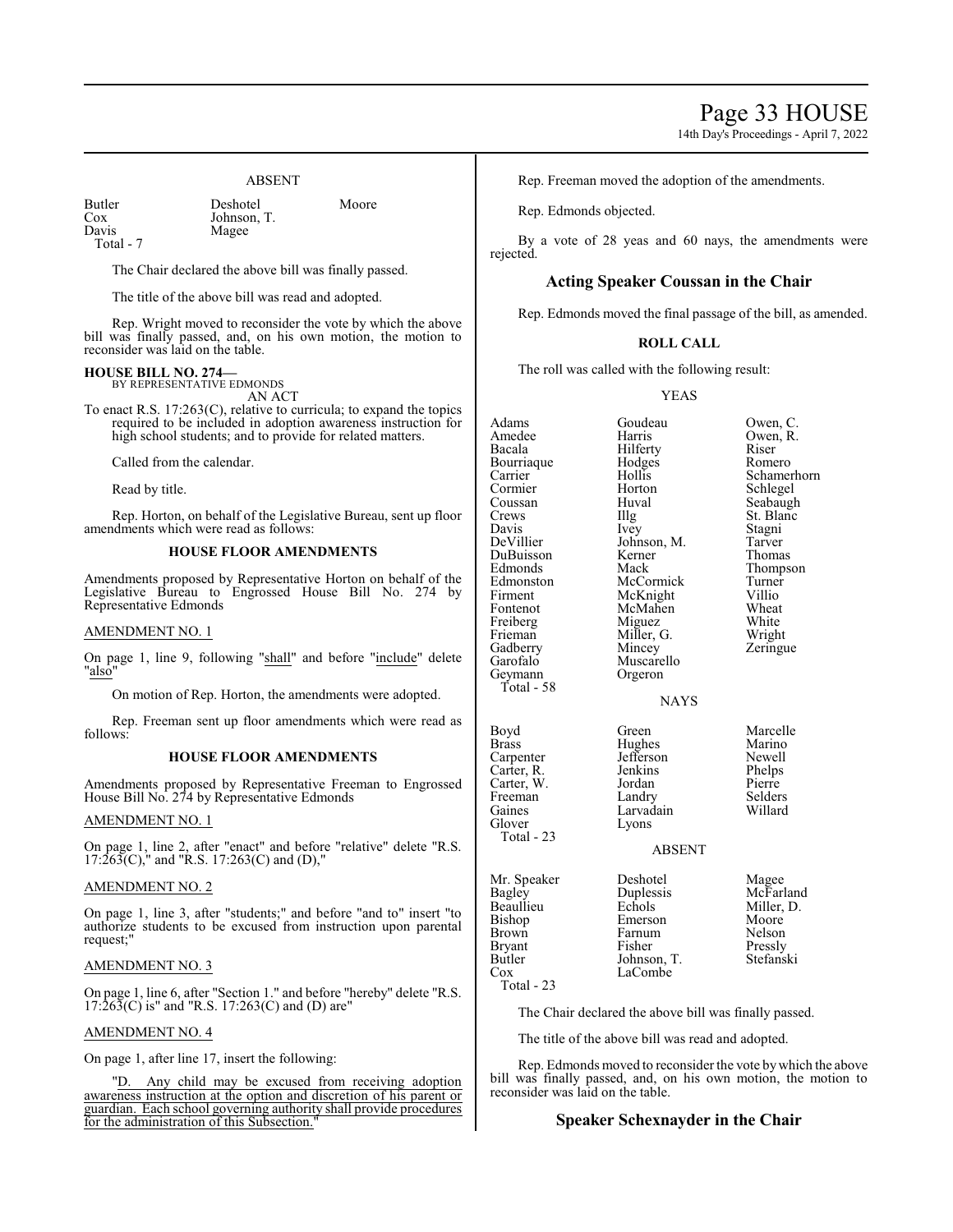ABSENT

| | | |
|---|---|---|
| Butler | Deshotel | Moore |
| Cox | Johnson, T. | |
| Davis | Magee | |
| Total - 7 | | |

The Chair declared the above bill was finally passed.

The title of the above bill was read and adopted.

Rep. Wright moved to reconsider the vote by which the above bill was finally passed, and, on his own motion, the motion to reconsider was laid on the table.

**HOUSE BILL NO. 274—**
BY REPRESENTATIVE EDMONDS
AN ACT

To enact R.S. 17:263(C), relative to curricula; to expand the topics required to be included in adoption awareness instruction for high school students; and to provide for related matters.

Called from the calendar.

Read by title.

Rep. Horton, on behalf of the Legislative Bureau, sent up floor amendments which were read as follows:

**HOUSE FLOOR AMENDMENTS**

Amendments proposed by Representative Horton on behalf of the Legislative Bureau to Engrossed House Bill No. 274 by Representative Edmonds

AMENDMENT NO. 1

On page 1, line 9, following "shall" and before "include" delete "also"

On motion of Rep. Horton, the amendments were adopted.

Rep. Freeman sent up floor amendments which were read as follows:

**HOUSE FLOOR AMENDMENTS**

Amendments proposed by Representative Freeman to Engrossed House Bill No. 274 by Representative Edmonds

AMENDMENT NO. 1

On page 1, line 2, after "enact" and before "relative" delete "R.S. 17:263(C)," and "R.S. 17:263(C) and (D),"

AMENDMENT NO. 2

On page 1, line 3, after "students;" and before "and to" insert "to authorize students to be excused from instruction upon parental request;"

AMENDMENT NO. 3

On page 1, line 6, after "Section 1." and before "hereby" delete "R.S. 17:263(C) is" and "R.S. 17:263(C) and (D) are"

AMENDMENT NO. 4

On page 1, after line 17, insert the following:

"D. Any child may be excused from receiving adoption awareness instruction at the option and discretion of his parent or guardian. Each school governing authority shall provide procedures for the administration of this Subsection."

Rep. Freeman moved the adoption of the amendments.

Rep. Edmonds objected.

By a vote of 28 yeas and 60 nays, the amendments were rejected.

## Acting Speaker Coussan in the Chair

Rep. Edmonds moved the final passage of the bill, as amended.

**ROLL CALL**

The roll was called with the following result:

YEAS

| | | |
|---|---|---|
| Adams | Goudeau | Owen, C. |
| Amedee | Harris | Owen, R. |
| Bacala | Hilferty | Riser |
| Bourriaque | Hodges | Romero |
| Carrier | Hollis | Schamerhorn |
| Cormier | Horton | Schlegel |
| Coussan | Huval | Seabaugh |
| Crews | Illg | St. Blanc |
| Davis | Ivey | Stagni |
| DeVillier | Johnson, M. | Tarver |
| DuBuisson | Kerner | Thomas |
| Edmonds | Mack | Thompson |
| Edmonston | McCormick | Turner |
| Firment | McKnight | Villio |
| Fontenot | McMahen | Wheat |
| Freiberg | Miguez | White |
| Frieman | Miller, G. | Wright |
| Gadberry | Mincey | Zeringue |
| Garofalo | Muscarello | |
| Geymann | Orgeron | |
| Total - 58 | | |

NAYS

| | | |
|---|---|---|
| Boyd | Green | Marcelle |
| Brass | Hughes | Marino |
| Carpenter | Jefferson | Newell |
| Carter, R. | Jenkins | Phelps |
| Carter, W. | Jordan | Pierre |
| Freeman | Landry | Selders |
| Gaines | Larvadain | Willard |
| Glover | Lyons | |
| Total - 23 | | |

ABSENT

| | | |
|---|---|---|
| Mr. Speaker | Deshotel | Magee |
| Bagley | Duplessis | McFarland |
| Beaullieu | Echols | Miller, D. |
| Bishop | Emerson | Moore |
| Brown | Farnum | Nelson |
| Bryant | Fisher | Pressly |
| Butler | Johnson, T. | Stefanski |
| Cox | LaCombe | |
| Total - 23 | | |

The Chair declared the above bill was finally passed.

The title of the above bill was read and adopted.

Rep. Edmonds moved to reconsider the vote by which the above bill was finally passed, and, on his own motion, the motion to reconsider was laid on the table.

## Speaker Schexnayder in the Chair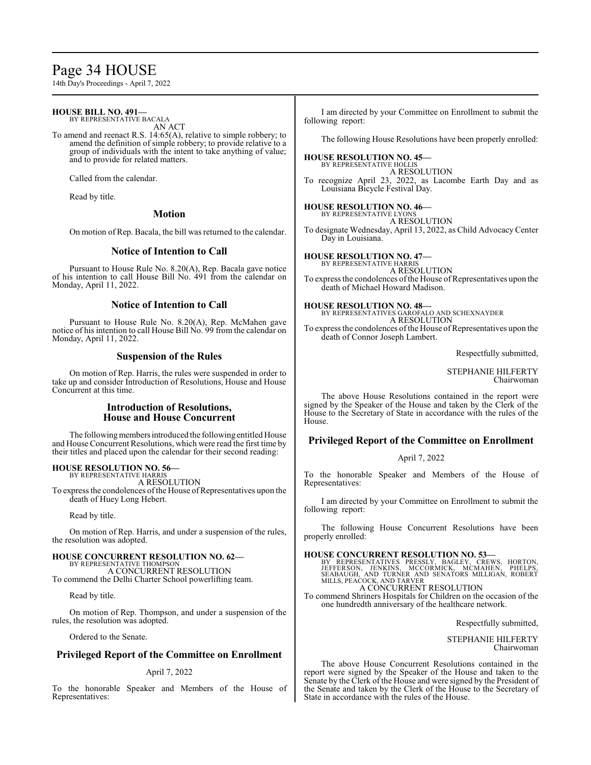**HOUSE BILL NO. 491—**
BY REPRESENTATIVE BACALA
AN ACT

To amend and reenact R.S. 14:65(A), relative to simple robbery; to amend the definition of simple robbery; to provide relative to a group of individuals with the intent to take anything of value; and to provide for related matters.

Called from the calendar.

Read by title.

## Motion

On motion of Rep. Bacala, the bill was returned to the calendar.

## Notice of Intention to Call

Pursuant to House Rule No. 8.20(A), Rep. Bacala gave notice of his intention to call House Bill No. 491 from the calendar on Monday, April 11, 2022.

## Notice of Intention to Call

Pursuant to House Rule No. 8.20(A), Rep. McMahen gave notice of his intention to call House Bill No. 99 from the calendar on Monday, April 11, 2022.

## Suspension of the Rules

On motion of Rep. Harris, the rules were suspended in order to take up and consider Introduction of Resolutions, House and House Concurrent at this time.

## Introduction of Resolutions, House and House Concurrent

The following members introduced the following entitled House and House Concurrent Resolutions, which were read the first time by their titles and placed upon the calendar for their second reading:

**HOUSE RESOLUTION NO. 56—**
BY REPRESENTATIVE HARRIS
A RESOLUTION

To express the condolences of the House of Representatives upon the death of Huey Long Hebert.

Read by title.

On motion of Rep. Harris, and under a suspension of the rules, the resolution was adopted.

**HOUSE CONCURRENT RESOLUTION NO. 62—**
BY REPRESENTATIVE THOMPSON
A CONCURRENT RESOLUTION

To commend the Delhi Charter School powerlifting team.

Read by title.

On motion of Rep. Thompson, and under a suspension of the rules, the resolution was adopted.

Ordered to the Senate.

## Privileged Report of the Committee on Enrollment

April 7, 2022

To the honorable Speaker and Members of the House of Representatives:

I am directed by your Committee on Enrollment to submit the following report:

The following House Resolutions have been properly enrolled:

**HOUSE RESOLUTION NO. 45—**
BY REPRESENTATIVE HOLLIS
A RESOLUTION

To recognize April 23, 2022, as Lacombe Earth Day and as Louisiana Bicycle Festival Day.

**HOUSE RESOLUTION NO. 46—**
BY REPRESENTATIVE LYONS
A RESOLUTION

To designate Wednesday, April 13, 2022, as Child Advocacy Center Day in Louisiana.

**HOUSE RESOLUTION NO. 47—**
BY REPRESENTATIVE HARRIS
A RESOLUTION

To express the condolences of the House of Representatives upon the death of Michael Howard Madison.

**HOUSE RESOLUTION NO. 48—**
BY REPRESENTATIVES GAROFALO AND SCHEXNAYDER
A RESOLUTION

To express the condolences of the House of Representatives upon the death of Connor Joseph Lambert.

Respectfully submitted,

STEPHANIE HILFERTY
Chairwoman

The above House Resolutions contained in the report were signed by the Speaker of the House and taken by the Clerk of the House to the Secretary of State in accordance with the rules of the House.

## Privileged Report of the Committee on Enrollment

April 7, 2022

To the honorable Speaker and Members of the House of Representatives:

I am directed by your Committee on Enrollment to submit the following report:

The following House Concurrent Resolutions have been properly enrolled:

**HOUSE CONCURRENT RESOLUTION NO. 53—**
BY REPRESENTATIVES PRESSLY, BAGLEY, CREWS, HORTON, JEFFERSON, JENKINS, MCCORMICK, MCMAHEN, PHELPS, SEABAUGH, AND TURNER AND SENATORS MILLIGAN, ROBERT MILLS, PEACOCK, AND TARVER
A CONCURRENT RESOLUTION

To commend Shriners Hospitals for Children on the occasion of the one hundredth anniversary of the healthcare network.

Respectfully submitted,

STEPHANIE HILFERTY
Chairwoman

The above House Concurrent Resolutions contained in the report were signed by the Speaker of the House and taken to the Senate by the Clerk of the House and were signed by the President of the Senate and taken by the Clerk of the House to the Secretary of State in accordance with the rules of the House.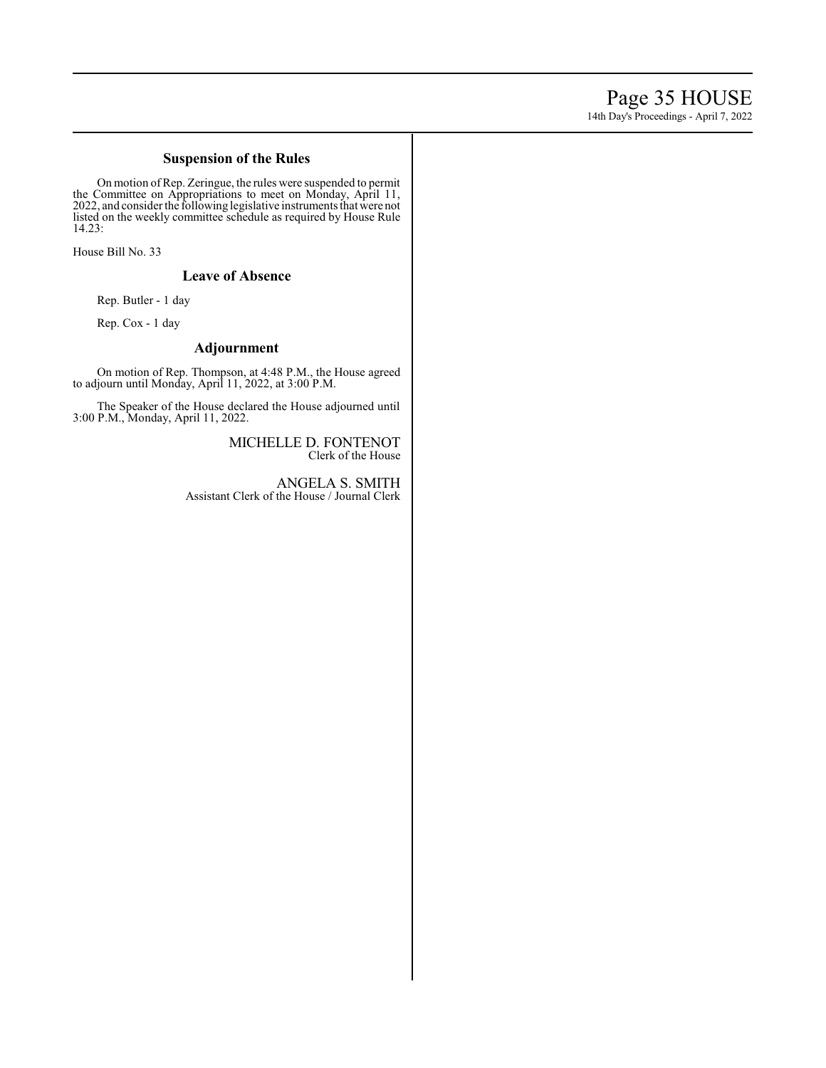## Suspension of the Rules

On motion of Rep. Zeringue, the rules were suspended to permit the Committee on Appropriations to meet on Monday, April 11, 2022, and consider the following legislative instruments that were not listed on the weekly committee schedule as required by House Rule 14.23:

House Bill No. 33

## Leave of Absence

Rep. Butler - 1 day

Rep. Cox - 1 day

## Adjournment

On motion of Rep. Thompson, at 4:48 P.M., the House agreed to adjourn until Monday, April 11, 2022, at 3:00 P.M.

The Speaker of the House declared the House adjourned until 3:00 P.M., Monday, April 11, 2022.

MICHELLE D. FONTENOT
Clerk of the House

ANGELA S. SMITH
Assistant Clerk of the House / Journal Clerk